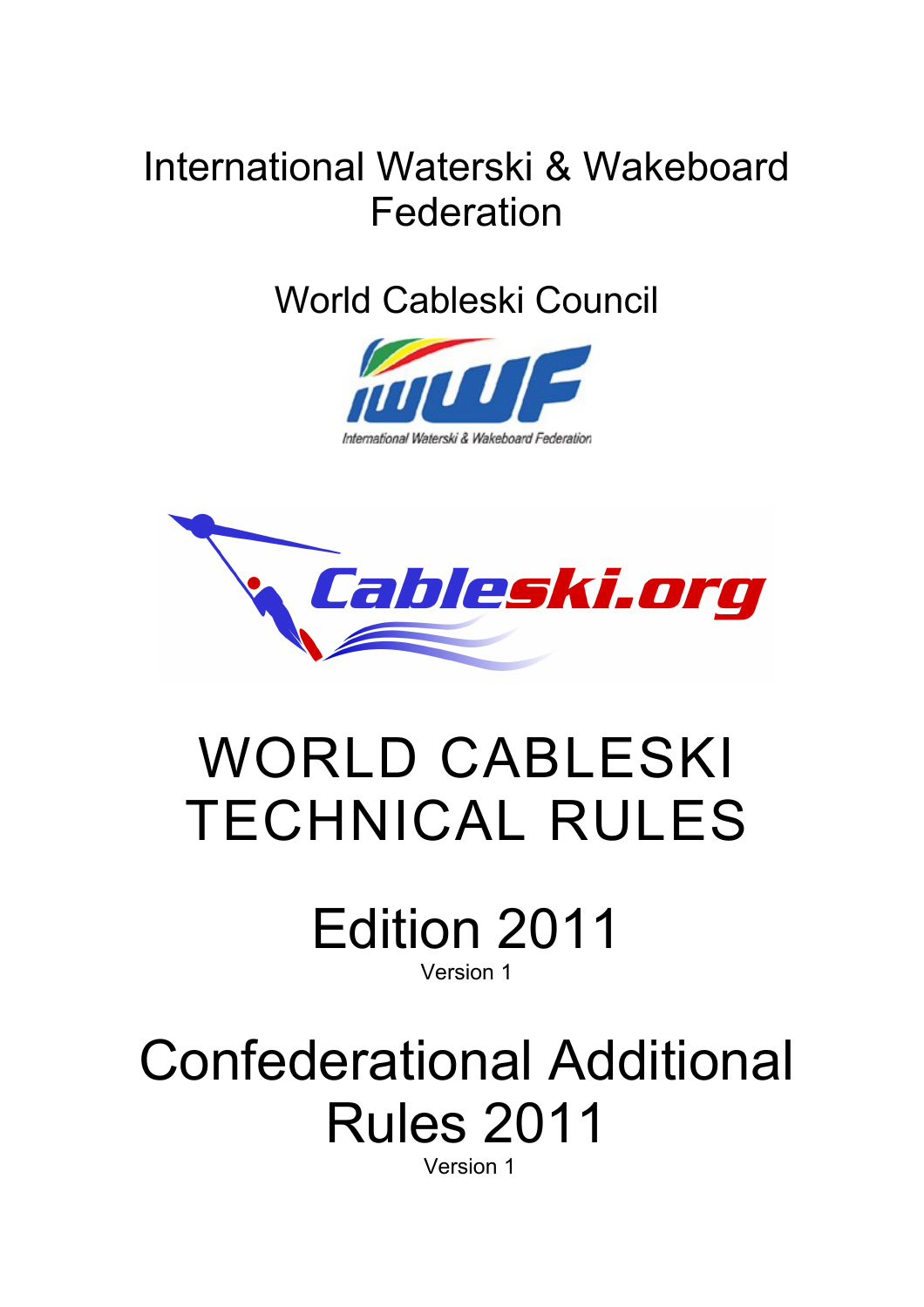International Waterski & Wakeboard Federation

World Cableski Council

# WORLD CABLESKI TECHNICAL RULES

## Edition 2011

Version 1

## Confederational Additional Rules 2011

Version 1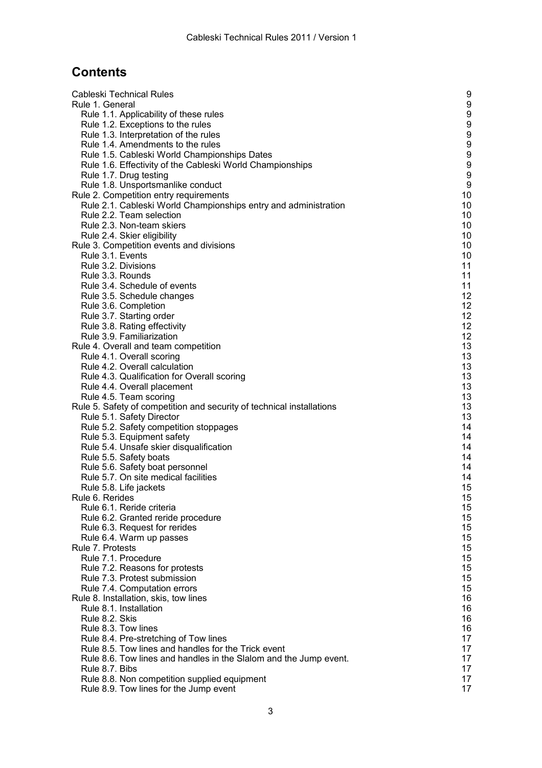## Contents

- Cableski Technical Rules 9
- Rule 1. General 9
  - Rule 1.1. Applicability of these rules 9
  - Rule 1.2. Exceptions to the rules 9
  - Rule 1.3. Interpretation of the rules 9
  - Rule 1.4. Amendments to the rules 9
  - Rule 1.5. Cableski World Championships Dates 9
  - Rule 1.6. Effectivity of the Cableski World Championships 9
  - Rule 1.7. Drug testing 9
  - Rule 1.8. Unsportsmanlike conduct 9
- Rule 2. Competition entry requirements 10
  - Rule 2.1. Cableski World Championships entry and administration 10
  - Rule 2.2. Team selection 10
  - Rule 2.3. Non-team skiers 10
  - Rule 2.4. Skier eligibility 10
- Rule 3. Competition events and divisions 10
  - Rule 3.1. Events 10
  - Rule 3.2. Divisions 11
  - Rule 3.3. Rounds 11
  - Rule 3.4. Schedule of events 11
  - Rule 3.5. Schedule changes 12
  - Rule 3.6. Completion 12
  - Rule 3.7. Starting order 12
  - Rule 3.8. Rating effectivity 12
  - Rule 3.9. Familiarization 12
- Rule 4. Overall and team competition 13
  - Rule 4.1. Overall scoring 13
  - Rule 4.2. Overall calculation 13
  - Rule 4.3. Qualification for Overall scoring 13
  - Rule 4.4. Overall placement 13
  - Rule 4.5. Team scoring 13
- Rule 5. Safety of competition and security of technical installations 13
  - Rule 5.1. Safety Director 13
  - Rule 5.2. Safety competition stoppages 14
  - Rule 5.3. Equipment safety 14
  - Rule 5.4. Unsafe skier disqualification 14
  - Rule 5.5. Safety boats 14
  - Rule 5.6. Safety boat personnel 14
  - Rule 5.7. On site medical facilities 14
  - Rule 5.8. Life jackets 15
- Rule 6. Rerides 15
  - Rule 6.1. Reride criteria 15
  - Rule 6.2. Granted reride procedure 15
  - Rule 6.3. Request for rerides 15
  - Rule 6.4. Warm up passes 15
- Rule 7. Protests 15
  - Rule 7.1. Procedure 15
  - Rule 7.2. Reasons for protests 15
  - Rule 7.3. Protest submission 15
  - Rule 7.4. Computation errors 15
- Rule 8. Installation, skis, tow lines 16
  - Rule 8.1. Installation 16
  - Rule 8.2. Skis 16
  - Rule 8.3. Tow lines 16
  - Rule 8.4. Pre-stretching of Tow lines 17
  - Rule 8.5. Tow lines and handles for the Trick event 17
  - Rule 8.6. Tow lines and handles in the Slalom and the Jump event. 17
  - Rule 8.7. Bibs 17
  - Rule 8.8. Non competition supplied equipment 17
  - Rule 8.9. Tow lines for the Jump event 17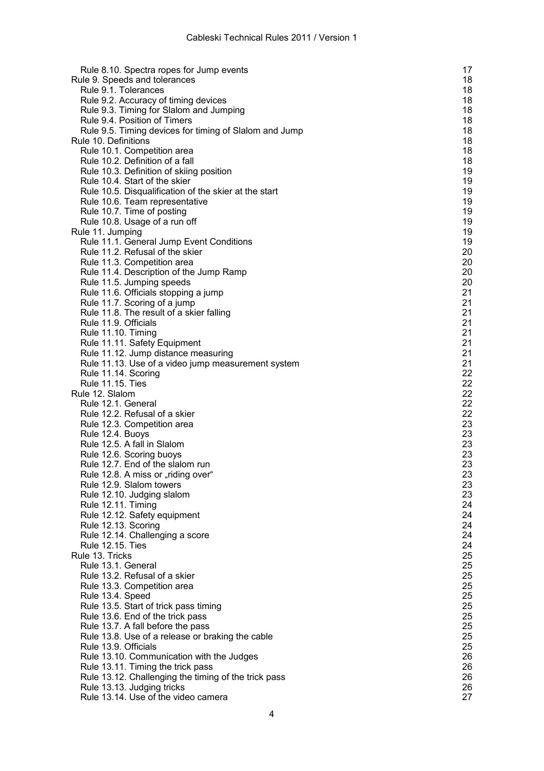| | |
|---|---|
| Rule 8.10. Spectra ropes for Jump events | 17 |
| Rule 9. Speeds and tolerances | 18 |
| Rule 9.1. Tolerances | 18 |
| Rule 9.2. Accuracy of timing devices | 18 |
| Rule 9.3. Timing for Slalom and Jumping | 18 |
| Rule 9.4. Position of Timers | 18 |
| Rule 9.5. Timing devices for timing of Slalom and Jump | 18 |
| Rule 10. Definitions | 18 |
| Rule 10.1. Competition area | 18 |
| Rule 10.2. Definition of a fall | 18 |
| Rule 10.3. Definition of skiing position | 19 |
| Rule 10.4. Start of the skier | 19 |
| Rule 10.5. Disqualification of the skier at the start | 19 |
| Rule 10.6. Team representative | 19 |
| Rule 10.7. Time of posting | 19 |
| Rule 10.8. Usage of a run off | 19 |
| Rule 11. Jumping | 19 |
| Rule 11.1. General Jump Event Conditions | 19 |
| Rule 11.2. Refusal of the skier | 20 |
| Rule 11.3. Competition area | 20 |
| Rule 11.4. Description of the Jump Ramp | 20 |
| Rule 11.5. Jumping speeds | 20 |
| Rule 11.6. Officials stopping a jump | 21 |
| Rule 11.7. Scoring of a jump | 21 |
| Rule 11.8. The result of a skier falling | 21 |
| Rule 11.9. Officials | 21 |
| Rule 11.10. Timing | 21 |
| Rule 11.11. Safety Equipment | 21 |
| Rule 11.12. Jump distance measuring | 21 |
| Rule 11.13. Use of a video jump measurement system | 21 |
| Rule 11.14. Scoring | 22 |
| Rule 11.15. Ties | 22 |
| Rule 12. Slalom | 22 |
| Rule 12.1. General | 22 |
| Rule 12.2. Refusal of a skier | 22 |
| Rule 12.3. Competition area | 23 |
| Rule 12.4. Buoys | 23 |
| Rule 12.5. A fall in Slalom | 23 |
| Rule 12.6. Scoring buoys | 23 |
| Rule 12.7. End of the slalom run | 23 |
| Rule 12.8. A miss or „riding over“ | 23 |
| Rule 12.9. Slalom towers | 23 |
| Rule 12.10. Judging slalom | 23 |
| Rule 12.11. Timing | 24 |
| Rule 12.12. Safety equipment | 24 |
| Rule 12.13. Scoring | 24 |
| Rule 12.14. Challenging a score | 24 |
| Rule 12.15. Ties | 24 |
| Rule 13. Tricks | 25 |
| Rule 13.1. General | 25 |
| Rule 13.2. Refusal of a skier | 25 |
| Rule 13.3. Competition area | 25 |
| Rule 13.4. Speed | 25 |
| Rule 13.5. Start of trick pass timing | 25 |
| Rule 13.6. End of the trick pass | 25 |
| Rule 13.7. A fall before the pass | 25 |
| Rule 13.8. Use of a release or braking the cable | 25 |
| Rule 13.9. Officials | 25 |
| Rule 13.10. Communication with the Judges | 26 |
| Rule 13.11. Timing the trick pass | 26 |
| Rule 13.12. Challenging the timing of the trick pass | 26 |
| Rule 13.13. Judging tricks | 26 |
| Rule 13.14. Use of the video camera | 27 |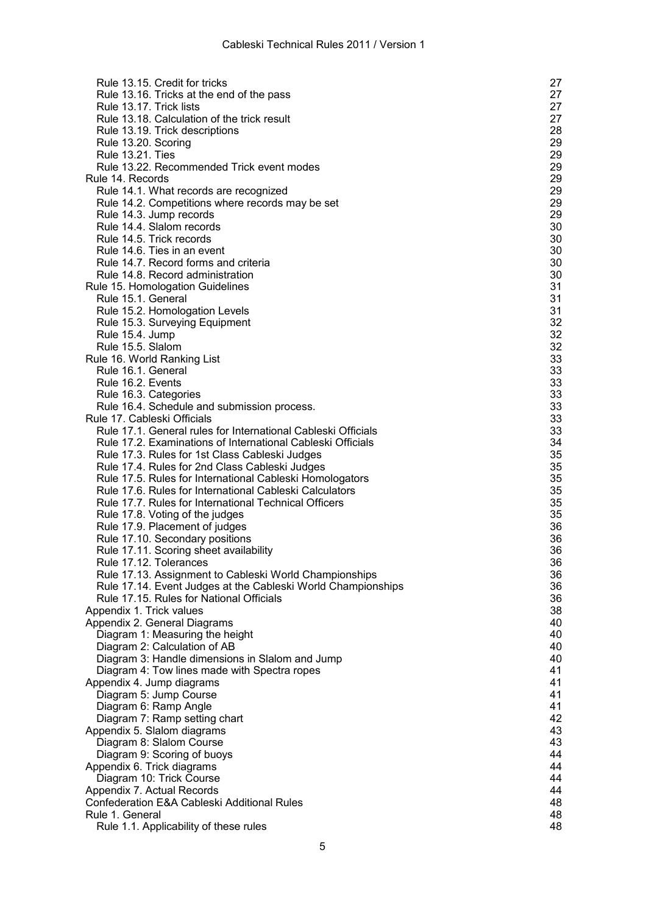| | |
|---|---|
| Rule 13.15. Credit for tricks | 27 |
| Rule 13.16. Tricks at the end of the pass | 27 |
| Rule 13.17. Trick lists | 27 |
| Rule 13.18. Calculation of the trick result | 27 |
| Rule 13.19. Trick descriptions | 28 |
| Rule 13.20. Scoring | 29 |
| Rule 13.21. Ties | 29 |
| Rule 13.22. Recommended Trick event modes | 29 |
| Rule 14. Records | 29 |
| Rule 14.1. What records are recognized | 29 |
| Rule 14.2. Competitions where records may be set | 29 |
| Rule 14.3. Jump records | 29 |
| Rule 14.4. Slalom records | 30 |
| Rule 14.5. Trick records | 30 |
| Rule 14.6. Ties in an event | 30 |
| Rule 14.7. Record forms and criteria | 30 |
| Rule 14.8. Record administration | 30 |
| Rule 15. Homologation Guidelines | 31 |
| Rule 15.1. General | 31 |
| Rule 15.2. Homologation Levels | 31 |
| Rule 15.3. Surveying Equipment | 32 |
| Rule 15.4. Jump | 32 |
| Rule 15.5. Slalom | 32 |
| Rule 16. World Ranking List | 33 |
| Rule 16.1. General | 33 |
| Rule 16.2. Events | 33 |
| Rule 16.3. Categories | 33 |
| Rule 16.4. Schedule and submission process. | 33 |
| Rule 17. Cableski Officials | 33 |
| Rule 17.1. General rules for International Cableski Officials | 33 |
| Rule 17.2. Examinations of International Cableski Officials | 34 |
| Rule 17.3. Rules for 1st Class Cableski Judges | 35 |
| Rule 17.4. Rules for 2nd Class Cableski Judges | 35 |
| Rule 17.5. Rules for International Cableski Homologators | 35 |
| Rule 17.6. Rules for International Cableski Calculators | 35 |
| Rule 17.7. Rules for International Technical Officers | 35 |
| Rule 17.8. Voting of the judges | 35 |
| Rule 17.9. Placement of judges | 36 |
| Rule 17.10. Secondary positions | 36 |
| Rule 17.11. Scoring sheet availability | 36 |
| Rule 17.12. Tolerances | 36 |
| Rule 17.13. Assignment to Cableski World Championships | 36 |
| Rule 17.14. Event Judges at the Cableski World Championships | 36 |
| Rule 17.15. Rules for National Officials | 36 |
| Appendix 1. Trick values | 38 |
| Appendix 2. General Diagrams | 40 |
| Diagram 1: Measuring the height | 40 |
| Diagram 2: Calculation of AB | 40 |
| Diagram 3: Handle dimensions in Slalom and Jump | 40 |
| Diagram 4: Tow lines made with Spectra ropes | 41 |
| Appendix 4. Jump diagrams | 41 |
| Diagram 5: Jump Course | 41 |
| Diagram 6: Ramp Angle | 41 |
| Diagram 7: Ramp setting chart | 42 |
| Appendix 5. Slalom diagrams | 43 |
| Diagram 8: Slalom Course | 43 |
| Diagram 9: Scoring of buoys | 44 |
| Appendix 6. Trick diagrams | 44 |
| Diagram 10: Trick Course | 44 |
| Appendix 7. Actual Records | 44 |
| Confederation E&A Cableski Additional Rules | 48 |
| Rule 1. General | 48 |
| Rule 1.1. Applicability of these rules | 48 |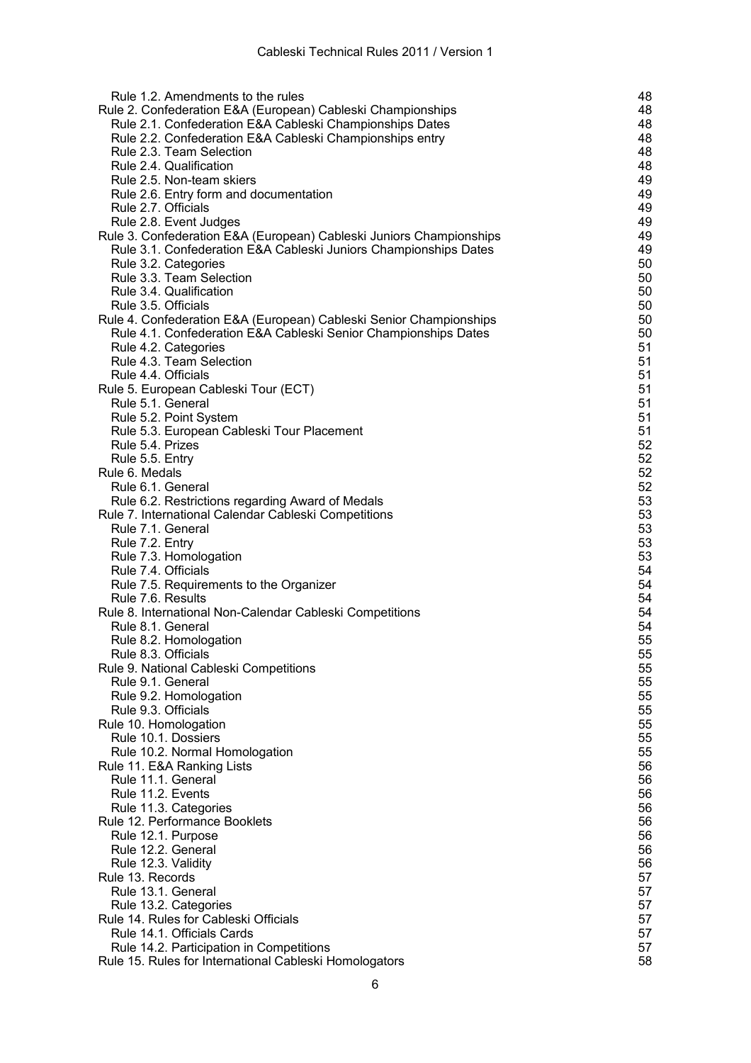Rule 1.2. Amendments to the rules 48
Rule 2. Confederation E&A (European) Cableski Championships 48
Rule 2.1. Confederation E&A Cableski Championships Dates 48
Rule 2.2. Confederation E&A Cableski Championships entry 48
Rule 2.3. Team Selection 48
Rule 2.4. Qualification 48
Rule 2.5. Non-team skiers 49
Rule 2.6. Entry form and documentation 49
Rule 2.7. Officials 49
Rule 2.8. Event Judges 49
Rule 3. Confederation E&A (European) Cableski Juniors Championships 49
Rule 3.1. Confederation E&A Cableski Juniors Championships Dates 49
Rule 3.2. Categories 50
Rule 3.3. Team Selection 50
Rule 3.4. Qualification 50
Rule 3.5. Officials 50
Rule 4. Confederation E&A (European) Cableski Senior Championships 50
Rule 4.1. Confederation E&A Cableski Senior Championships Dates 50
Rule 4.2. Categories 51
Rule 4.3. Team Selection 51
Rule 4.4. Officials 51
Rule 5. European Cableski Tour (ECT) 51
Rule 5.1. General 51
Rule 5.2. Point System 51
Rule 5.3. European Cableski Tour Placement 51
Rule 5.4. Prizes 52
Rule 5.5. Entry 52
Rule 6. Medals 52
Rule 6.1. General 52
Rule 6.2. Restrictions regarding Award of Medals 53
Rule 7. International Calendar Cableski Competitions 53
Rule 7.1. General 53
Rule 7.2. Entry 53
Rule 7.3. Homologation 53
Rule 7.4. Officials 54
Rule 7.5. Requirements to the Organizer 54
Rule 7.6. Results 54
Rule 8. International Non-Calendar Cableski Competitions 54
Rule 8.1. General 54
Rule 8.2. Homologation 55
Rule 8.3. Officials 55
Rule 9. National Cableski Competitions 55
Rule 9.1. General 55
Rule 9.2. Homologation 55
Rule 9.3. Officials 55
Rule 10. Homologation 55
Rule 10.1. Dossiers 55
Rule 10.2. Normal Homologation 55
Rule 11. E&A Ranking Lists 56
Rule 11.1. General 56
Rule 11.2. Events 56
Rule 11.3. Categories 56
Rule 12. Performance Booklets 56
Rule 12.1. Purpose 56
Rule 12.2. General 56
Rule 12.3. Validity 56
Rule 13. Records 57
Rule 13.1. General 57
Rule 13.2. Categories 57
Rule 14. Rules for Cableski Officials 57
Rule 14.1. Officials Cards 57
Rule 14.2. Participation in Competitions 57
Rule 15. Rules for International Cableski Homologators 58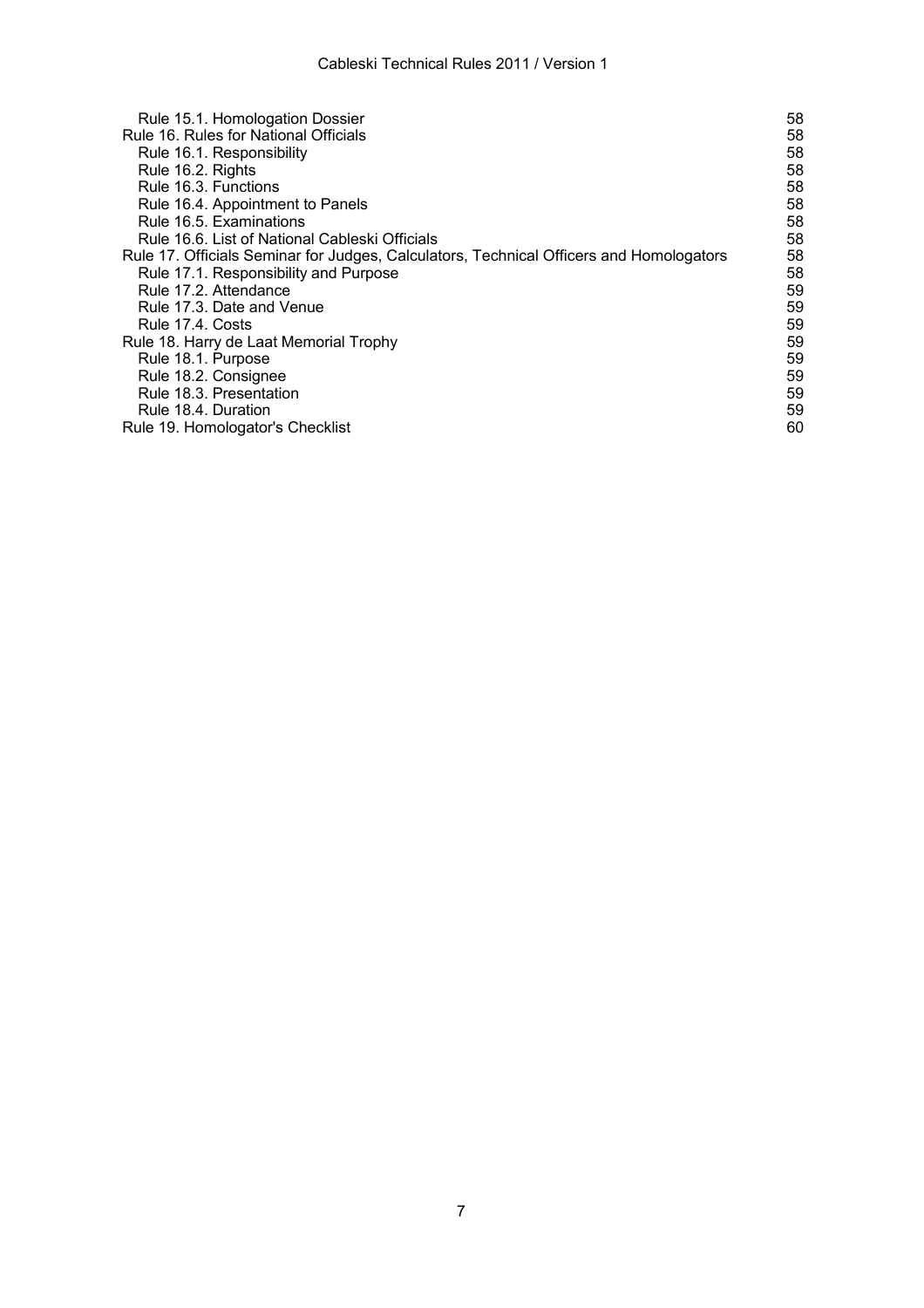| | |
|---|---|
| Rule 15.1. Homologation Dossier | 58 |
| Rule 16. Rules for National Officials | 58 |
| Rule 16.1. Responsibility | 58 |
| Rule 16.2. Rights | 58 |
| Rule 16.3. Functions | 58 |
| Rule 16.4. Appointment to Panels | 58 |
| Rule 16.5. Examinations | 58 |
| Rule 16.6. List of National Cableski Officials | 58 |
| Rule 17. Officials Seminar for Judges, Calculators, Technical Officers and Homologators | 58 |
| Rule 17.1. Responsibility and Purpose | 58 |
| Rule 17.2. Attendance | 59 |
| Rule 17.3. Date and Venue | 59 |
| Rule 17.4. Costs | 59 |
| Rule 18. Harry de Laat Memorial Trophy | 59 |
| Rule 18.1. Purpose | 59 |
| Rule 18.2. Consignee | 59 |
| Rule 18.3. Presentation | 59 |
| Rule 18.4. Duration | 59 |
| Rule 19. Homologator's Checklist | 60 |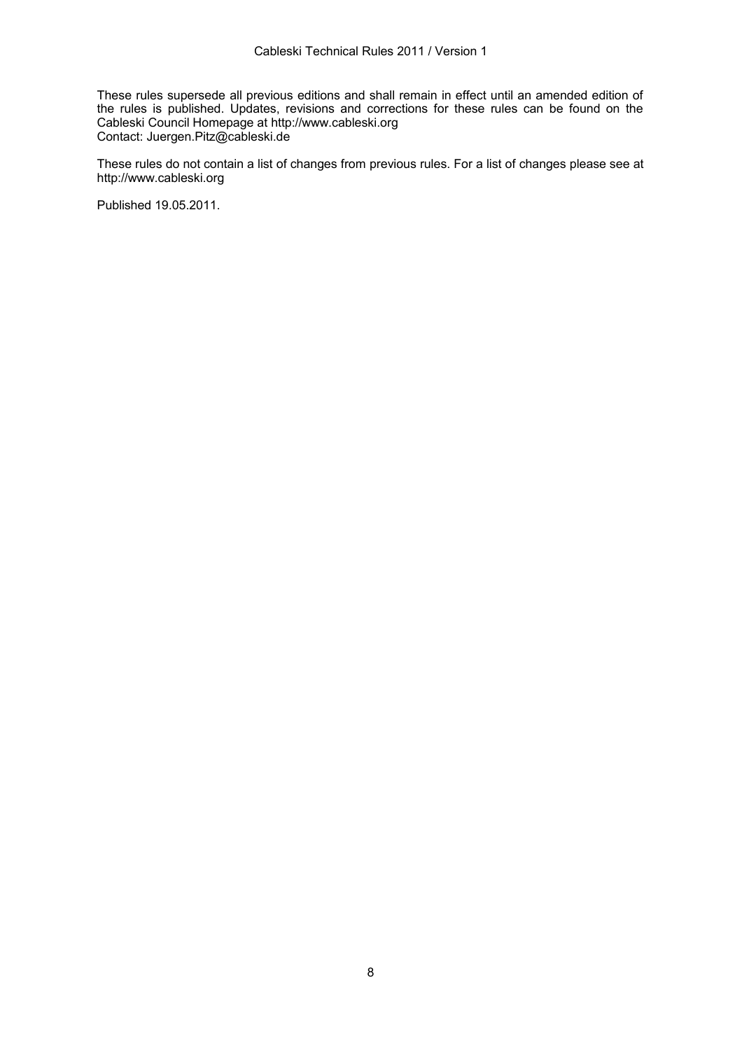These rules supersede all previous editions and shall remain in effect until an amended edition of the rules is published. Updates, revisions and corrections for these rules can be found on the Cableski Council Homepage at http://www.cableski.org
Contact: Juergen.Pitz@cableski.de

These rules do not contain a list of changes from previous rules. For a list of changes please see at http://www.cableski.org

Published 19.05.2011.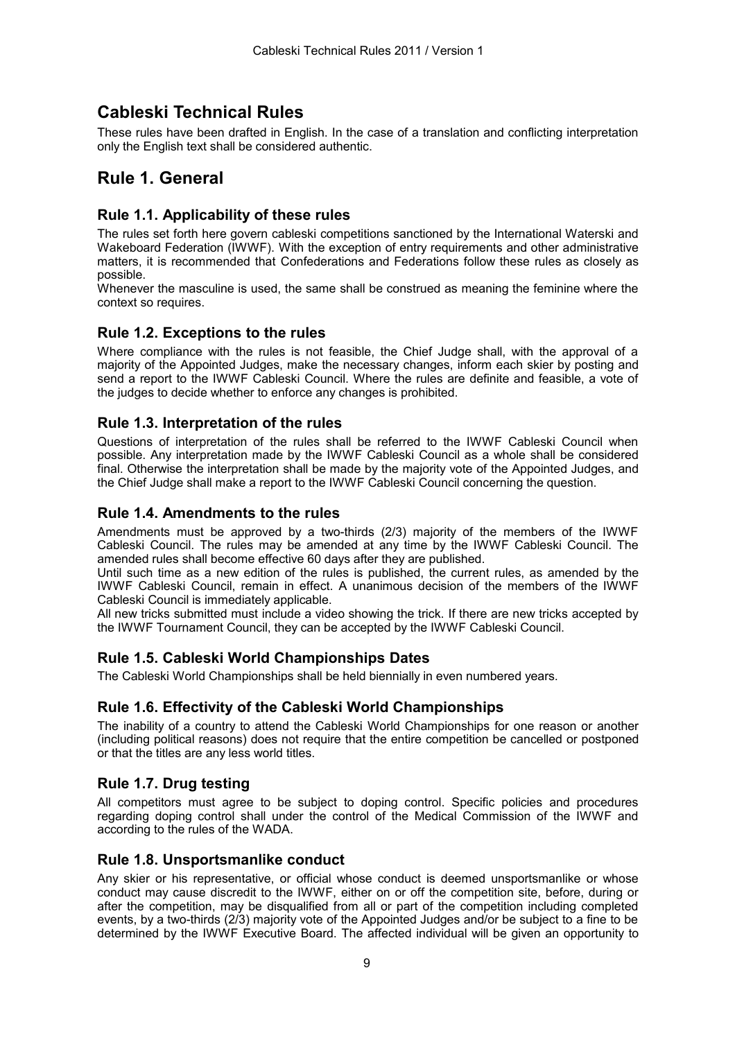# Cableski Technical Rules

These rules have been drafted in English. In the case of a translation and conflicting interpretation only the English text shall be considered authentic.

# Rule 1. General

## Rule 1.1. Applicability of these rules

The rules set forth here govern cableski competitions sanctioned by the International Waterski and Wakeboard Federation (IWWF). With the exception of entry requirements and other administrative matters, it is recommended that Confederations and Federations follow these rules as closely as possible.

Whenever the masculine is used, the same shall be construed as meaning the feminine where the context so requires.

## Rule 1.2. Exceptions to the rules

Where compliance with the rules is not feasible, the Chief Judge shall, with the approval of a majority of the Appointed Judges, make the necessary changes, inform each skier by posting and send a report to the IWWF Cableski Council. Where the rules are definite and feasible, a vote of the judges to decide whether to enforce any changes is prohibited.

## Rule 1.3. Interpretation of the rules

Questions of interpretation of the rules shall be referred to the IWWF Cableski Council when possible. Any interpretation made by the IWWF Cableski Council as a whole shall be considered final. Otherwise the interpretation shall be made by the majority vote of the Appointed Judges, and the Chief Judge shall make a report to the IWWF Cableski Council concerning the question.

## Rule 1.4. Amendments to the rules

Amendments must be approved by a two-thirds (2/3) majority of the members of the IWWF Cableski Council. The rules may be amended at any time by the IWWF Cableski Council. The amended rules shall become effective 60 days after they are published.

Until such time as a new edition of the rules is published, the current rules, as amended by the IWWF Cableski Council, remain in effect. A unanimous decision of the members of the IWWF Cableski Council is immediately applicable.

All new tricks submitted must include a video showing the trick. If there are new tricks accepted by the IWWF Tournament Council, they can be accepted by the IWWF Cableski Council.

## Rule 1.5. Cableski World Championships Dates

The Cableski World Championships shall be held biennially in even numbered years.

## Rule 1.6. Effectivity of the Cableski World Championships

The inability of a country to attend the Cableski World Championships for one reason or another (including political reasons) does not require that the entire competition be cancelled or postponed or that the titles are any less world titles.

## Rule 1.7. Drug testing

All competitors must agree to be subject to doping control. Specific policies and procedures regarding doping control shall under the control of the Medical Commission of the IWWF and according to the rules of the WADA.

## Rule 1.8. Unsportsmanlike conduct

Any skier or his representative, or official whose conduct is deemed unsportsmanlike or whose conduct may cause discredit to the IWWF, either on or off the competition site, before, during or after the competition, may be disqualified from all or part of the competition including completed events, by a two-thirds (2/3) majority vote of the Appointed Judges and/or be subject to a fine to be determined by the IWWF Executive Board. The affected individual will be given an opportunity to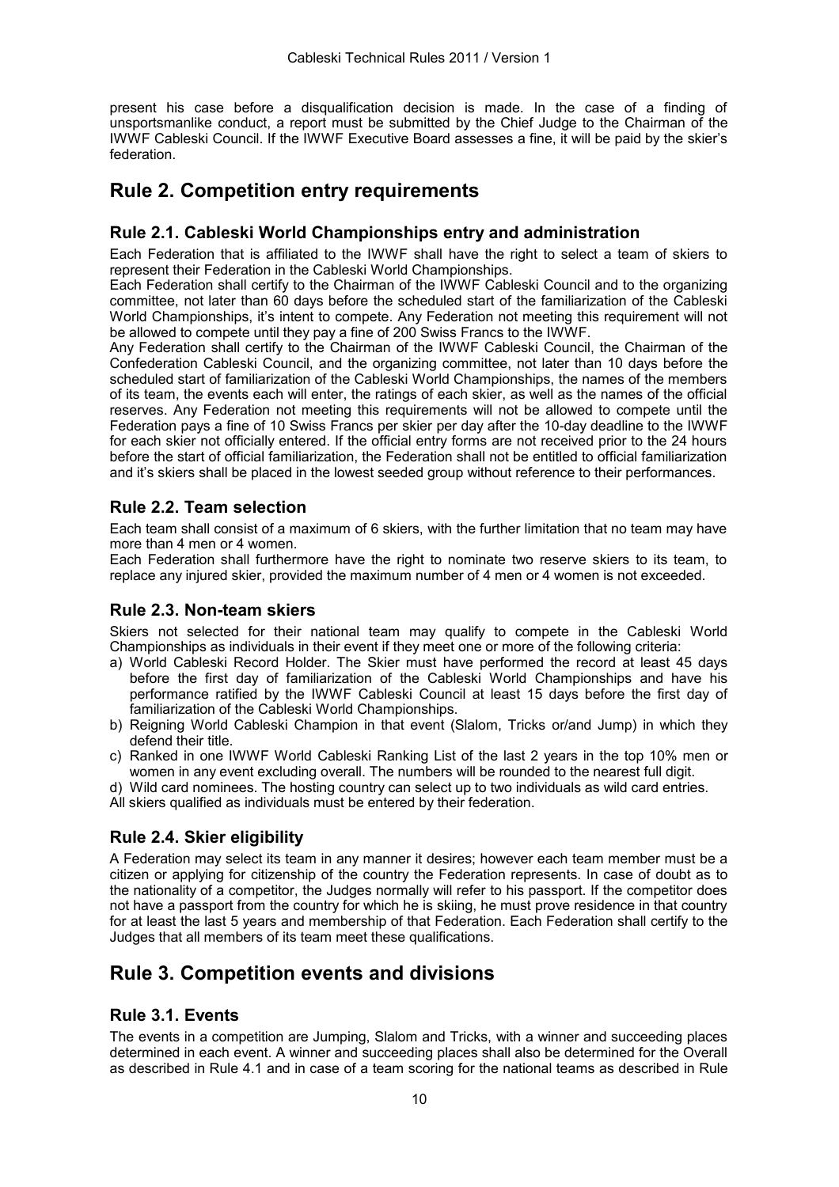present his case before a disqualification decision is made. In the case of a finding of unsportsmanlike conduct, a report must be submitted by the Chief Judge to the Chairman of the IWWF Cableski Council. If the IWWF Executive Board assesses a fine, it will be paid by the skier's federation.

# Rule 2. Competition entry requirements

## Rule 2.1. Cableski World Championships entry and administration

Each Federation that is affiliated to the IWWF shall have the right to select a team of skiers to represent their Federation in the Cableski World Championships.

Each Federation shall certify to the Chairman of the IWWF Cableski Council and to the organizing committee, not later than 60 days before the scheduled start of the familiarization of the Cableski World Championships, it's intent to compete. Any Federation not meeting this requirement will not be allowed to compete until they pay a fine of 200 Swiss Francs to the IWWF.

Any Federation shall certify to the Chairman of the IWWF Cableski Council, the Chairman of the Confederation Cableski Council, and the organizing committee, not later than 10 days before the scheduled start of familiarization of the Cableski World Championships, the names of the members of its team, the events each will enter, the ratings of each skier, as well as the names of the official reserves. Any Federation not meeting this requirements will not be allowed to compete until the Federation pays a fine of 10 Swiss Francs per skier per day after the 10-day deadline to the IWWF for each skier not officially entered. If the official entry forms are not received prior to the 24 hours before the start of official familiarization, the Federation shall not be entitled to official familiarization and it's skiers shall be placed in the lowest seeded group without reference to their performances.

## Rule 2.2. Team selection

Each team shall consist of a maximum of 6 skiers, with the further limitation that no team may have more than 4 men or 4 women.

Each Federation shall furthermore have the right to nominate two reserve skiers to its team, to replace any injured skier, provided the maximum number of 4 men or 4 women is not exceeded.

## Rule 2.3. Non-team skiers

Skiers not selected for their national team may qualify to compete in the Cableski World Championships as individuals in their event if they meet one or more of the following criteria:

a) World Cableski Record Holder. The Skier must have performed the record at least 45 days before the first day of familiarization of the Cableski World Championships and have his performance ratified by the IWWF Cableski Council at least 15 days before the first day of familiarization of the Cableski World Championships.
b) Reigning World Cableski Champion in that event (Slalom, Tricks or/and Jump) in which they defend their title.
c) Ranked in one IWWF World Cableski Ranking List of the last 2 years in the top 10% men or women in any event excluding overall. The numbers will be rounded to the nearest full digit.
d) Wild card nominees. The hosting country can select up to two individuals as wild card entries.

All skiers qualified as individuals must be entered by their federation.

## Rule 2.4. Skier eligibility

A Federation may select its team in any manner it desires; however each team member must be a citizen or applying for citizenship of the country the Federation represents. In case of doubt as to the nationality of a competitor, the Judges normally will refer to his passport. If the competitor does not have a passport from the country for which he is skiing, he must prove residence in that country for at least the last 5 years and membership of that Federation. Each Federation shall certify to the Judges that all members of its team meet these qualifications.

# Rule 3. Competition events and divisions

## Rule 3.1. Events

The events in a competition are Jumping, Slalom and Tricks, with a winner and succeeding places determined in each event. A winner and succeeding places shall also be determined for the Overall as described in Rule 4.1 and in case of a team scoring for the national teams as described in Rule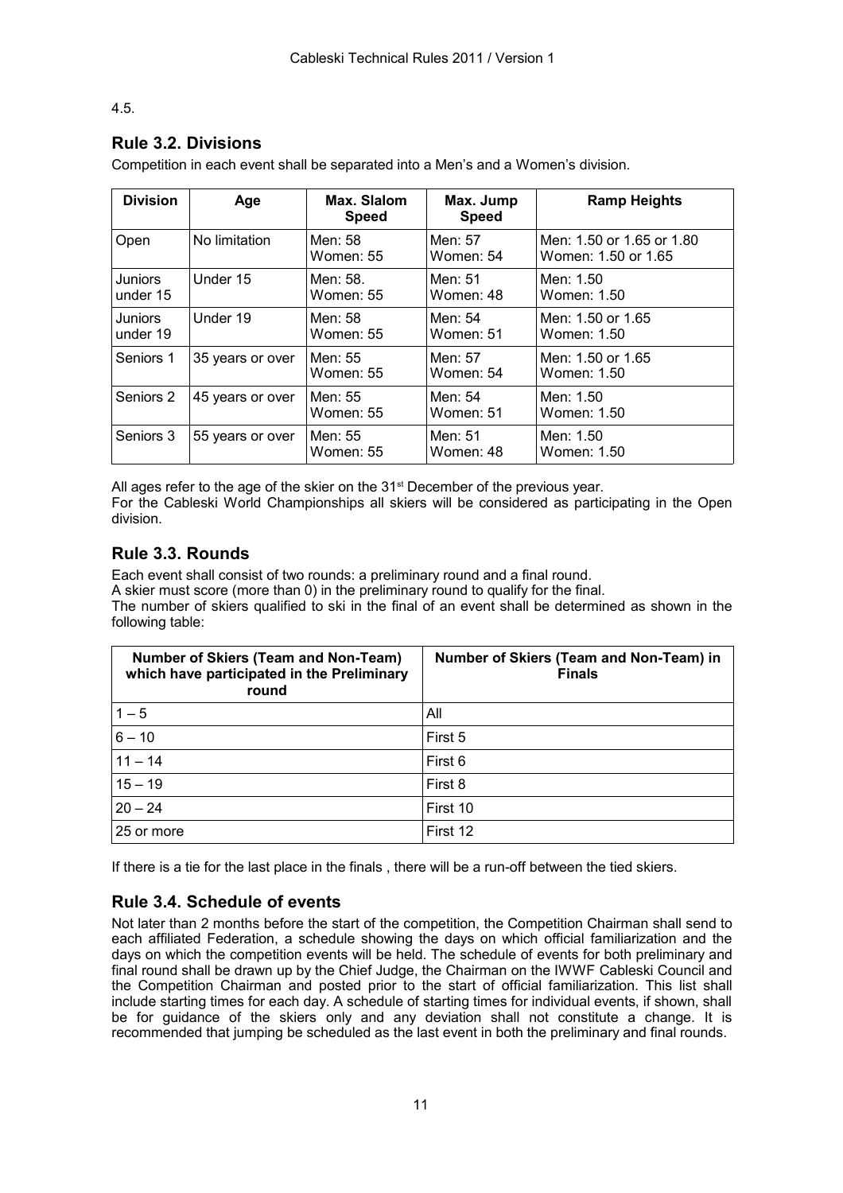4.5.

## Rule 3.2. Divisions

Competition in each event shall be separated into a Men's and a Women's division.

| Division | Age | Max. Slalom Speed | Max. Jump Speed | Ramp Heights |
|---|---|---|---|---|
| Open | No limitation | Men: 58<br>Women: 55 | Men: 57<br>Women: 54 | Men: 1.50 or 1.65 or 1.80<br>Women: 1.50 or 1.65 |
| Juniors under 15 | Under 15 | Men: 58.<br>Women: 55 | Men: 51<br>Women: 48 | Men: 1.50<br>Women: 1.50 |
| Juniors under 19 | Under 19 | Men: 58<br>Women: 55 | Men: 54<br>Women: 51 | Men: 1.50 or 1.65<br>Women: 1.50 |
| Seniors 1 | 35 years or over | Men: 55<br>Women: 55 | Men: 57<br>Women: 54 | Men: 1.50 or 1.65<br>Women: 1.50 |
| Seniors 2 | 45 years or over | Men: 55<br>Women: 55 | Men: 54<br>Women: 51 | Men: 1.50<br>Women: 1.50 |
| Seniors 3 | 55 years or over | Men: 55<br>Women: 55 | Men: 51<br>Women: 48 | Men: 1.50<br>Women: 1.50 |

All ages refer to the age of the skier on the 31st December of the previous year.
For the Cableski World Championships all skiers will be considered as participating in the Open division.

## Rule 3.3. Rounds

Each event shall consist of two rounds: a preliminary round and a final round.
A skier must score (more than 0) in the preliminary round to qualify for the final.
The number of skiers qualified to ski in the final of an event shall be determined as shown in the following table:

| Number of Skiers (Team and Non-Team) which have participated in the Preliminary round | Number of Skiers (Team and Non-Team) in Finals |
|---|---|
| 1 – 5 | All |
| 6 – 10 | First 5 |
| 11 – 14 | First 6 |
| 15 – 19 | First 8 |
| 20 – 24 | First 10 |
| 25 or more | First 12 |

If there is a tie for the last place in the finals , there will be a run-off between the tied skiers.

## Rule 3.4. Schedule of events

Not later than 2 months before the start of the competition, the Competition Chairman shall send to each affiliated Federation, a schedule showing the days on which official familiarization and the days on which the competition events will be held. The schedule of events for both preliminary and final round shall be drawn up by the Chief Judge, the Chairman on the IWWF Cableski Council and the Competition Chairman and posted prior to the start of official familiarization. This list shall include starting times for each day. A schedule of starting times for individual events, if shown, shall be for guidance of the skiers only and any deviation shall not constitute a change. It is recommended that jumping be scheduled as the last event in both the preliminary and final rounds.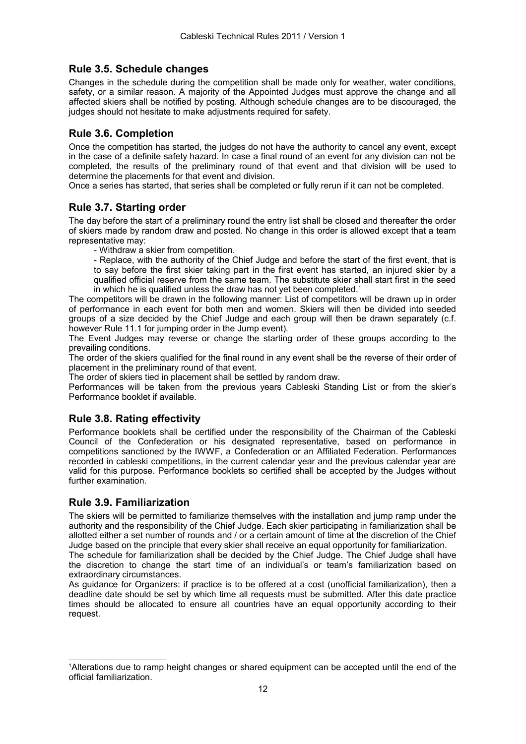## Rule 3.5. Schedule changes

Changes in the schedule during the competition shall be made only for weather, water conditions, safety, or a similar reason. A majority of the Appointed Judges must approve the change and all affected skiers shall be notified by posting. Although schedule changes are to be discouraged, the judges should not hesitate to make adjustments required for safety.

## Rule 3.6. Completion

Once the competition has started, the judges do not have the authority to cancel any event, except in the case of a definite safety hazard. In case a final round of an event for any division can not be completed, the results of the preliminary round of that event and that division will be used to determine the placements for that event and division.

Once a series has started, that series shall be completed or fully rerun if it can not be completed.

## Rule 3.7. Starting order

The day before the start of a preliminary round the entry list shall be closed and thereafter the order of skiers made by random draw and posted. No change in this order is allowed except that a team representative may:

- Withdraw a skier from competition.
- Replace, with the authority of the Chief Judge and before the start of the first event, that is to say before the first skier taking part in the first event has started, an injured skier by a qualified official reserve from the same team. The substitute skier shall start first in the seed in which he is qualified unless the draw has not yet been completed.[1]

The competitors will be drawn in the following manner: List of competitors will be drawn up in order of performance in each event for both men and women. Skiers will then be divided into seeded groups of a size decided by the Chief Judge and each group will then be drawn separately (c.f. however Rule 11.1 for jumping order in the Jump event).

The Event Judges may reverse or change the starting order of these groups according to the prevailing conditions.

The order of the skiers qualified for the final round in any event shall be the reverse of their order of placement in the preliminary round of that event.

The order of skiers tied in placement shall be settled by random draw.

Performances will be taken from the previous years Cableski Standing List or from the skier's Performance booklet if available.

## Rule 3.8. Rating effectivity

Performance booklets shall be certified under the responsibility of the Chairman of the Cableski Council of the Confederation or his designated representative, based on performance in competitions sanctioned by the IWWF, a Confederation or an Affiliated Federation. Performances recorded in cableski competitions, in the current calendar year and the previous calendar year are valid for this purpose. Performance booklets so certified shall be accepted by the Judges without further examination.

## Rule 3.9. Familiarization

The skiers will be permitted to familiarize themselves with the installation and jump ramp under the authority and the responsibility of the Chief Judge. Each skier participating in familiarization shall be allotted either a set number of rounds and / or a certain amount of time at the discretion of the Chief Judge based on the principle that every skier shall receive an equal opportunity for familiarization.

The schedule for familiarization shall be decided by the Chief Judge. The Chief Judge shall have the discretion to change the start time of an individual's or team's familiarization based on extraordinary circumstances.

As guidance for Organizers: if practice is to be offered at a cost (unofficial familiarization), then a deadline date should be set by which time all requests must be submitted. After this date practice times should be allocated to ensure all countries have an equal opportunity according to their request.

---

[1] Alterations due to ramp height changes or shared equipment can be accepted until the end of the official familiarization.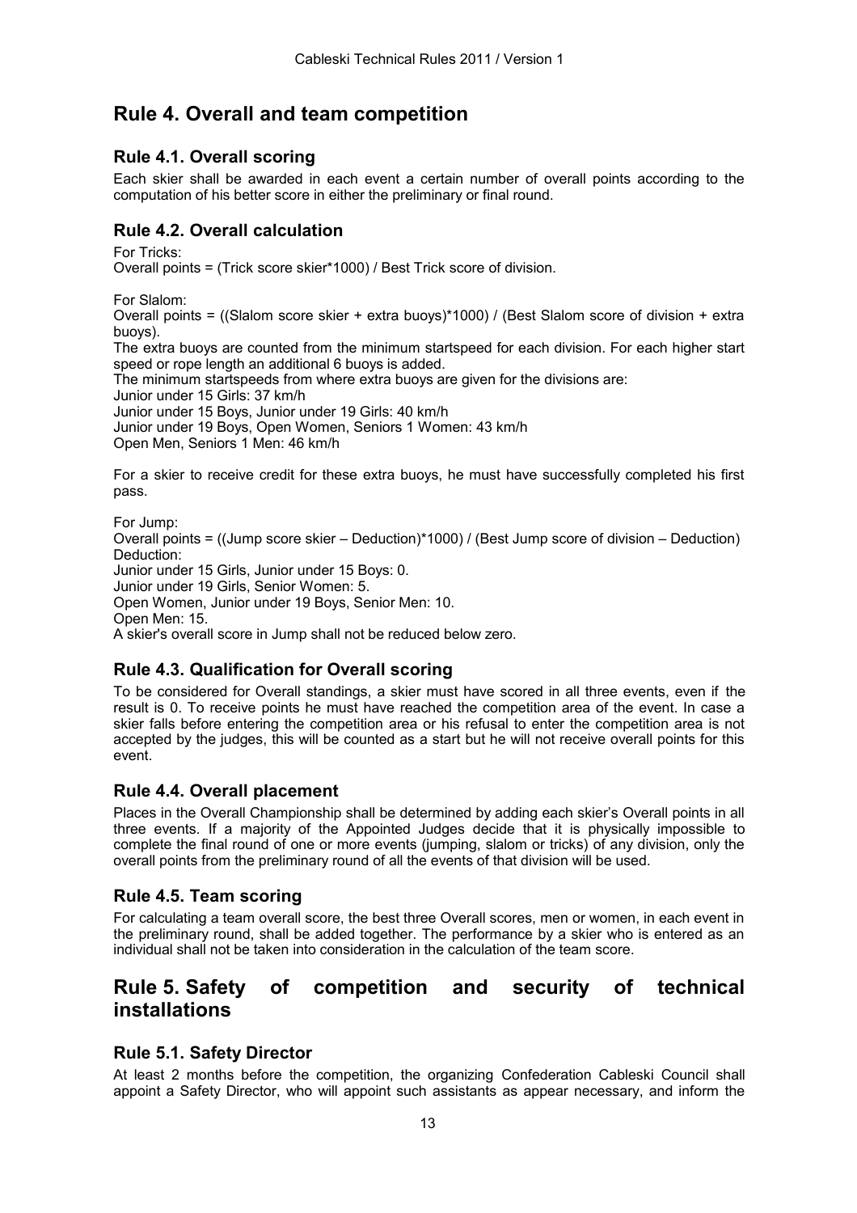# Rule 4. Overall and team competition

## Rule 4.1. Overall scoring

Each skier shall be awarded in each event a certain number of overall points according to the computation of his better score in either the preliminary or final round.

## Rule 4.2. Overall calculation

For Tricks:
Overall points = (Trick score skier*1000) / Best Trick score of division.

For Slalom:
Overall points = ((Slalom score skier + extra buoys)*1000) / (Best Slalom score of division + extra buoys).
The extra buoys are counted from the minimum startspeed for each division. For each higher start speed or rope length an additional 6 buoys is added.
The minimum startspeeds from where extra buoys are given for the divisions are:
Junior under 15 Girls: 37 km/h
Junior under 15 Boys, Junior under 19 Girls: 40 km/h
Junior under 19 Boys, Open Women, Seniors 1 Women: 43 km/h
Open Men, Seniors 1 Men: 46 km/h

For a skier to receive credit for these extra buoys, he must have successfully completed his first pass.

For Jump:
Overall points = ((Jump score skier – Deduction)*1000) / (Best Jump score of division – Deduction)
Deduction:
Junior under 15 Girls, Junior under 15 Boys: 0.
Junior under 19 Girls, Senior Women: 5.
Open Women, Junior under 19 Boys, Senior Men: 10.
Open Men: 15.
A skier's overall score in Jump shall not be reduced below zero.

## Rule 4.3. Qualification for Overall scoring

To be considered for Overall standings, a skier must have scored in all three events, even if the result is 0. To receive points he must have reached the competition area of the event. In case a skier falls before entering the competition area or his refusal to enter the competition area is not accepted by the judges, this will be counted as a start but he will not receive overall points for this event.

## Rule 4.4. Overall placement

Places in the Overall Championship shall be determined by adding each skier's Overall points in all three events. If a majority of the Appointed Judges decide that it is physically impossible to complete the final round of one or more events (jumping, slalom or tricks) of any division, only the overall points from the preliminary round of all the events of that division will be used.

## Rule 4.5. Team scoring

For calculating a team overall score, the best three Overall scores, men or women, in each event in the preliminary round, shall be added together. The performance by a skier who is entered as an individual shall not be taken into consideration in the calculation of the team score.

# Rule 5. Safety of competition and security of technical installations

## Rule 5.1. Safety Director

At least 2 months before the competition, the organizing Confederation Cableski Council shall appoint a Safety Director, who will appoint such assistants as appear necessary, and inform the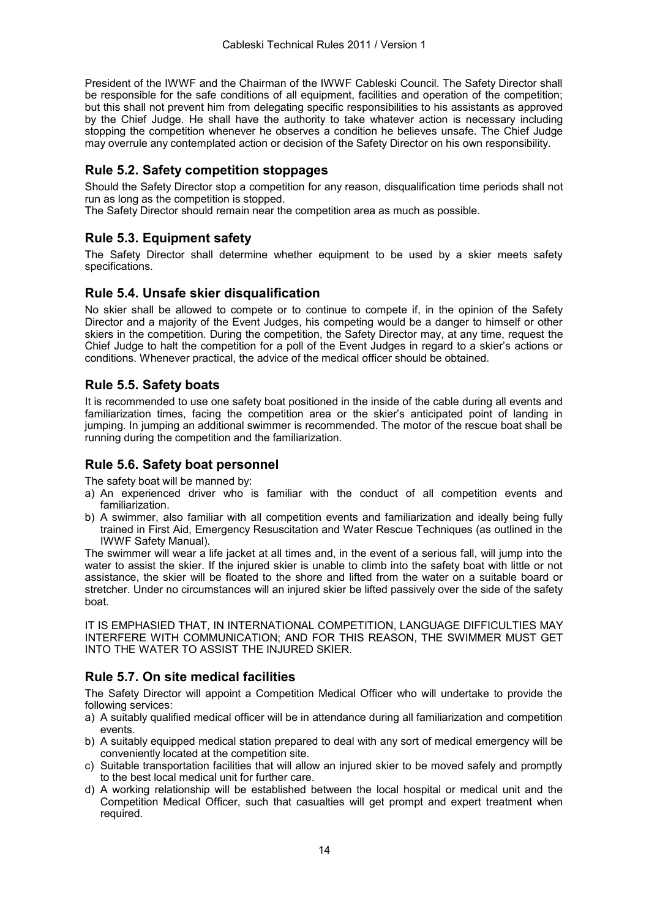President of the IWWF and the Chairman of the IWWF Cableski Council. The Safety Director shall be responsible for the safe conditions of all equipment, facilities and operation of the competition; but this shall not prevent him from delegating specific responsibilities to his assistants as approved by the Chief Judge. He shall have the authority to take whatever action is necessary including stopping the competition whenever he observes a condition he believes unsafe. The Chief Judge may overrule any contemplated action or decision of the Safety Director on his own responsibility.

## Rule 5.2. Safety competition stoppages

Should the Safety Director stop a competition for any reason, disqualification time periods shall not run as long as the competition is stopped.
The Safety Director should remain near the competition area as much as possible.

## Rule 5.3. Equipment safety

The Safety Director shall determine whether equipment to be used by a skier meets safety specifications.

## Rule 5.4. Unsafe skier disqualification

No skier shall be allowed to compete or to continue to compete if, in the opinion of the Safety Director and a majority of the Event Judges, his competing would be a danger to himself or other skiers in the competition. During the competition, the Safety Director may, at any time, request the Chief Judge to halt the competition for a poll of the Event Judges in regard to a skier's actions or conditions. Whenever practical, the advice of the medical officer should be obtained.

## Rule 5.5. Safety boats

It is recommended to use one safety boat positioned in the inside of the cable during all events and familiarization times, facing the competition area or the skier's anticipated point of landing in jumping. In jumping an additional swimmer is recommended. The motor of the rescue boat shall be running during the competition and the familiarization.

## Rule 5.6. Safety boat personnel

The safety boat will be manned by:

a) An experienced driver who is familiar with the conduct of all competition events and familiarization.
b) A swimmer, also familiar with all competition events and familiarization and ideally being fully trained in First Aid, Emergency Resuscitation and Water Rescue Techniques (as outlined in the IWWF Safety Manual).

The swimmer will wear a life jacket at all times and, in the event of a serious fall, will jump into the water to assist the skier. If the injured skier is unable to climb into the safety boat with little or not assistance, the skier will be floated to the shore and lifted from the water on a suitable board or stretcher. Under no circumstances will an injured skier be lifted passively over the side of the safety boat.

IT IS EMPHASIED THAT, IN INTERNATIONAL COMPETITION, LANGUAGE DIFFICULTIES MAY INTERFERE WITH COMMUNICATION; AND FOR THIS REASON, THE SWIMMER MUST GET INTO THE WATER TO ASSIST THE INJURED SKIER.

## Rule 5.7. On site medical facilities

The Safety Director will appoint a Competition Medical Officer who will undertake to provide the following services:

a) A suitably qualified medical officer will be in attendance during all familiarization and competition events.
b) A suitably equipped medical station prepared to deal with any sort of medical emergency will be conveniently located at the competition site.
c) Suitable transportation facilities that will allow an injured skier to be moved safely and promptly to the best local medical unit for further care.
d) A working relationship will be established between the local hospital or medical unit and the Competition Medical Officer, such that casualties will get prompt and expert treatment when required.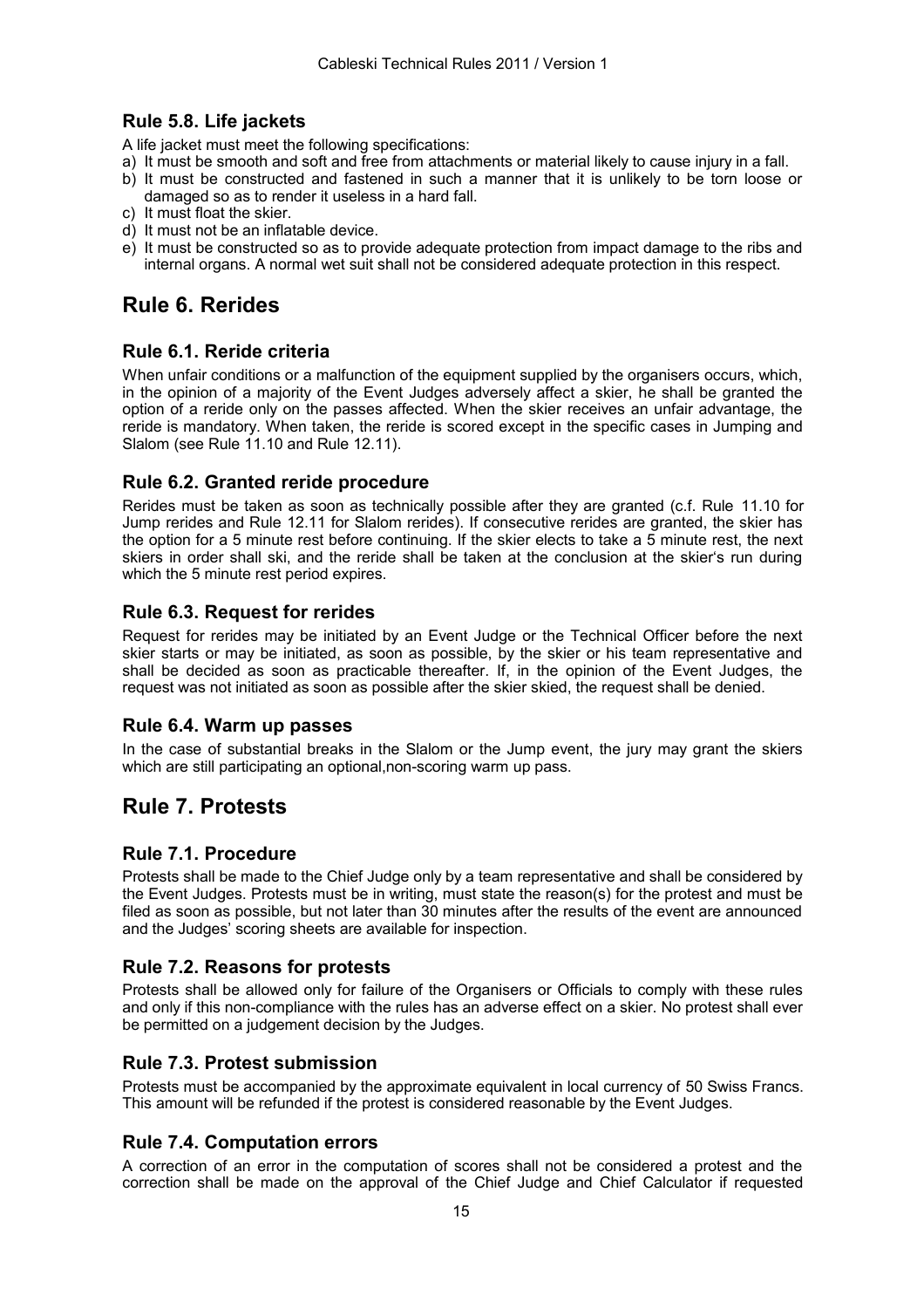### Rule 5.8. Life jackets

A life jacket must meet the following specifications:

a) It must be smooth and soft and free from attachments or material likely to cause injury in a fall.
b) It must be constructed and fastened in such a manner that it is unlikely to be torn loose or damaged so as to render it useless in a hard fall.
c) It must float the skier.
d) It must not be an inflatable device.
e) It must be constructed so as to provide adequate protection from impact damage to the ribs and internal organs. A normal wet suit shall not be considered adequate protection in this respect.

## Rule 6. Rerides

### Rule 6.1. Reride criteria

When unfair conditions or a malfunction of the equipment supplied by the organisers occurs, which, in the opinion of a majority of the Event Judges adversely affect a skier, he shall be granted the option of a reride only on the passes affected. When the skier receives an unfair advantage, the reride is mandatory. When taken, the reride is scored except in the specific cases in Jumping and Slalom (see Rule 11.10 and Rule 12.11).

### Rule 6.2. Granted reride procedure

Rerides must be taken as soon as technically possible after they are granted (c.f. Rule 11.10 for Jump rerides and Rule 12.11 for Slalom rerides). If consecutive rerides are granted, the skier has the option for a 5 minute rest before continuing. If the skier elects to take a 5 minute rest, the next skiers in order shall ski, and the reride shall be taken at the conclusion at the skier's run during which the 5 minute rest period expires.

### Rule 6.3. Request for rerides

Request for rerides may be initiated by an Event Judge or the Technical Officer before the next skier starts or may be initiated, as soon as possible, by the skier or his team representative and shall be decided as soon as practicable thereafter. If, in the opinion of the Event Judges, the request was not initiated as soon as possible after the skier skied, the request shall be denied.

### Rule 6.4. Warm up passes

In the case of substantial breaks in the Slalom or the Jump event, the jury may grant the skiers which are still participating an optional,non-scoring warm up pass.

## Rule 7. Protests

### Rule 7.1. Procedure

Protests shall be made to the Chief Judge only by a team representative and shall be considered by the Event Judges. Protests must be in writing, must state the reason(s) for the protest and must be filed as soon as possible, but not later than 30 minutes after the results of the event are announced and the Judges' scoring sheets are available for inspection.

### Rule 7.2. Reasons for protests

Protests shall be allowed only for failure of the Organisers or Officials to comply with these rules and only if this non-compliance with the rules has an adverse effect on a skier. No protest shall ever be permitted on a judgement decision by the Judges.

### Rule 7.3. Protest submission

Protests must be accompanied by the approximate equivalent in local currency of 50 Swiss Francs. This amount will be refunded if the protest is considered reasonable by the Event Judges.

### Rule 7.4. Computation errors

A correction of an error in the computation of scores shall not be considered a protest and the correction shall be made on the approval of the Chief Judge and Chief Calculator if requested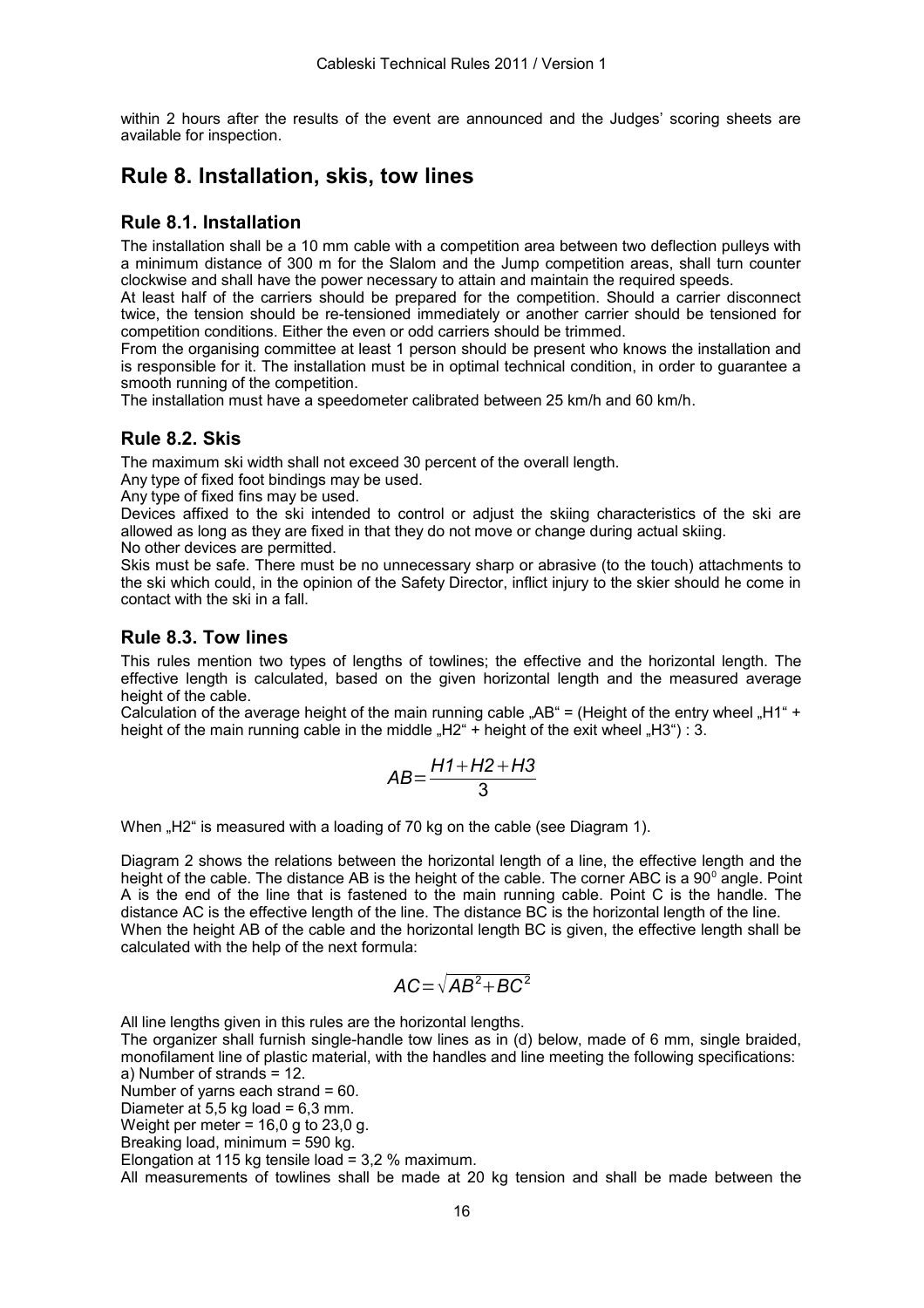within 2 hours after the results of the event are announced and the Judges' scoring sheets are available for inspection.

## Rule 8. Installation, skis, tow lines

### Rule 8.1. Installation

The installation shall be a 10 mm cable with a competition area between two deflection pulleys with a minimum distance of 300 m for the Slalom and the Jump competition areas, shall turn counter clockwise and shall have the power necessary to attain and maintain the required speeds.

At least half of the carriers should be prepared for the competition. Should a carrier disconnect twice, the tension should be re-tensioned immediately or another carrier should be tensioned for competition conditions. Either the even or odd carriers should be trimmed.

From the organising committee at least 1 person should be present who knows the installation and is responsible for it. The installation must be in optimal technical condition, in order to guarantee a smooth running of the competition.

The installation must have a speedometer calibrated between 25 km/h and 60 km/h.

### Rule 8.2. Skis

The maximum ski width shall not exceed 30 percent of the overall length.

Any type of fixed foot bindings may be used.

Any type of fixed fins may be used.

Devices affixed to the ski intended to control or adjust the skiing characteristics of the ski are allowed as long as they are fixed in that they do not move or change during actual skiing.

No other devices are permitted.

Skis must be safe. There must be no unnecessary sharp or abrasive (to the touch) attachments to the ski which could, in the opinion of the Safety Director, inflict injury to the skier should he come in contact with the ski in a fall.

### Rule 8.3. Tow lines

This rules mention two types of lengths of towlines; the effective and the horizontal length. The effective length is calculated, based on the given horizontal length and the measured average height of the cable.

Calculation of the average height of the main running cable „AB" = (Height of the entry wheel „H1" + height of the main running cable in the middle „H2" + height of the exit wheel „H3") : 3.

$$AB = \frac{H1 + H2 + H3}{3}$$

When „H2" is measured with a loading of 70 kg on the cable (see Diagram 1).

Diagram 2 shows the relations between the horizontal length of a line, the effective length and the height of the cable. The distance AB is the height of the cable. The corner ABC is a $90^0$ angle. Point A is the end of the line that is fastened to the main running cable. Point C is the handle. The distance AC is the effective length of the line. The distance BC is the horizontal length of the line.

When the height AB of the cable and the horizontal length BC is given, the effective length shall be calculated with the help of the next formula:

$$AC = \sqrt{AB^2 + BC^2}$$

All line lengths given in this rules are the horizontal lengths.

The organizer shall furnish single-handle tow lines as in (d) below, made of 6 mm, single braided, monofilament line of plastic material, with the handles and line meeting the following specifications:

a) Number of strands = 12.

Number of yarns each strand = 60.

Diameter at 5,5 kg load = 6,3 mm.

Weight per meter = 16,0 g to 23,0 g.

Breaking load, minimum = 590 kg.

Elongation at 115 kg tensile load = 3,2 % maximum.

All measurements of towlines shall be made at 20 kg tension and shall be made between the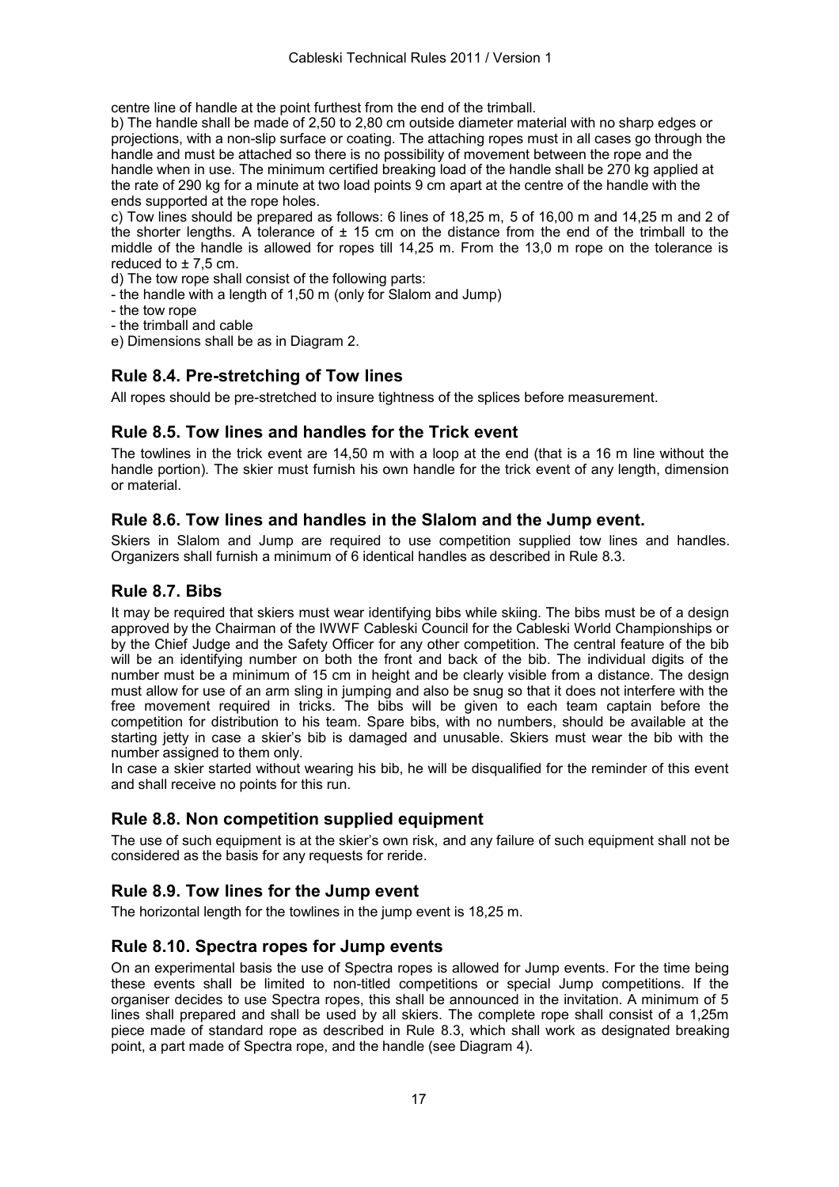centre line of handle at the point furthest from the end of the trimball.

b) The handle shall be made of 2,50 to 2,80 cm outside diameter material with no sharp edges or projections, with a non-slip surface or coating. The attaching ropes must in all cases go through the handle and must be attached so there is no possibility of movement between the rope and the handle when in use. The minimum certified breaking load of the handle shall be 270 kg applied at the rate of 290 kg for a minute at two load points 9 cm apart at the centre of the handle with the ends supported at the rope holes.

c) Tow lines should be prepared as follows: 6 lines of 18,25 m, 5 of 16,00 m and 14,25 m and 2 of the shorter lengths. A tolerance of ± 15 cm on the distance from the end of the trimball to the middle of the handle is allowed for ropes till 14,25 m. From the 13,0 m rope on the tolerance is reduced to ± 7,5 cm.

d) The tow rope shall consist of the following parts:

- the handle with a length of 1,50 m (only for Slalom and Jump)
- the tow rope
- the trimball and cable

e) Dimensions shall be as in Diagram 2.

## Rule 8.4. Pre-stretching of Tow lines

All ropes should be pre-stretched to insure tightness of the splices before measurement.

## Rule 8.5. Tow lines and handles for the Trick event

The towlines in the trick event are 14,50 m with a loop at the end (that is a 16 m line without the handle portion). The skier must furnish his own handle for the trick event of any length, dimension or material.

## Rule 8.6. Tow lines and handles in the Slalom and the Jump event.

Skiers in Slalom and Jump are required to use competition supplied tow lines and handles. Organizers shall furnish a minimum of 6 identical handles as described in Rule 8.3.

## Rule 8.7. Bibs

It may be required that skiers must wear identifying bibs while skiing. The bibs must be of a design approved by the Chairman of the IWWF Cableski Council for the Cableski World Championships or by the Chief Judge and the Safety Officer for any other competition. The central feature of the bib will be an identifying number on both the front and back of the bib. The individual digits of the number must be a minimum of 15 cm in height and be clearly visible from a distance. The design must allow for use of an arm sling in jumping and also be snug so that it does not interfere with the free movement required in tricks. The bibs will be given to each team captain before the competition for distribution to his team. Spare bibs, with no numbers, should be available at the starting jetty in case a skier's bib is damaged and unusable. Skiers must wear the bib with the number assigned to them only.

In case a skier started without wearing his bib, he will be disqualified for the reminder of this event and shall receive no points for this run.

## Rule 8.8. Non competition supplied equipment

The use of such equipment is at the skier's own risk, and any failure of such equipment shall not be considered as the basis for any requests for reride.

## Rule 8.9. Tow lines for the Jump event

The horizontal length for the towlines in the jump event is 18,25 m.

## Rule 8.10. Spectra ropes for Jump events

On an experimental basis the use of Spectra ropes is allowed for Jump events. For the time being these events shall be limited to non-titled competitions or special Jump competitions. If the organiser decides to use Spectra ropes, this shall be announced in the invitation. A minimum of 5 lines shall prepared and shall be used by all skiers. The complete rope shall consist of a 1,25m piece made of standard rope as described in Rule 8.3, which shall work as designated breaking point, a part made of Spectra rope, and the handle (see Diagram 4).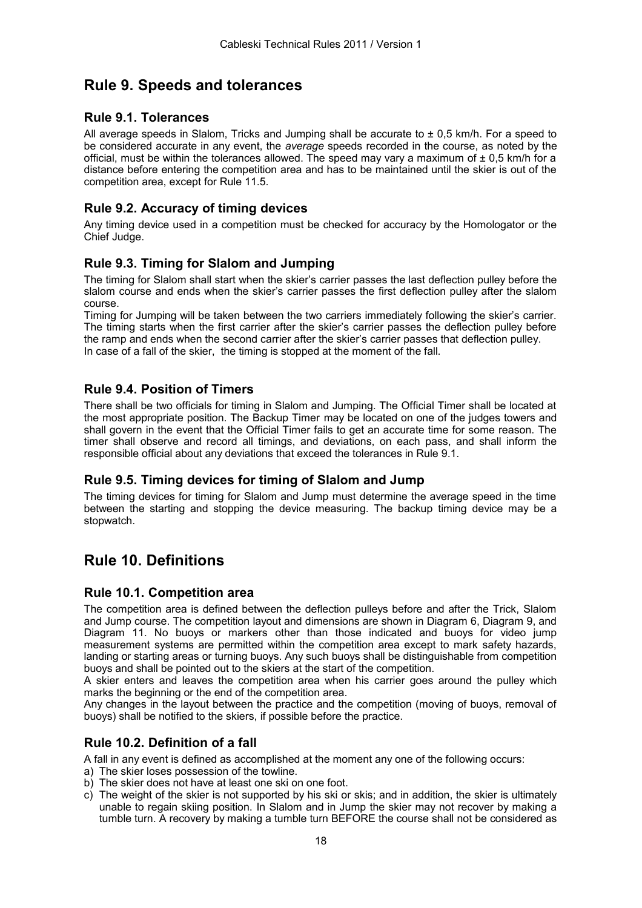# Rule 9. Speeds and tolerances

## Rule 9.1. Tolerances

All average speeds in Slalom, Tricks and Jumping shall be accurate to ± 0,5 km/h. For a speed to be considered accurate in any event, the *average* speeds recorded in the course, as noted by the official, must be within the tolerances allowed. The speed may vary a maximum of ± 0,5 km/h for a distance before entering the competition area and has to be maintained until the skier is out of the competition area, except for Rule 11.5.

## Rule 9.2. Accuracy of timing devices

Any timing device used in a competition must be checked for accuracy by the Homologator or the Chief Judge.

## Rule 9.3. Timing for Slalom and Jumping

The timing for Slalom shall start when the skier's carrier passes the last deflection pulley before the slalom course and ends when the skier's carrier passes the first deflection pulley after the slalom course.

Timing for Jumping will be taken between the two carriers immediately following the skier's carrier. The timing starts when the first carrier after the skier's carrier passes the deflection pulley before the ramp and ends when the second carrier after the skier's carrier passes that deflection pulley.

In case of a fall of the skier, the timing is stopped at the moment of the fall.

## Rule 9.4. Position of Timers

There shall be two officials for timing in Slalom and Jumping. The Official Timer shall be located at the most appropriate position. The Backup Timer may be located on one of the judges towers and shall govern in the event that the Official Timer fails to get an accurate time for some reason. The timer shall observe and record all timings, and deviations, on each pass, and shall inform the responsible official about any deviations that exceed the tolerances in Rule 9.1.

## Rule 9.5. Timing devices for timing of Slalom and Jump

The timing devices for timing for Slalom and Jump must determine the average speed in the time between the starting and stopping the device measuring. The backup timing device may be a stopwatch.

# Rule 10. Definitions

## Rule 10.1. Competition area

The competition area is defined between the deflection pulleys before and after the Trick, Slalom and Jump course. The competition layout and dimensions are shown in Diagram 6, Diagram 9, and Diagram 11. No buoys or markers other than those indicated and buoys for video jump measurement systems are permitted within the competition area except to mark safety hazards, landing or starting areas or turning buoys. Any such buoys shall be distinguishable from competition buoys and shall be pointed out to the skiers at the start of the competition.

A skier enters and leaves the competition area when his carrier goes around the pulley which marks the beginning or the end of the competition area.

Any changes in the layout between the practice and the competition (moving of buoys, removal of buoys) shall be notified to the skiers, if possible before the practice.

## Rule 10.2. Definition of a fall

A fall in any event is defined as accomplished at the moment any one of the following occurs:

a) The skier loses possession of the towline.
b) The skier does not have at least one ski on one foot.
c) The weight of the skier is not supported by his ski or skis; and in addition, the skier is ultimately unable to regain skiing position. In Slalom and in Jump the skier may not recover by making a tumble turn. A recovery by making a tumble turn BEFORE the course shall not be considered as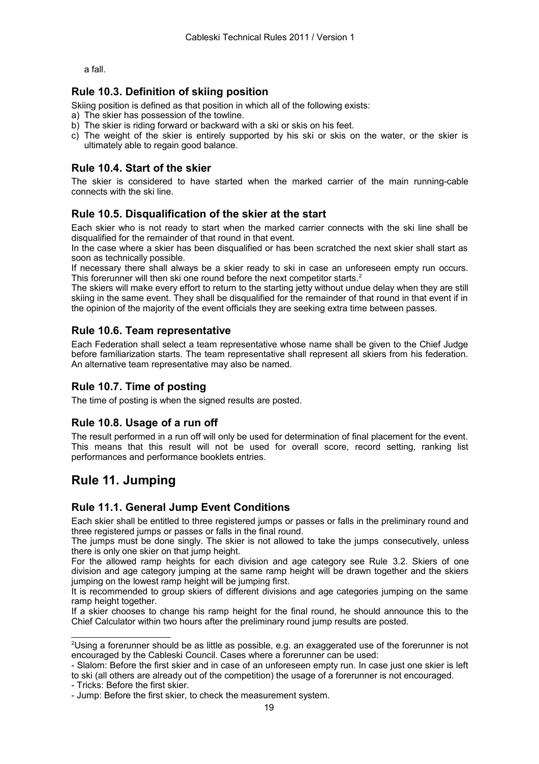a fall.

### Rule 10.3. Definition of skiing position

Skiing position is defined as that position in which all of the following exists:

a) The skier has possession of the towline.
b) The skier is riding forward or backward with a ski or skis on his feet.
c) The weight of the skier is entirely supported by his ski or skis on the water, or the skier is ultimately able to regain good balance.

### Rule 10.4. Start of the skier

The skier is considered to have started when the marked carrier of the main running-cable connects with the ski line.

### Rule 10.5. Disqualification of the skier at the start

Each skier who is not ready to start when the marked carrier connects with the ski line shall be disqualified for the remainder of that round in that event.

In the case where a skier has been disqualified or has been scratched the next skier shall start as soon as technically possible.

If necessary there shall always be a skier ready to ski in case an unforeseen empty run occurs. This forerunner will then ski one round before the next competitor starts.[2]

The skiers will make every effort to return to the starting jetty without undue delay when they are still skiing in the same event. They shall be disqualified for the remainder of that round in that event if in the opinion of the majority of the event officials they are seeking extra time between passes.

### Rule 10.6. Team representative

Each Federation shall select a team representative whose name shall be given to the Chief Judge before familiarization starts. The team representative shall represent all skiers from his federation. An alternative team representative may also be named.

### Rule 10.7. Time of posting

The time of posting is when the signed results are posted.

### Rule 10.8. Usage of a run off

The result performed in a run off will only be used for determination of final placement for the event. This means that this result will not be used for overall score, record setting, ranking list performances and performance booklets entries.

## Rule 11. Jumping

### Rule 11.1. General Jump Event Conditions

Each skier shall be entitled to three registered jumps or passes or falls in the preliminary round and three registered jumps or passes or falls in the final round.

The jumps must be done singly. The skier is not allowed to take the jumps consecutively, unless there is only one skier on that jump height.

For the allowed ramp heights for each division and age category see Rule 3.2. Skiers of one division and age category jumping at the same ramp height will be drawn together and the skiers jumping on the lowest ramp height will be jumping first.

It is recommended to group skiers of different divisions and age categories jumping on the same ramp height together.

If a skier chooses to change his ramp height for the final round, he should announce this to the Chief Calculator within two hours after the preliminary round jump results are posted.

---

[2]Using a forerunner should be as little as possible, e.g. an exaggerated use of the forerunner is not encouraged by the Cableski Council. Cases where a forerunner can be used:

- Slalom: Before the first skier and in case of an unforeseen empty run. In case just one skier is left to ski (all others are already out of the competition) the usage of a forerunner is not encouraged.
- Tricks: Before the first skier.
- Jump: Before the first skier, to check the measurement system.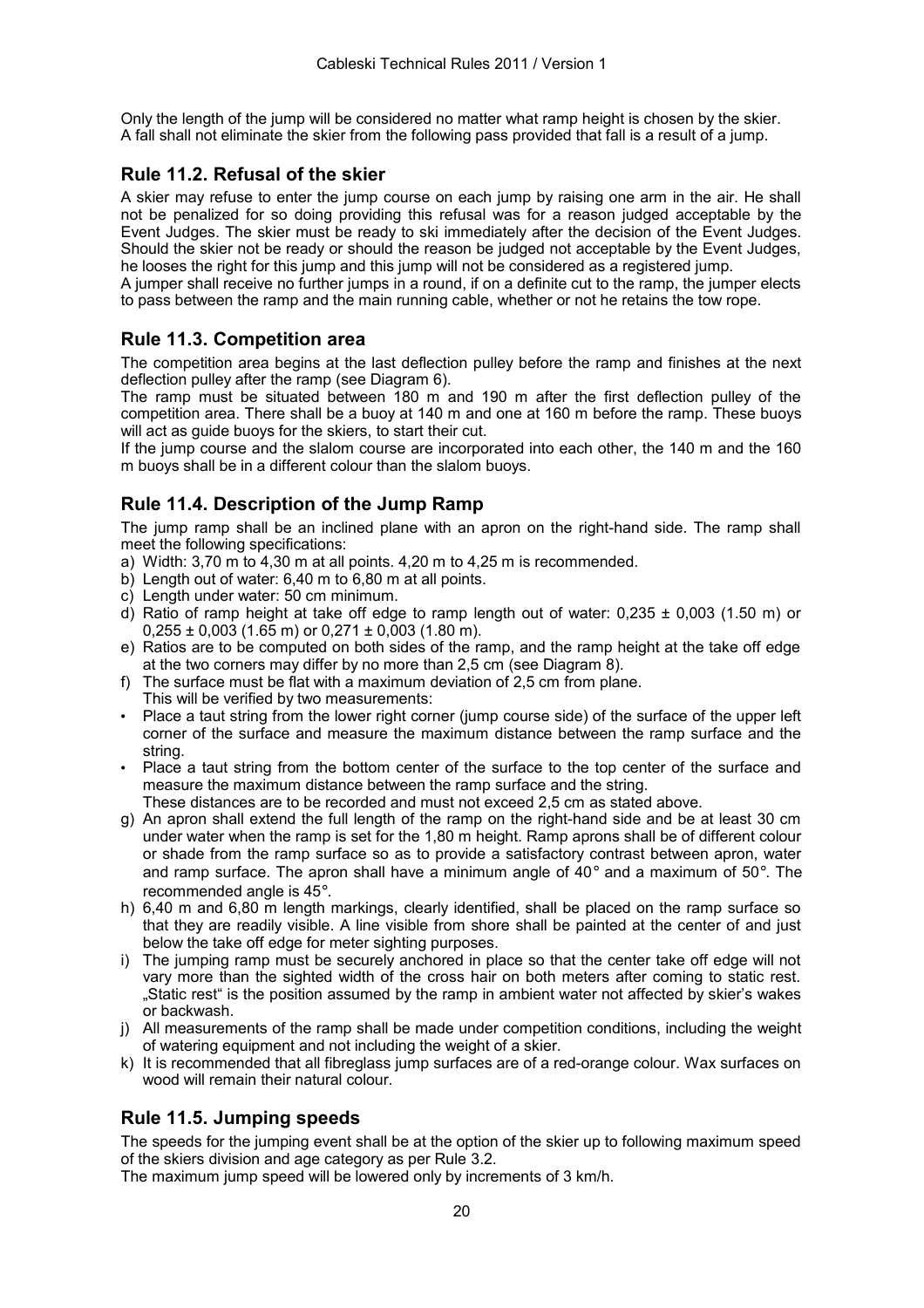Only the length of the jump will be considered no matter what ramp height is chosen by the skier. A fall shall not eliminate the skier from the following pass provided that fall is a result of a jump.

## Rule 11.2. Refusal of the skier

A skier may refuse to enter the jump course on each jump by raising one arm in the air. He shall not be penalized for so doing providing this refusal was for a reason judged acceptable by the Event Judges. The skier must be ready to ski immediately after the decision of the Event Judges. Should the skier not be ready or should the reason be judged not acceptable by the Event Judges, he looses the right for this jump and this jump will not be considered as a registered jump.
A jumper shall receive no further jumps in a round, if on a definite cut to the ramp, the jumper elects to pass between the ramp and the main running cable, whether or not he retains the tow rope.

## Rule 11.3. Competition area

The competition area begins at the last deflection pulley before the ramp and finishes at the next deflection pulley after the ramp (see Diagram 6).
The ramp must be situated between 180 m and 190 m after the first deflection pulley of the competition area. There shall be a buoy at 140 m and one at 160 m before the ramp. These buoys will act as guide buoys for the skiers, to start their cut.
If the jump course and the slalom course are incorporated into each other, the 140 m and the 160 m buoys shall be in a different colour than the slalom buoys.

## Rule 11.4. Description of the Jump Ramp

The jump ramp shall be an inclined plane with an apron on the right-hand side. The ramp shall meet the following specifications:

a) Width: 3,70 m to 4,30 m at all points. 4,20 m to 4,25 m is recommended.
b) Length out of water: 6,40 m to 6,80 m at all points.
c) Length under water: 50 cm minimum.
d) Ratio of ramp height at take off edge to ramp length out of water: $0{,}235 \pm 0{,}003$ (1.50 m) or $0{,}255 \pm 0{,}003$ (1.65 m) or $0{,}271 \pm 0{,}003$ (1.80 m).
e) Ratios are to be computed on both sides of the ramp, and the ramp height at the take off edge at the two corners may differ by no more than 2,5 cm (see Diagram 8).
f) The surface must be flat with a maximum deviation of 2,5 cm from plane.
This will be verified by two measurements:
   - Place a taut string from the lower right corner (jump course side) of the surface of the upper left corner of the surface and measure the maximum distance between the ramp surface and the string.
   - Place a taut string from the bottom center of the surface to the top center of the surface and measure the maximum distance between the ramp surface and the string.

   These distances are to be recorded and must not exceed 2,5 cm as stated above.
g) An apron shall extend the full length of the ramp on the right-hand side and be at least 30 cm under water when the ramp is set for the 1,80 m height. Ramp aprons shall be of different colour or shade from the ramp surface so as to provide a satisfactory contrast between apron, water and ramp surface. The apron shall have a minimum angle of 40° and a maximum of 50°. The recommended angle is 45°.
h) 6,40 m and 6,80 m length markings, clearly identified, shall be placed on the ramp surface so that they are readily visible. A line visible from shore shall be painted at the center of and just below the take off edge for meter sighting purposes.
i) The jumping ramp must be securely anchored in place so that the center take off edge will not vary more than the sighted width of the cross hair on both meters after coming to static rest. „Static rest" is the position assumed by the ramp in ambient water not affected by skier's wakes or backwash.
j) All measurements of the ramp shall be made under competition conditions, including the weight of watering equipment and not including the weight of a skier.
k) It is recommended that all fibreglass jump surfaces are of a red-orange colour. Wax surfaces on wood will remain their natural colour.

## Rule 11.5. Jumping speeds

The speeds for the jumping event shall be at the option of the skier up to following maximum speed of the skiers division and age category as per Rule 3.2.
The maximum jump speed will be lowered only by increments of 3 km/h.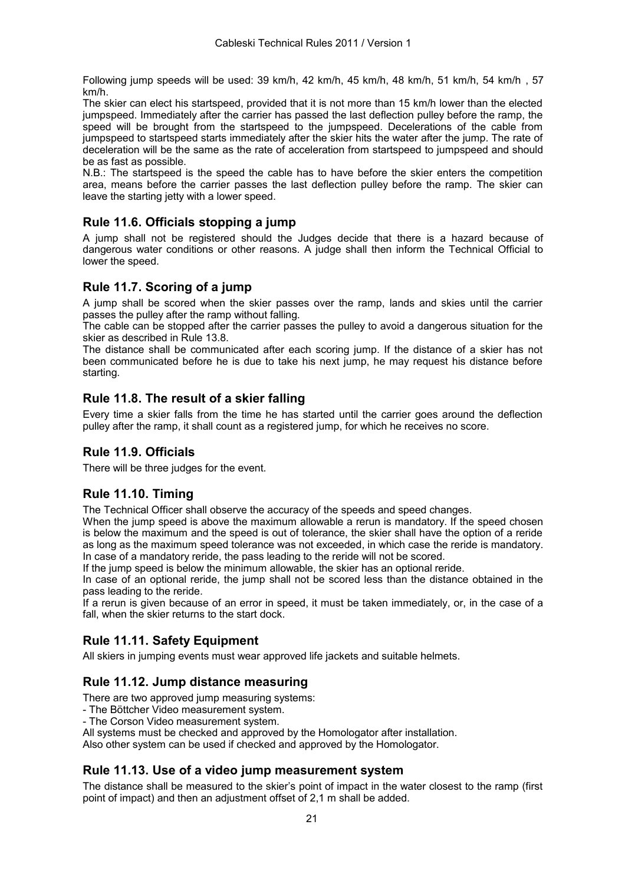Following jump speeds will be used: 39 km/h, 42 km/h, 45 km/h, 48 km/h, 51 km/h, 54 km/h , 57 km/h.

The skier can elect his startspeed, provided that it is not more than 15 km/h lower than the elected jumpspeed. Immediately after the carrier has passed the last deflection pulley before the ramp, the speed will be brought from the startspeed to the jumpspeed. Decelerations of the cable from jumpspeed to startspeed starts immediately after the skier hits the water after the jump. The rate of deceleration will be the same as the rate of acceleration from startspeed to jumpspeed and should be as fast as possible.

N.B.: The startspeed is the speed the cable has to have before the skier enters the competition area, means before the carrier passes the last deflection pulley before the ramp. The skier can leave the starting jetty with a lower speed.

## Rule 11.6. Officials stopping a jump

A jump shall not be registered should the Judges decide that there is a hazard because of dangerous water conditions or other reasons. A judge shall then inform the Technical Official to lower the speed.

## Rule 11.7. Scoring of a jump

A jump shall be scored when the skier passes over the ramp, lands and skies until the carrier passes the pulley after the ramp without falling.

The cable can be stopped after the carrier passes the pulley to avoid a dangerous situation for the skier as described in Rule 13.8.

The distance shall be communicated after each scoring jump. If the distance of a skier has not been communicated before he is due to take his next jump, he may request his distance before starting.

## Rule 11.8. The result of a skier falling

Every time a skier falls from the time he has started until the carrier goes around the deflection pulley after the ramp, it shall count as a registered jump, for which he receives no score.

## Rule 11.9. Officials

There will be three judges for the event.

## Rule 11.10. Timing

The Technical Officer shall observe the accuracy of the speeds and speed changes.

When the jump speed is above the maximum allowable a rerun is mandatory. If the speed chosen is below the maximum and the speed is out of tolerance, the skier shall have the option of a reride as long as the maximum speed tolerance was not exceeded, in which case the reride is mandatory. In case of a mandatory reride, the pass leading to the reride will not be scored.

If the jump speed is below the minimum allowable, the skier has an optional reride.

In case of an optional reride, the jump shall not be scored less than the distance obtained in the pass leading to the reride.

If a rerun is given because of an error in speed, it must be taken immediately, or, in the case of a fall, when the skier returns to the start dock.

## Rule 11.11. Safety Equipment

All skiers in jumping events must wear approved life jackets and suitable helmets.

## Rule 11.12. Jump distance measuring

There are two approved jump measuring systems:

- The Böttcher Video measurement system.
- The Corson Video measurement system.

All systems must be checked and approved by the Homologator after installation.

Also other system can be used if checked and approved by the Homologator.

## Rule 11.13. Use of a video jump measurement system

The distance shall be measured to the skier's point of impact in the water closest to the ramp (first point of impact) and then an adjustment offset of 2,1 m shall be added.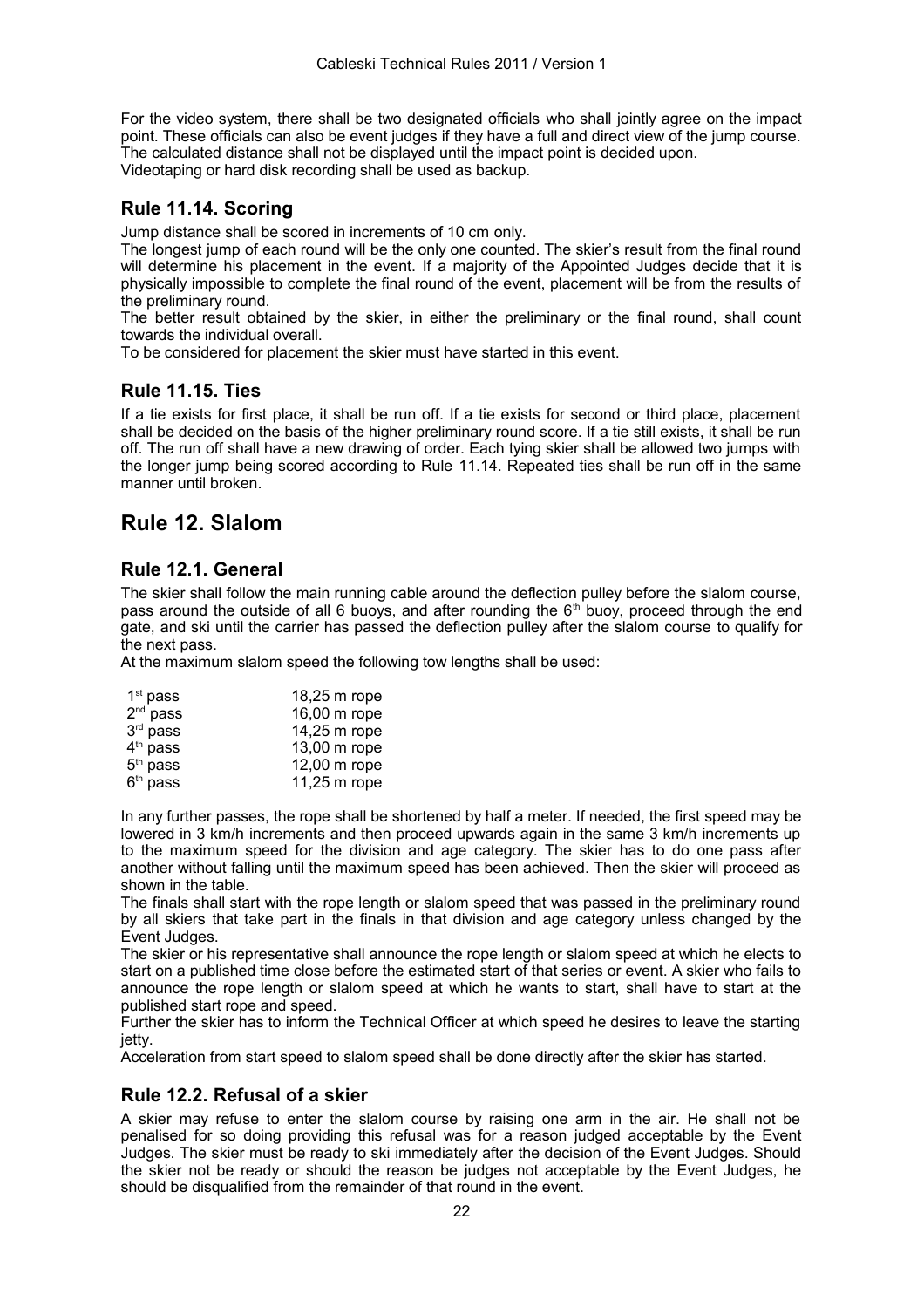For the video system, there shall be two designated officials who shall jointly agree on the impact point. These officials can also be event judges if they have a full and direct view of the jump course. The calculated distance shall not be displayed until the impact point is decided upon.
Videotaping or hard disk recording shall be used as backup.

### Rule 11.14. Scoring

Jump distance shall be scored in increments of 10 cm only.
The longest jump of each round will be the only one counted. The skier's result from the final round will determine his placement in the event. If a majority of the Appointed Judges decide that it is physically impossible to complete the final round of the event, placement will be from the results of the preliminary round.
The better result obtained by the skier, in either the preliminary or the final round, shall count towards the individual overall.
To be considered for placement the skier must have started in this event.

### Rule 11.15. Ties

If a tie exists for first place, it shall be run off. If a tie exists for second or third place, placement shall be decided on the basis of the higher preliminary round score. If a tie still exists, it shall be run off. The run off shall have a new drawing of order. Each tying skier shall be allowed two jumps with the longer jump being scored according to Rule 11.14. Repeated ties shall be run off in the same manner until broken.

## Rule 12. Slalom

### Rule 12.1. General

The skier shall follow the main running cable around the deflection pulley before the slalom course, pass around the outside of all 6 buoys, and after rounding the 6th buoy, proceed through the end gate, and ski until the carrier has passed the deflection pulley after the slalom course to qualify for the next pass.
At the maximum slalom speed the following tow lengths shall be used:

| | |
|---|---|
| 1st pass | 18,25 m rope |
| 2nd pass | 16,00 m rope |
| 3rd pass | 14,25 m rope |
| 4th pass | 13,00 m rope |
| 5th pass | 12,00 m rope |
| 6th pass | 11,25 m rope |

In any further passes, the rope shall be shortened by half a meter. If needed, the first speed may be lowered in 3 km/h increments and then proceed upwards again in the same 3 km/h increments up to the maximum speed for the division and age category. The skier has to do one pass after another without falling until the maximum speed has been achieved. Then the skier will proceed as shown in the table.
The finals shall start with the rope length or slalom speed that was passed in the preliminary round by all skiers that take part in the finals in that division and age category unless changed by the Event Judges.
The skier or his representative shall announce the rope length or slalom speed at which he elects to start on a published time close before the estimated start of that series or event. A skier who fails to announce the rope length or slalom speed at which he wants to start, shall have to start at the published start rope and speed.
Further the skier has to inform the Technical Officer at which speed he desires to leave the starting jetty.
Acceleration from start speed to slalom speed shall be done directly after the skier has started.

### Rule 12.2. Refusal of a skier

A skier may refuse to enter the slalom course by raising one arm in the air. He shall not be penalised for so doing providing this refusal was for a reason judged acceptable by the Event Judges. The skier must be ready to ski immediately after the decision of the Event Judges. Should the skier not be ready or should the reason be judges not acceptable by the Event Judges, he should be disqualified from the remainder of that round in the event.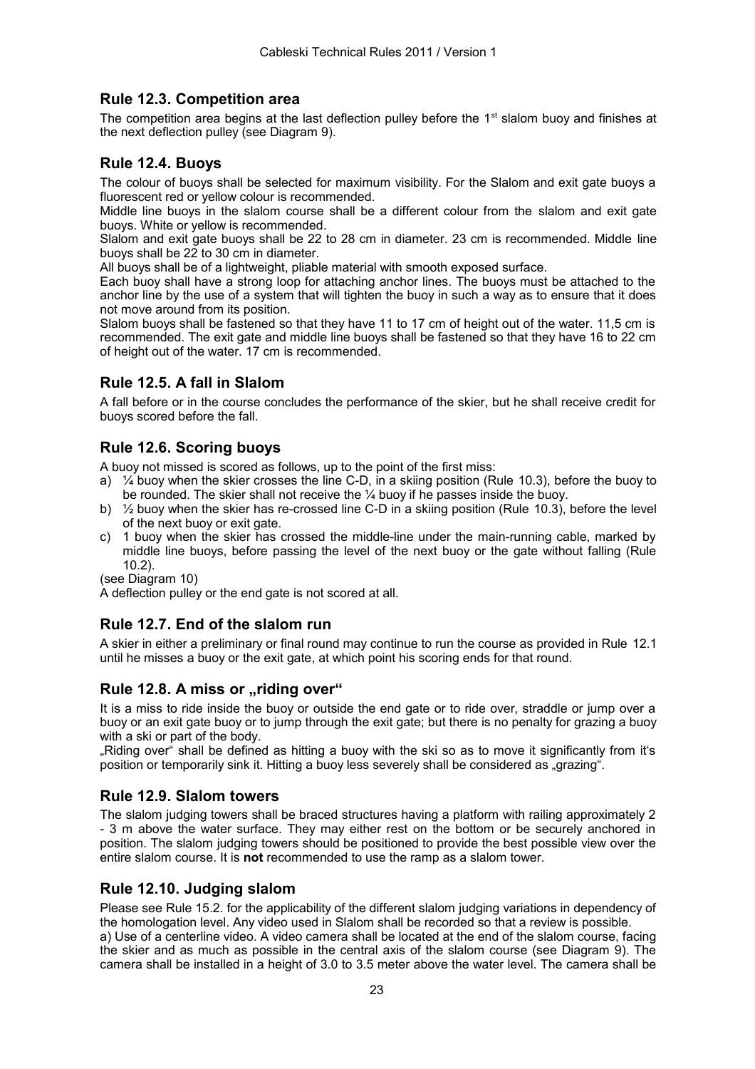## Rule 12.3. Competition area

The competition area begins at the last deflection pulley before the 1st slalom buoy and finishes at the next deflection pulley (see Diagram 9).

## Rule 12.4. Buoys

The colour of buoys shall be selected for maximum visibility. For the Slalom and exit gate buoys a fluorescent red or yellow colour is recommended.

Middle line buoys in the slalom course shall be a different colour from the slalom and exit gate buoys. White or yellow is recommended.

Slalom and exit gate buoys shall be 22 to 28 cm in diameter. 23 cm is recommended. Middle line buoys shall be 22 to 30 cm in diameter.

All buoys shall be of a lightweight, pliable material with smooth exposed surface.

Each buoy shall have a strong loop for attaching anchor lines. The buoys must be attached to the anchor line by the use of a system that will tighten the buoy in such a way as to ensure that it does not move around from its position.

Slalom buoys shall be fastened so that they have 11 to 17 cm of height out of the water. 11,5 cm is recommended. The exit gate and middle line buoys shall be fastened so that they have 16 to 22 cm of height out of the water. 17 cm is recommended.

## Rule 12.5. A fall in Slalom

A fall before or in the course concludes the performance of the skier, but he shall receive credit for buoys scored before the fall.

## Rule 12.6. Scoring buoys

A buoy not missed is scored as follows, up to the point of the first miss:

a) ¼ buoy when the skier crosses the line C-D, in a skiing position (Rule 10.3), before the buoy to be rounded. The skier shall not receive the ¼ buoy if he passes inside the buoy.
b) ½ buoy when the skier has re-crossed line C-D in a skiing position (Rule 10.3), before the level of the next buoy or exit gate.
c) 1 buoy when the skier has crossed the middle-line under the main-running cable, marked by middle line buoys, before passing the level of the next buoy or the gate without falling (Rule 10.2).

(see Diagram 10)

A deflection pulley or the end gate is not scored at all.

## Rule 12.7. End of the slalom run

A skier in either a preliminary or final round may continue to run the course as provided in Rule 12.1 until he misses a buoy or the exit gate, at which point his scoring ends for that round.

## Rule 12.8. A miss or „riding over“

It is a miss to ride inside the buoy or outside the end gate or to ride over, straddle or jump over a buoy or an exit gate buoy or to jump through the exit gate; but there is no penalty for grazing a buoy with a ski or part of the body.

„Riding over“ shall be defined as hitting a buoy with the ski so as to move it significantly from it's position or temporarily sink it. Hitting a buoy less severely shall be considered as „grazing“.

## Rule 12.9. Slalom towers

The slalom judging towers shall be braced structures having a platform with railing approximately 2 - 3 m above the water surface. They may either rest on the bottom or be securely anchored in position. The slalom judging towers should be positioned to provide the best possible view over the entire slalom course. It is **not** recommended to use the ramp as a slalom tower.

## Rule 12.10. Judging slalom

Please see Rule 15.2. for the applicability of the different slalom judging variations in dependency of the homologation level. Any video used in Slalom shall be recorded so that a review is possible.

a) Use of a centerline video. A video camera shall be located at the end of the slalom course, facing the skier and as much as possible in the central axis of the slalom course (see Diagram 9). The camera shall be installed in a height of 3.0 to 3.5 meter above the water level. The camera shall be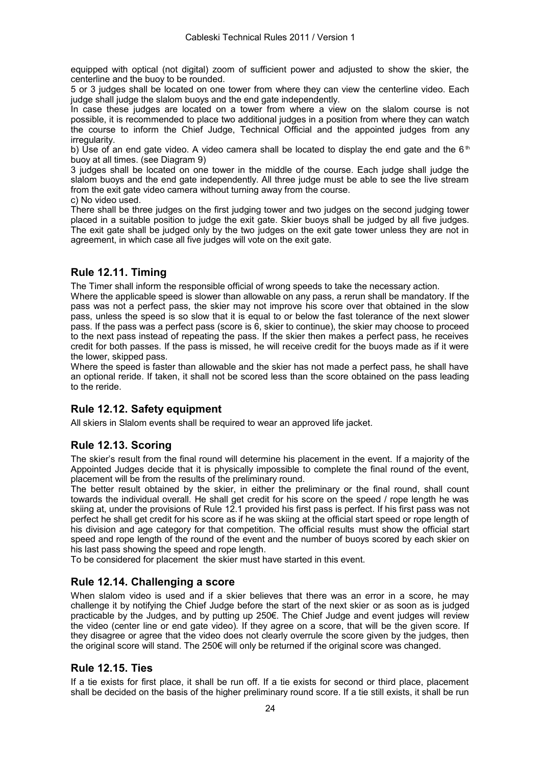equipped with optical (not digital) zoom of sufficient power and adjusted to show the skier, the centerline and the buoy to be rounded.

5 or 3 judges shall be located on one tower from where they can view the centerline video. Each judge shall judge the slalom buoys and the end gate independently.

In case these judges are located on a tower from where a view on the slalom course is not possible, it is recommended to place two additional judges in a position from where they can watch the course to inform the Chief Judge, Technical Official and the appointed judges from any irregularity.

b) Use of an end gate video. A video camera shall be located to display the end gate and the 6th buoy at all times. (see Diagram 9)

3 judges shall be located on one tower in the middle of the course. Each judge shall judge the slalom buoys and the end gate independently. All three judge must be able to see the live stream from the exit gate video camera without turning away from the course.

c) No video used.

There shall be three judges on the first judging tower and two judges on the second judging tower placed in a suitable position to judge the exit gate. Skier buoys shall be judged by all five judges. The exit gate shall be judged only by the two judges on the exit gate tower unless they are not in agreement, in which case all five judges will vote on the exit gate.

## Rule 12.11. Timing

The Timer shall inform the responsible official of wrong speeds to take the necessary action.

Where the applicable speed is slower than allowable on any pass, a rerun shall be mandatory. If the pass was not a perfect pass, the skier may not improve his score over that obtained in the slow pass, unless the speed is so slow that it is equal to or below the fast tolerance of the next slower pass. If the pass was a perfect pass (score is 6, skier to continue), the skier may choose to proceed to the next pass instead of repeating the pass. If the skier then makes a perfect pass, he receives credit for both passes. If the pass is missed, he will receive credit for the buoys made as if it were the lower, skipped pass.

Where the speed is faster than allowable and the skier has not made a perfect pass, he shall have an optional reride. If taken, it shall not be scored less than the score obtained on the pass leading to the reride.

## Rule 12.12. Safety equipment

All skiers in Slalom events shall be required to wear an approved life jacket.

## Rule 12.13. Scoring

The skier's result from the final round will determine his placement in the event. If a majority of the Appointed Judges decide that it is physically impossible to complete the final round of the event, placement will be from the results of the preliminary round.

The better result obtained by the skier, in either the preliminary or the final round, shall count towards the individual overall. He shall get credit for his score on the speed / rope length he was skiing at, under the provisions of Rule 12.1 provided his first pass is perfect. If his first pass was not perfect he shall get credit for his score as if he was skiing at the official start speed or rope length of his division and age category for that competition. The official results must show the official start speed and rope length of the round of the event and the number of buoys scored by each skier on his last pass showing the speed and rope length.

To be considered for placement the skier must have started in this event.

## Rule 12.14. Challenging a score

When slalom video is used and if a skier believes that there was an error in a score, he may challenge it by notifying the Chief Judge before the start of the next skier or as soon as is judged practicable by the Judges, and by putting up 250€. The Chief Judge and event judges will review the video (center line or end gate video). If they agree on a score, that will be the given score. If they disagree or agree that the video does not clearly overrule the score given by the judges, then the original score will stand. The 250€ will only be returned if the original score was changed.

## Rule 12.15. Ties

If a tie exists for first place, it shall be run off. If a tie exists for second or third place, placement shall be decided on the basis of the higher preliminary round score. If a tie still exists, it shall be run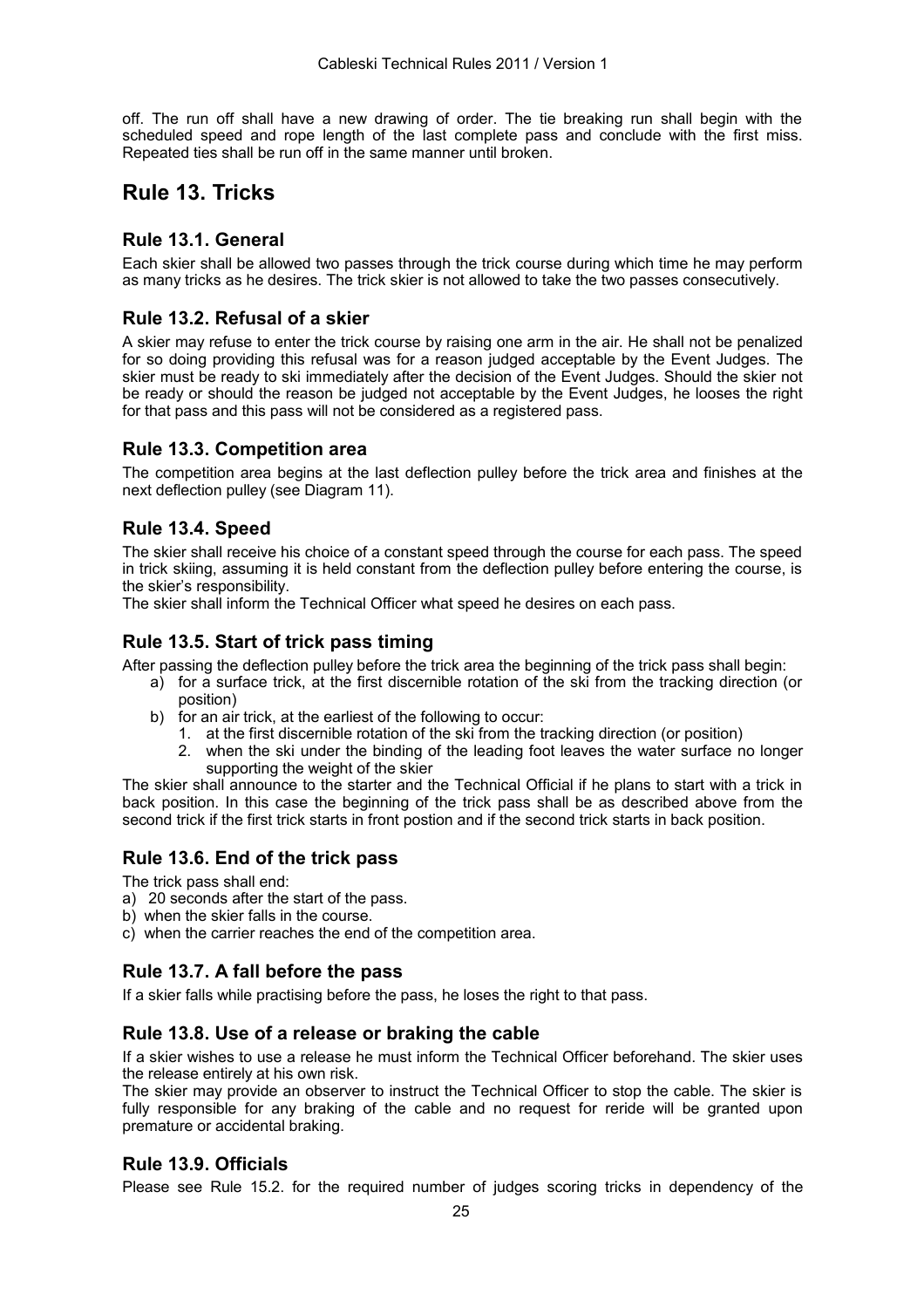off. The run off shall have a new drawing of order. The tie breaking run shall begin with the scheduled speed and rope length of the last complete pass and conclude with the first miss. Repeated ties shall be run off in the same manner until broken.

# Rule 13. Tricks

## Rule 13.1. General

Each skier shall be allowed two passes through the trick course during which time he may perform as many tricks as he desires. The trick skier is not allowed to take the two passes consecutively.

## Rule 13.2. Refusal of a skier

A skier may refuse to enter the trick course by raising one arm in the air. He shall not be penalized for so doing providing this refusal was for a reason judged acceptable by the Event Judges. The skier must be ready to ski immediately after the decision of the Event Judges. Should the skier not be ready or should the reason be judged not acceptable by the Event Judges, he looses the right for that pass and this pass will not be considered as a registered pass.

## Rule 13.3. Competition area

The competition area begins at the last deflection pulley before the trick area and finishes at the next deflection pulley (see Diagram 11).

## Rule 13.4. Speed

The skier shall receive his choice of a constant speed through the course for each pass. The speed in trick skiing, assuming it is held constant from the deflection pulley before entering the course, is the skier's responsibility.

The skier shall inform the Technical Officer what speed he desires on each pass.

## Rule 13.5. Start of trick pass timing

After passing the deflection pulley before the trick area the beginning of the trick pass shall begin:

a) for a surface trick, at the first discernible rotation of the ski from the tracking direction (or position)
b) for an air trick, at the earliest of the following to occur:
   1. at the first discernible rotation of the ski from the tracking direction (or position)
   2. when the ski under the binding of the leading foot leaves the water surface no longer supporting the weight of the skier

The skier shall announce to the starter and the Technical Official if he plans to start with a trick in back position. In this case the beginning of the trick pass shall be as described above from the second trick if the first trick starts in front postion and if the second trick starts in back position.

## Rule 13.6. End of the trick pass

The trick pass shall end:

a) 20 seconds after the start of the pass.
b) when the skier falls in the course.
c) when the carrier reaches the end of the competition area.

## Rule 13.7. A fall before the pass

If a skier falls while practising before the pass, he loses the right to that pass.

## Rule 13.8. Use of a release or braking the cable

If a skier wishes to use a release he must inform the Technical Officer beforehand. The skier uses the release entirely at his own risk.

The skier may provide an observer to instruct the Technical Officer to stop the cable. The skier is fully responsible for any braking of the cable and no request for reride will be granted upon premature or accidental braking.

## Rule 13.9. Officials

Please see Rule 15.2. for the required number of judges scoring tricks in dependency of the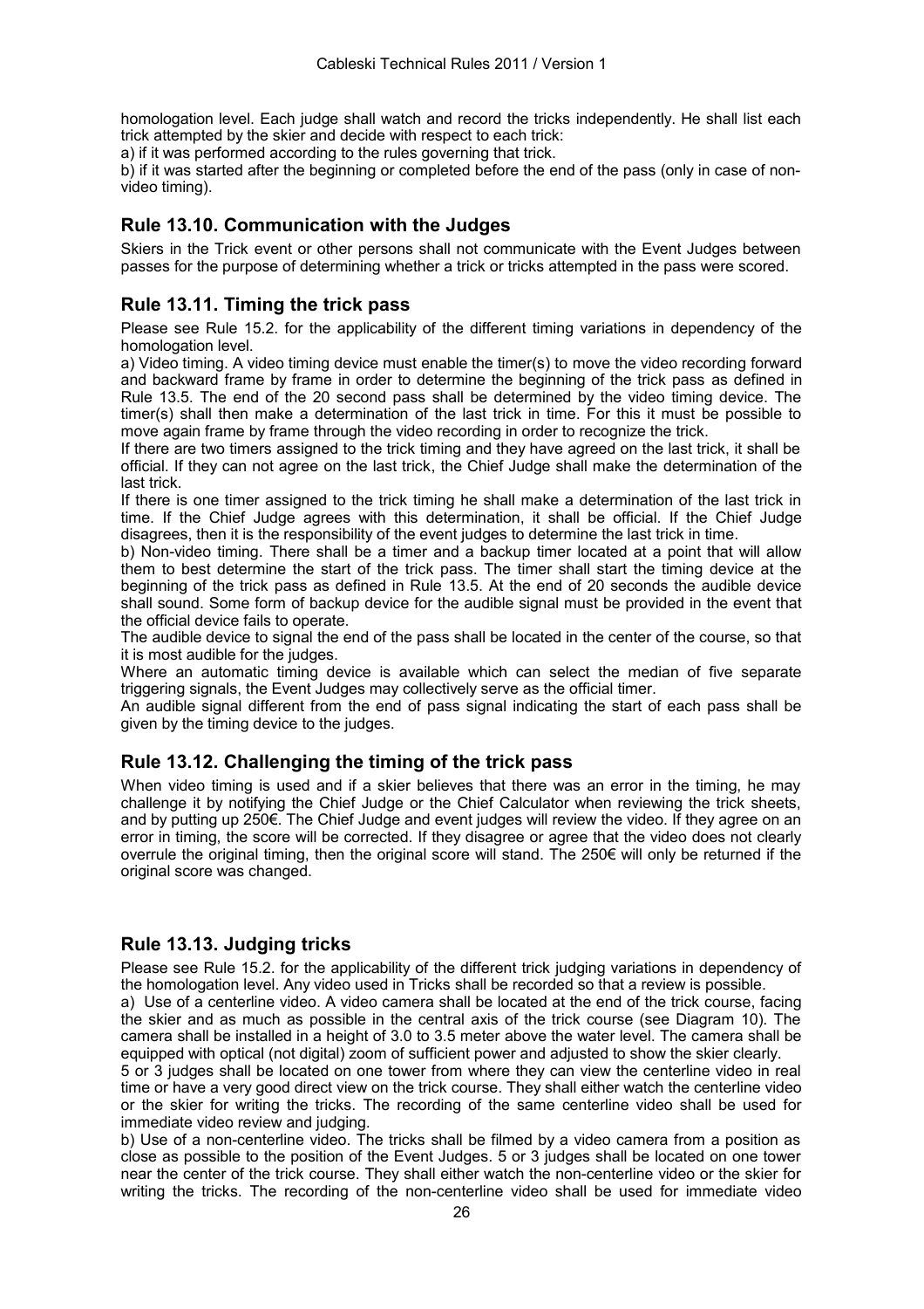homologation level. Each judge shall watch and record the tricks independently. He shall list each trick attempted by the skier and decide with respect to each trick:

a) if it was performed according to the rules governing that trick.

b) if it was started after the beginning or completed before the end of the pass (only in case of non-video timing).

## Rule 13.10. Communication with the Judges

Skiers in the Trick event or other persons shall not communicate with the Event Judges between passes for the purpose of determining whether a trick or tricks attempted in the pass were scored.

## Rule 13.11. Timing the trick pass

Please see Rule 15.2. for the applicability of the different timing variations in dependency of the homologation level.

a) Video timing. A video timing device must enable the timer(s) to move the video recording forward and backward frame by frame in order to determine the beginning of the trick pass as defined in Rule 13.5. The end of the 20 second pass shall be determined by the video timing device. The timer(s) shall then make a determination of the last trick in time. For this it must be possible to move again frame by frame through the video recording in order to recognize the trick.

If there are two timers assigned to the trick timing and they have agreed on the last trick, it shall be official. If they can not agree on the last trick, the Chief Judge shall make the determination of the last trick.

If there is one timer assigned to the trick timing he shall make a determination of the last trick in time. If the Chief Judge agrees with this determination, it shall be official. If the Chief Judge disagrees, then it is the responsibility of the event judges to determine the last trick in time.

b) Non-video timing. There shall be a timer and a backup timer located at a point that will allow them to best determine the start of the trick pass. The timer shall start the timing device at the beginning of the trick pass as defined in Rule 13.5. At the end of 20 seconds the audible device shall sound. Some form of backup device for the audible signal must be provided in the event that the official device fails to operate.

The audible device to signal the end of the pass shall be located in the center of the course, so that it is most audible for the judges.

Where an automatic timing device is available which can select the median of five separate triggering signals, the Event Judges may collectively serve as the official timer.

An audible signal different from the end of pass signal indicating the start of each pass shall be given by the timing device to the judges.

## Rule 13.12. Challenging the timing of the trick pass

When video timing is used and if a skier believes that there was an error in the timing, he may challenge it by notifying the Chief Judge or the Chief Calculator when reviewing the trick sheets, and by putting up 250€. The Chief Judge and event judges will review the video. If they agree on an error in timing, the score will be corrected. If they disagree or agree that the video does not clearly overrule the original timing, then the original score will stand. The 250€ will only be returned if the original score was changed.

## Rule 13.13. Judging tricks

Please see Rule 15.2. for the applicability of the different trick judging variations in dependency of the homologation level. Any video used in Tricks shall be recorded so that a review is possible.

a) Use of a centerline video. A video camera shall be located at the end of the trick course, facing the skier and as much as possible in the central axis of the trick course (see Diagram 10). The camera shall be installed in a height of 3.0 to 3.5 meter above the water level. The camera shall be equipped with optical (not digital) zoom of sufficient power and adjusted to show the skier clearly.

5 or 3 judges shall be located on one tower from where they can view the centerline video in real time or have a very good direct view on the trick course. They shall either watch the centerline video or the skier for writing the tricks. The recording of the same centerline video shall be used for immediate video review and judging.

b) Use of a non-centerline video. The tricks shall be filmed by a video camera from a position as close as possible to the position of the Event Judges. 5 or 3 judges shall be located on one tower near the center of the trick course. They shall either watch the non-centerline video or the skier for writing the tricks. The recording of the non-centerline video shall be used for immediate video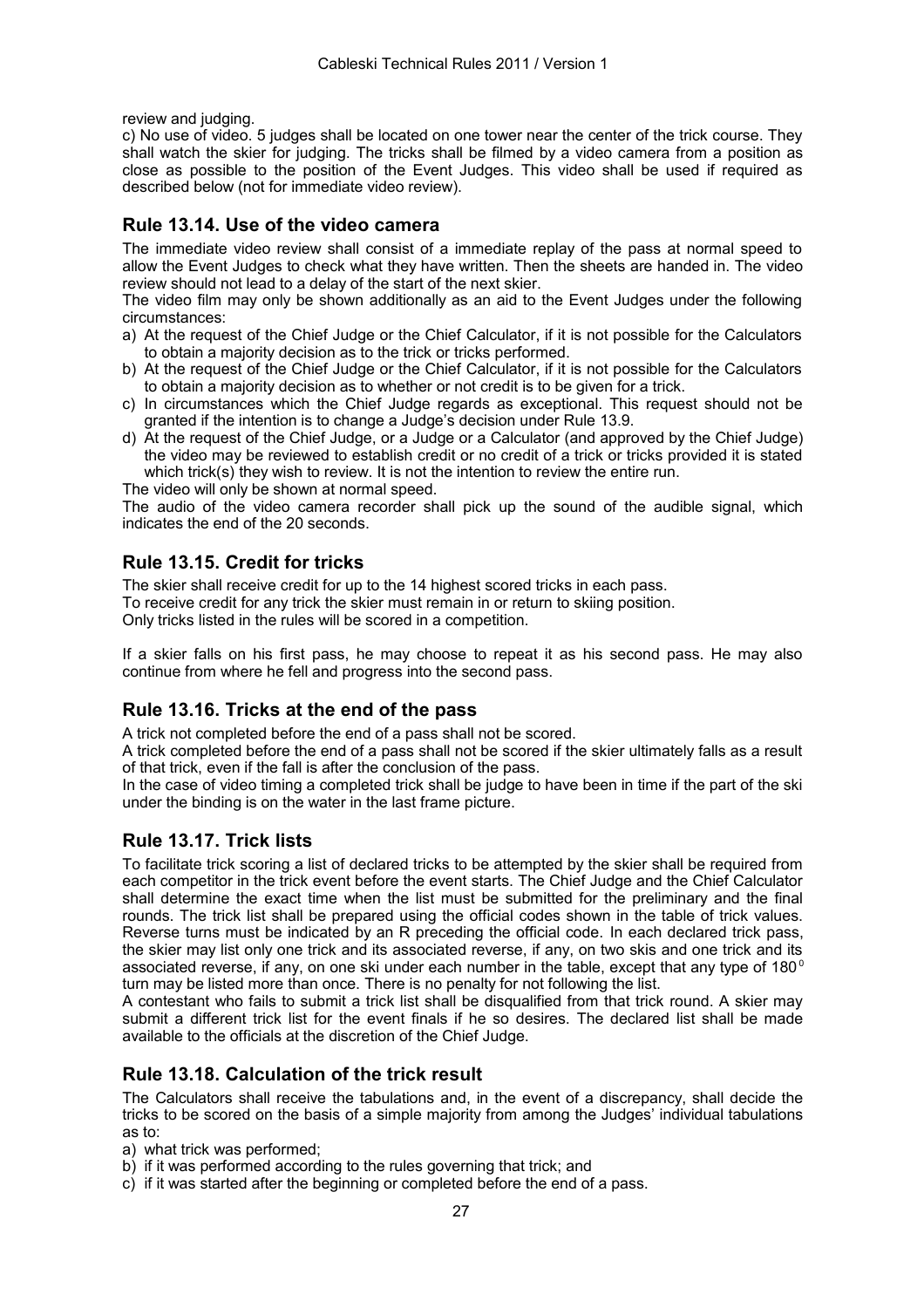review and judging.

c) No use of video. 5 judges shall be located on one tower near the center of the trick course. They shall watch the skier for judging. The tricks shall be filmed by a video camera from a position as close as possible to the position of the Event Judges. This video shall be used if required as described below (not for immediate video review).

## Rule 13.14. Use of the video camera

The immediate video review shall consist of a immediate replay of the pass at normal speed to allow the Event Judges to check what they have written. Then the sheets are handed in. The video review should not lead to a delay of the start of the next skier.

The video film may only be shown additionally as an aid to the Event Judges under the following circumstances:

a) At the request of the Chief Judge or the Chief Calculator, if it is not possible for the Calculators to obtain a majority decision as to the trick or tricks performed.
b) At the request of the Chief Judge or the Chief Calculator, if it is not possible for the Calculators to obtain a majority decision as to whether or not credit is to be given for a trick.
c) In circumstances which the Chief Judge regards as exceptional. This request should not be granted if the intention is to change a Judge's decision under Rule 13.9.
d) At the request of the Chief Judge, or a Judge or a Calculator (and approved by the Chief Judge) the video may be reviewed to establish credit or no credit of a trick or tricks provided it is stated which trick(s) they wish to review. It is not the intention to review the entire run.

The video will only be shown at normal speed.

The audio of the video camera recorder shall pick up the sound of the audible signal, which indicates the end of the 20 seconds.

## Rule 13.15. Credit for tricks

The skier shall receive credit for up to the 14 highest scored tricks in each pass.
To receive credit for any trick the skier must remain in or return to skiing position.
Only tricks listed in the rules will be scored in a competition.

If a skier falls on his first pass, he may choose to repeat it as his second pass. He may also continue from where he fell and progress into the second pass.

## Rule 13.16. Tricks at the end of the pass

A trick not completed before the end of a pass shall not be scored.

A trick completed before the end of a pass shall not be scored if the skier ultimately falls as a result of that trick, even if the fall is after the conclusion of the pass.

In the case of video timing a completed trick shall be judge to have been in time if the part of the ski under the binding is on the water in the last frame picture.

## Rule 13.17. Trick lists

To facilitate trick scoring a list of declared tricks to be attempted by the skier shall be required from each competitor in the trick event before the event starts. The Chief Judge and the Chief Calculator shall determine the exact time when the list must be submitted for the preliminary and the final rounds. The trick list shall be prepared using the official codes shown in the table of trick values. Reverse turns must be indicated by an R preceding the official code. In each declared trick pass, the skier may list only one trick and its associated reverse, if any, on two skis and one trick and its associated reverse, if any, on one ski under each number in the table, except that any type of 180$^{0}$ turn may be listed more than once. There is no penalty for not following the list.

A contestant who fails to submit a trick list shall be disqualified from that trick round. A skier may submit a different trick list for the event finals if he so desires. The declared list shall be made available to the officials at the discretion of the Chief Judge.

## Rule 13.18. Calculation of the trick result

The Calculators shall receive the tabulations and, in the event of a discrepancy, shall decide the tricks to be scored on the basis of a simple majority from among the Judges' individual tabulations as to:

a) what trick was performed;
b) if it was performed according to the rules governing that trick; and
c) if it was started after the beginning or completed before the end of a pass.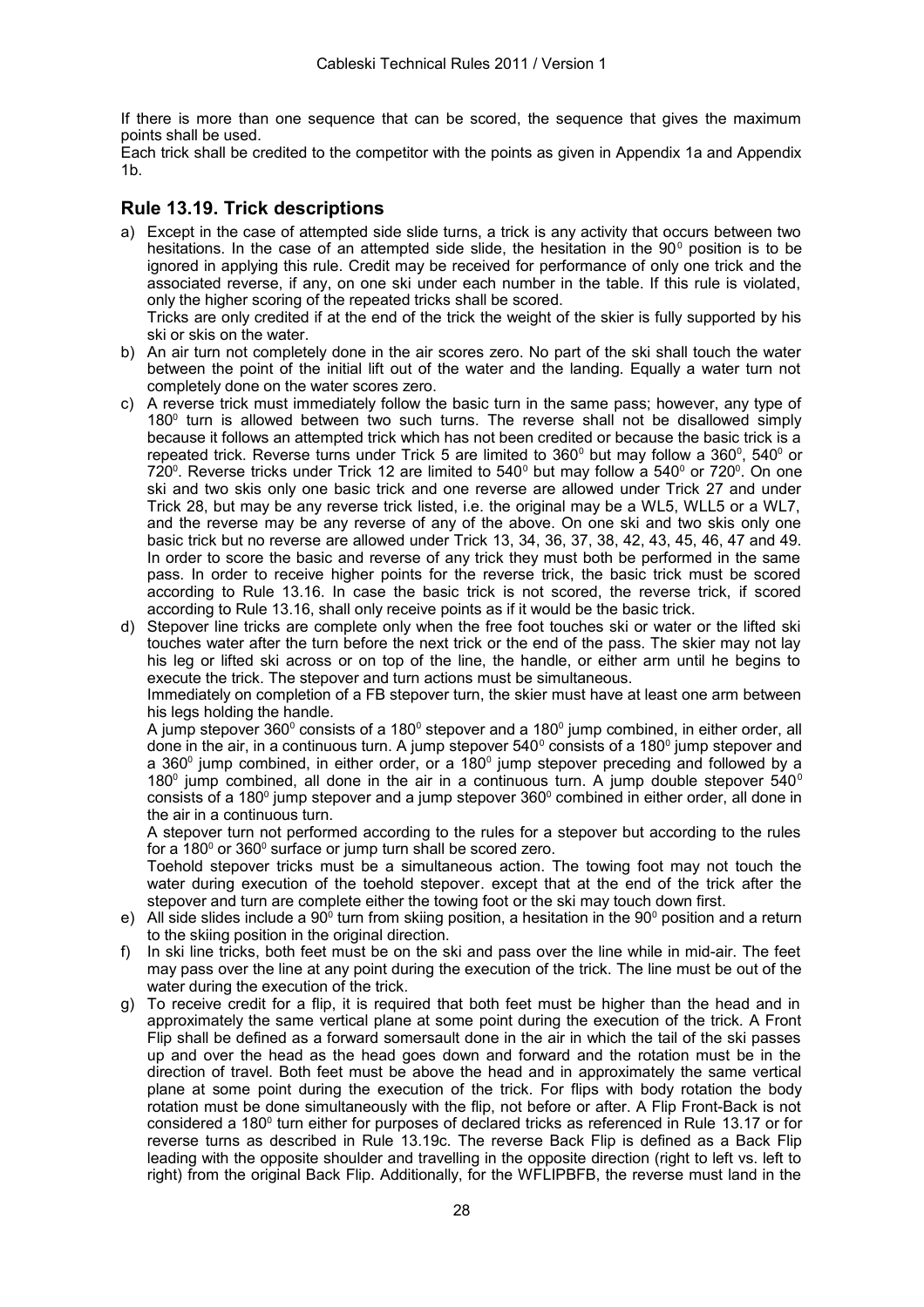If there is more than one sequence that can be scored, the sequence that gives the maximum points shall be used.
Each trick shall be credited to the competitor with the points as given in Appendix 1a and Appendix 1b.

## Rule 13.19. Trick descriptions

a) Except in the case of attempted side slide turns, a trick is any activity that occurs between two hesitations. In the case of an attempted side slide, the hesitation in the $90^0$ position is to be ignored in applying this rule. Credit may be received for performance of only one trick and the associated reverse, if any, on one ski under each number in the table. If this rule is violated, only the higher scoring of the repeated tricks shall be scored.
Tricks are only credited if at the end of the trick the weight of the skier is fully supported by his ski or skis on the water.

b) An air turn not completely done in the air scores zero. No part of the ski shall touch the water between the point of the initial lift out of the water and the landing. Equally a water turn not completely done on the water scores zero.

c) A reverse trick must immediately follow the basic turn in the same pass; however, any type of $180^0$ turn is allowed between two such turns. The reverse shall not be disallowed simply because it follows an attempted trick which has not been credited or because the basic trick is a repeated trick. Reverse turns under Trick 5 are limited to $360^0$ but may follow a $360^0$, $540^0$ or $720^0$. Reverse tricks under Trick 12 are limited to $540^0$ but may follow a $540^0$ or $720^0$. On one ski and two skis only one basic trick and one reverse are allowed under Trick 27 and under Trick 28, but may be any reverse trick listed, i.e. the original may be a WL5, WLL5 or a WL7, and the reverse may be any reverse of any of the above. On one ski and two skis only one basic trick but no reverse are allowed under Trick 13, 34, 36, 37, 38, 42, 43, 45, 46, 47 and 49. In order to score the basic and reverse of any trick they must both be performed in the same pass. In order to receive higher points for the reverse trick, the basic trick must be scored according to Rule 13.16. In case the basic trick is not scored, the reverse trick, if scored according to Rule 13.16, shall only receive points as if it would be the basic trick.

d) Stepover line tricks are complete only when the free foot touches ski or water or the lifted ski touches water after the turn before the next trick or the end of the pass. The skier may not lay his leg or lifted ski across or on top of the line, the handle, or either arm until he begins to execute the trick. The stepover and turn actions must be simultaneous.
Immediately on completion of a FB stepover turn, the skier must have at least one arm between his legs holding the handle.
A jump stepover $360^0$ consists of a $180^0$ stepover and a $180^0$ jump combined, in either order, all done in the air, in a continuous turn. A jump stepover $540^0$ consists of a $180^0$ jump stepover and a $360^0$ jump combined, in either order, or a $180^0$ jump stepover preceding and followed by a $180^0$ jump combined, all done in the air in a continuous turn. A jump double stepover $540^0$ consists of a $180^0$ jump stepover and a jump stepover $360^0$ combined in either order, all done in the air in a continuous turn.
A stepover turn not performed according to the rules for a stepover but according to the rules for a $180^0$ or $360^0$ surface or jump turn shall be scored zero.
Toehold stepover tricks must be a simultaneous action. The towing foot may not touch the water during execution of the toehold stepover. except that at the end of the trick after the stepover and turn are complete either the towing foot or the ski may touch down first.

e) All side slides include a $90^0$ turn from skiing position, a hesitation in the $90^0$ position and a return to the skiing position in the original direction.

f) In ski line tricks, both feet must be on the ski and pass over the line while in mid-air. The feet may pass over the line at any point during the execution of the trick. The line must be out of the water during the execution of the trick.

g) To receive credit for a flip, it is required that both feet must be higher than the head and in approximately the same vertical plane at some point during the execution of the trick. A Front Flip shall be defined as a forward somersault done in the air in which the tail of the ski passes up and over the head as the head goes down and forward and the rotation must be in the direction of travel. Both feet must be above the head and in approximately the same vertical plane at some point during the execution of the trick. For flips with body rotation the body rotation must be done simultaneously with the flip, not before or after. A Flip Front-Back is not considered a $180^0$ turn either for purposes of declared tricks as referenced in Rule 13.17 or for reverse turns as described in Rule 13.19c. The reverse Back Flip is defined as a Back Flip leading with the opposite shoulder and travelling in the opposite direction (right to left vs. left to right) from the original Back Flip. Additionally, for the WFLIPBFB, the reverse must land in the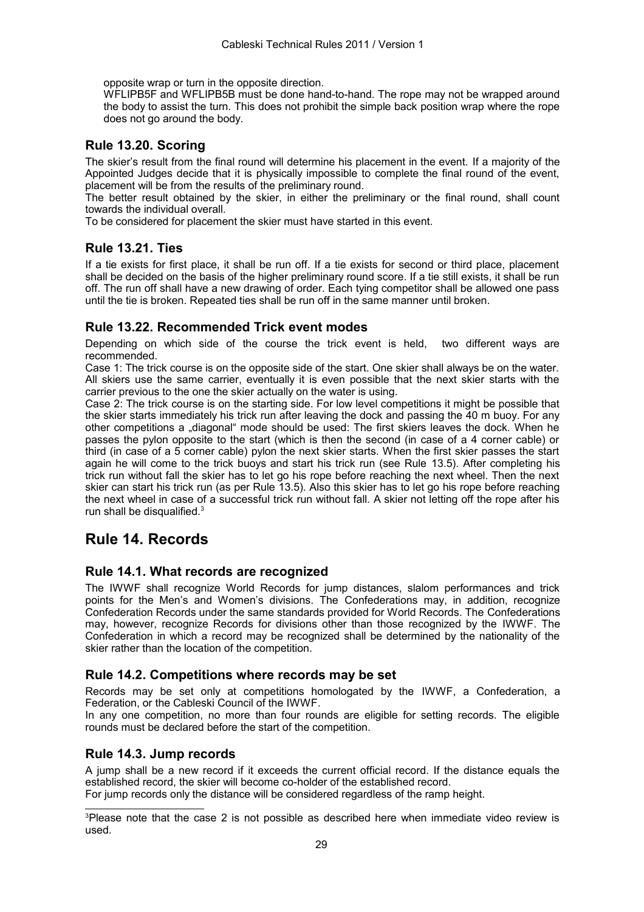opposite wrap or turn in the opposite direction.

WFLIPB5F and WFLIPB5B must be done hand-to-hand. The rope may not be wrapped around the body to assist the turn. This does not prohibit the simple back position wrap where the rope does not go around the body.

### Rule 13.20. Scoring

The skier's result from the final round will determine his placement in the event. If a majority of the Appointed Judges decide that it is physically impossible to complete the final round of the event, placement will be from the results of the preliminary round.

The better result obtained by the skier, in either the preliminary or the final round, shall count towards the individual overall.

To be considered for placement the skier must have started in this event.

### Rule 13.21. Ties

If a tie exists for first place, it shall be run off. If a tie exists for second or third place, placement shall be decided on the basis of the higher preliminary round score. If a tie still exists, it shall be run off. The run off shall have a new drawing of order. Each tying competitor shall be allowed one pass until the tie is broken. Repeated ties shall be run off in the same manner until broken.

### Rule 13.22. Recommended Trick event modes

Depending on which side of the course the trick event is held, two different ways are recommended.

Case 1: The trick course is on the opposite side of the start. One skier shall always be on the water. All skiers use the same carrier, eventually it is even possible that the next skier starts with the carrier previous to the one the skier actually on the water is using.

Case 2: The trick course is on the starting side. For low level competitions it might be possible that the skier starts immediately his trick run after leaving the dock and passing the 40 m buoy. For any other competitions a „diagonal" mode should be used: The first skiers leaves the dock. When he passes the pylon opposite to the start (which is then the second (in case of a 4 corner cable) or third (in case of a 5 corner cable) pylon the next skier starts. When the first skier passes the start again he will come to the trick buoys and start his trick run (see Rule 13.5). After completing his trick run without fall the skier has to let go his rope before reaching the next wheel. Then the next skier can start his trick run (as per Rule 13.5). Also this skier has to let go his rope before reaching the next wheel in case of a successful trick run without fall. A skier not letting off the rope after his run shall be disqualified.[3]

## Rule 14. Records

### Rule 14.1. What records are recognized

The IWWF shall recognize World Records for jump distances, slalom performances and trick points for the Men's and Women's divisions. The Confederations may, in addition, recognize Confederation Records under the same standards provided for World Records. The Confederations may, however, recognize Records for divisions other than those recognized by the IWWF. The Confederation in which a record may be recognized shall be determined by the nationality of the skier rather than the location of the competition.

### Rule 14.2. Competitions where records may be set

Records may be set only at competitions homologated by the IWWF, a Confederation, a Federation, or the Cableski Council of the IWWF.

In any one competition, no more than four rounds are eligible for setting records. The eligible rounds must be declared before the start of the competition.

### Rule 14.3. Jump records

A jump shall be a new record if it exceeds the current official record. If the distance equals the established record, the skier will become co-holder of the established record.

For jump records only the distance will be considered regardless of the ramp height.

---

[3]Please note that the case 2 is not possible as described here when immediate video review is used.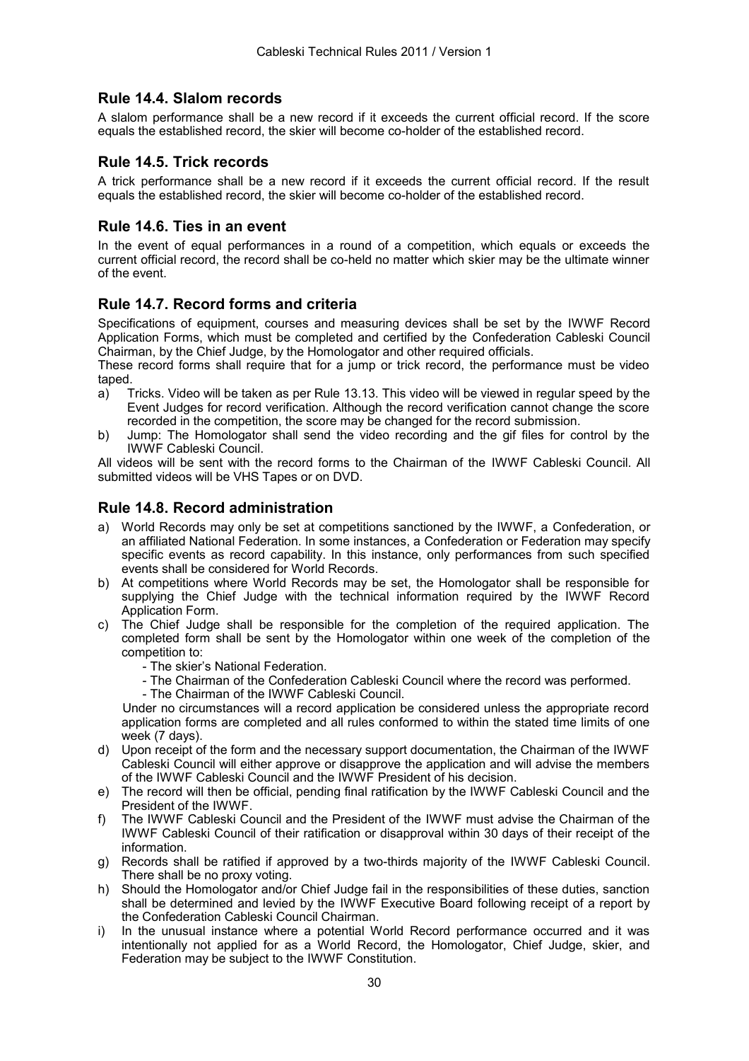## Rule 14.4. Slalom records

A slalom performance shall be a new record if it exceeds the current official record. If the score equals the established record, the skier will become co-holder of the established record.

## Rule 14.5. Trick records

A trick performance shall be a new record if it exceeds the current official record. If the result equals the established record, the skier will become co-holder of the established record.

## Rule 14.6. Ties in an event

In the event of equal performances in a round of a competition, which equals or exceeds the current official record, the record shall be co-held no matter which skier may be the ultimate winner of the event.

## Rule 14.7. Record forms and criteria

Specifications of equipment, courses and measuring devices shall be set by the IWWF Record Application Forms, which must be completed and certified by the Confederation Cableski Council Chairman, by the Chief Judge, by the Homologator and other required officials.

These record forms shall require that for a jump or trick record, the performance must be video taped.

a) Tricks. Video will be taken as per Rule 13.13. This video will be viewed in regular speed by the Event Judges for record verification. Although the record verification cannot change the score recorded in the competition, the score may be changed for the record submission.
b) Jump: The Homologator shall send the video recording and the gif files for control by the IWWF Cableski Council.

All videos will be sent with the record forms to the Chairman of the IWWF Cableski Council. All submitted videos will be VHS Tapes or on DVD.

## Rule 14.8. Record administration

a) World Records may only be set at competitions sanctioned by the IWWF, a Confederation, or an affiliated National Federation. In some instances, a Confederation or Federation may specify specific events as record capability. In this instance, only performances from such specified events shall be considered for World Records.
b) At competitions where World Records may be set, the Homologator shall be responsible for supplying the Chief Judge with the technical information required by the IWWF Record Application Form.
c) The Chief Judge shall be responsible for the completion of the required application. The completed form shall be sent by the Homologator within one week of the completion of the competition to:
   - The skier's National Federation.
   - The Chairman of the Confederation Cableski Council where the record was performed.
   - The Chairman of the IWWF Cableski Council.

   Under no circumstances will a record application be considered unless the appropriate record application forms are completed and all rules conformed to within the stated time limits of one week (7 days).
d) Upon receipt of the form and the necessary support documentation, the Chairman of the IWWF Cableski Council will either approve or disapprove the application and will advise the members of the IWWF Cableski Council and the IWWF President of his decision.
e) The record will then be official, pending final ratification by the IWWF Cableski Council and the President of the IWWF.
f) The IWWF Cableski Council and the President of the IWWF must advise the Chairman of the IWWF Cableski Council of their ratification or disapproval within 30 days of their receipt of the information.
g) Records shall be ratified if approved by a two-thirds majority of the IWWF Cableski Council. There shall be no proxy voting.
h) Should the Homologator and/or Chief Judge fail in the responsibilities of these duties, sanction shall be determined and levied by the IWWF Executive Board following receipt of a report by the Confederation Cableski Council Chairman.
i) In the unusual instance where a potential World Record performance occurred and it was intentionally not applied for as a World Record, the Homologator, Chief Judge, skier, and Federation may be subject to the IWWF Constitution.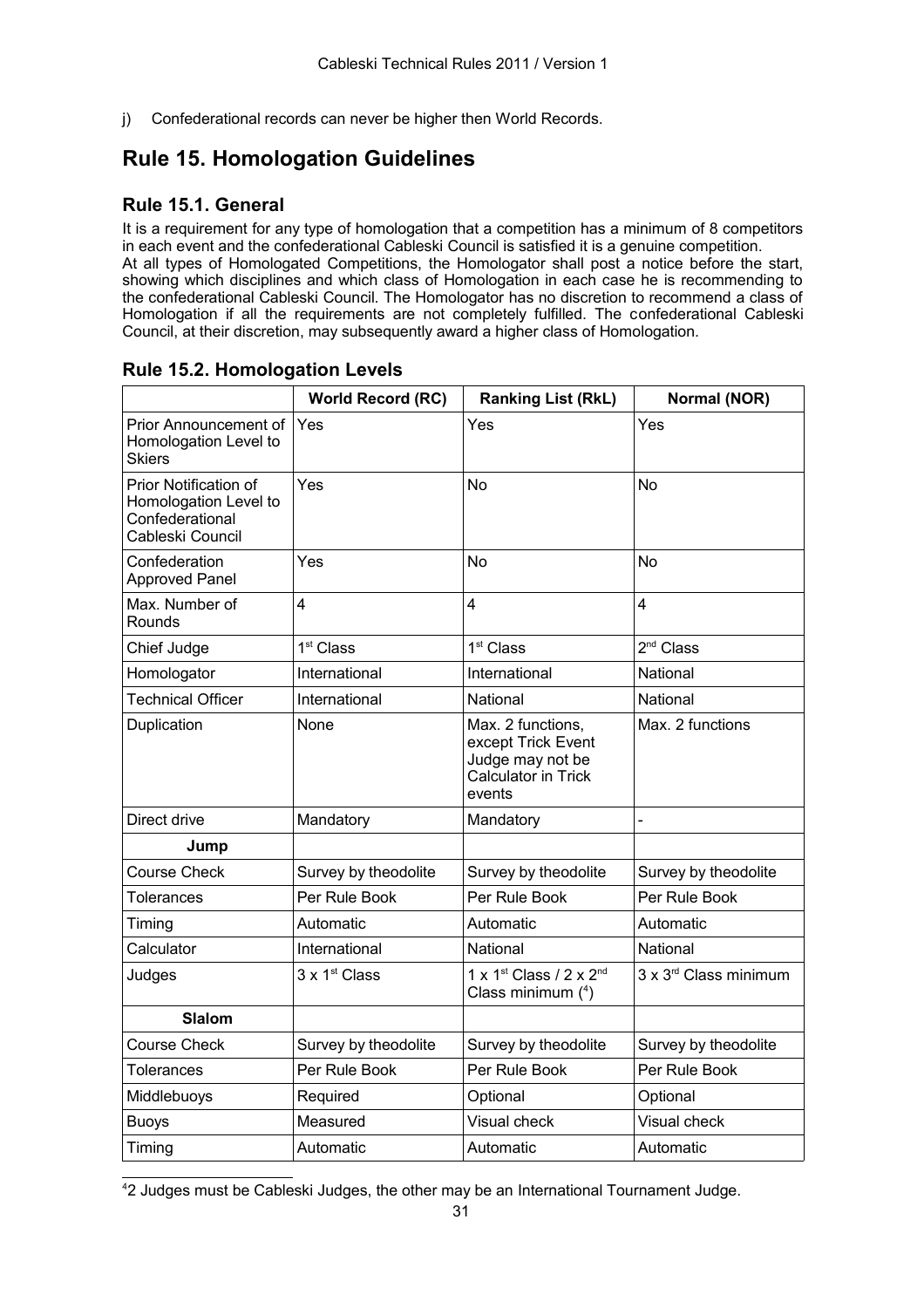j) Confederational records can never be higher then World Records.

## Rule 15. Homologation Guidelines

### Rule 15.1. General

It is a requirement for any type of homologation that a competition has a minimum of 8 competitors in each event and the confederational Cableski Council is satisfied it is a genuine competition.
At all types of Homologated Competitions, the Homologator shall post a notice before the start, showing which disciplines and which class of Homologation in each case he is recommending to the confederational Cableski Council. The Homologator has no discretion to recommend a class of Homologation if all the requirements are not completely fulfilled. The confederational Cableski Council, at their discretion, may subsequently award a higher class of Homologation.

### Rule 15.2. Homologation Levels

| | World Record (RC) | Ranking List (RkL) | Normal (NOR) |
|---|---|---|---|
| Prior Announcement of Homologation Level to Skiers | Yes | Yes | Yes |
| Prior Notification of Homologation Level to Confederational Cableski Council | Yes | No | No |
| Confederation Approved Panel | Yes | No | No |
| Max. Number of Rounds | 4 | 4 | 4 |
| Chief Judge | 1st Class | 1st Class | 2nd Class |
| Homologator | International | International | National |
| Technical Officer | International | National | National |
| Duplication | None | Max. 2 functions, except Trick Event Judge may not be Calculator in Trick events | Max. 2 functions |
| Direct drive | Mandatory | Mandatory | - |
| **Jump** | | | |
| Course Check | Survey by theodolite | Survey by theodolite | Survey by theodolite |
| Tolerances | Per Rule Book | Per Rule Book | Per Rule Book |
| Timing | Automatic | Automatic | Automatic |
| Calculator | International | National | National |
| Judges | 3 x 1st Class | 1 x 1st Class / 2 x 2nd Class minimum ([4]) | 3 x 3rd Class minimum |
| **Slalom** | | | |
| Course Check | Survey by theodolite | Survey by theodolite | Survey by theodolite |
| Tolerances | Per Rule Book | Per Rule Book | Per Rule Book |
| Middlebuoys | Required | Optional | Optional |
| Buoys | Measured | Visual check | Visual check |
| Timing | Automatic | Automatic | Automatic |

[4] 2 Judges must be Cableski Judges, the other may be an International Tournament Judge.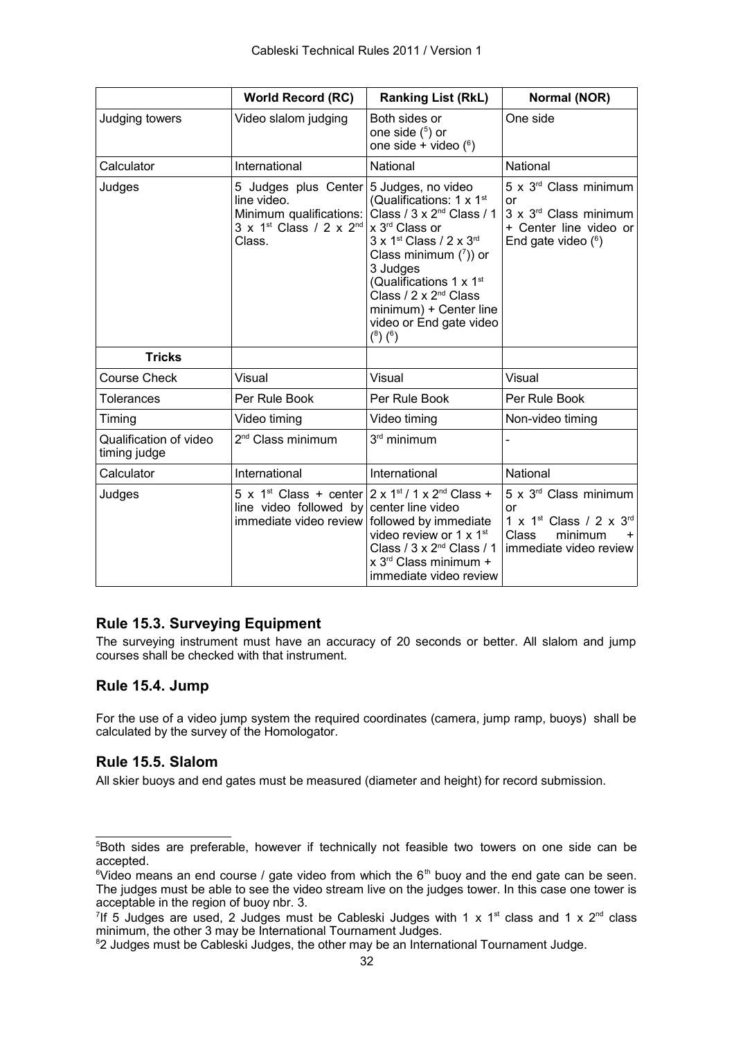| | World Record (RC) | Ranking List (RkL) | Normal (NOR) |
|---|---|---|---|
| Judging towers | Video slalom judging | Both sides or one side ([5]) or one side + video ([6]) | One side |
| Calculator | International | National | National |
| Judges | 5 Judges plus Center line video. Minimum qualifications: 3 x 1st Class / 2 x 2nd Class. | 5 Judges, no video (Qualifications: 1 x 1st Class / 3 x 2nd Class / 1 x 3rd Class or 3 x 1st Class / 2 x 3rd Class minimum ([7])) or 3 Judges (Qualifications 1 x 1st Class / 2 x 2nd Class minimum) + Center line video or End gate video ([8]) ([6]) | 5 x 3rd Class minimum or 3 x 3rd Class minimum + Center line video or End gate video ([6]) |
| **Tricks** | | | |
| Course Check | Visual | Visual | Visual |
| Tolerances | Per Rule Book | Per Rule Book | Per Rule Book |
| Timing | Video timing | Video timing | Non-video timing |
| Qualification of video timing judge | 2nd Class minimum | 3rd minimum | - |
| Calculator | International | International | National |
| Judges | 5 x 1st Class + center line video followed by immediate video review | 2 x 1st / 1 x 2nd Class + center line video followed by immediate video review or 1 x 1st Class / 3 x 2nd Class / 1 x 3rd Class minimum + immediate video review | 5 x 3rd Class minimum or 1 x 1st Class / 2 x 3rd Class minimum + immediate video review |

## Rule 15.3. Surveying Equipment

The surveying instrument must have an accuracy of 20 seconds or better. All slalom and jump courses shall be checked with that instrument.

## Rule 15.4. Jump

For the use of a video jump system the required coordinates (camera, jump ramp, buoys) shall be calculated by the survey of the Homologator.

## Rule 15.5. Slalom

All skier buoys and end gates must be measured (diameter and height) for record submission.

---

[5] Both sides are preferable, however if technically not feasible two towers on one side can be accepted.

[6] Video means an end course / gate video from which the 6th buoy and the end gate can be seen. The judges must be able to see the video stream live on the judges tower. In this case one tower is acceptable in the region of buoy nbr. 3.

[7] If 5 Judges are used, 2 Judges must be Cableski Judges with 1 x 1st class and 1 x 2nd class minimum, the other 3 may be International Tournament Judges.

[8] 2 Judges must be Cableski Judges, the other may be an International Tournament Judge.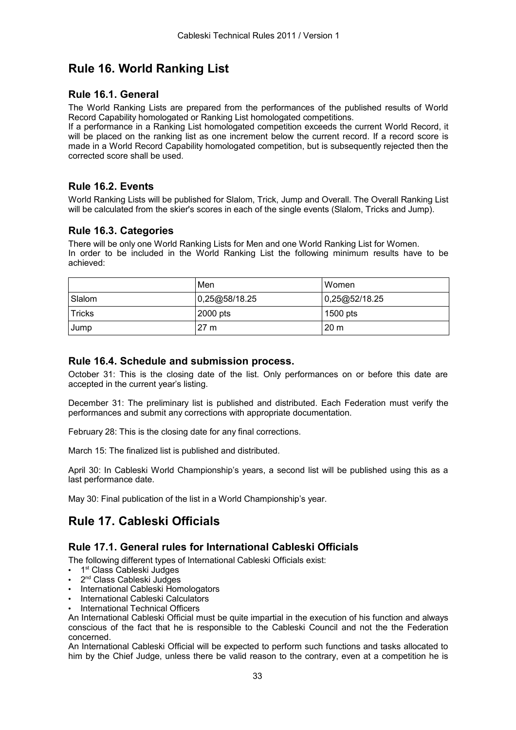# Rule 16. World Ranking List

## Rule 16.1. General

The World Ranking Lists are prepared from the performances of the published results of World Record Capability homologated or Ranking List homologated competitions.
If a performance in a Ranking List homologated competition exceeds the current World Record, it will be placed on the ranking list as one increment below the current record. If a record score is made in a World Record Capability homologated competition, but is subsequently rejected then the corrected score shall be used.

## Rule 16.2. Events

World Ranking Lists will be published for Slalom, Trick, Jump and Overall. The Overall Ranking List will be calculated from the skier's scores in each of the single events (Slalom, Tricks and Jump).

## Rule 16.3. Categories

There will be only one World Ranking Lists for Men and one World Ranking List for Women.
In order to be included in the World Ranking List the following minimum results have to be achieved:

| | Men | Women |
|---|---|---|
| Slalom | 0,25@58/18.25 | 0,25@52/18.25 |
| Tricks | 2000 pts | 1500 pts |
| Jump | 27 m | 20 m |

## Rule 16.4. Schedule and submission process.

October 31: This is the closing date of the list. Only performances on or before this date are accepted in the current year's listing.

December 31: The preliminary list is published and distributed. Each Federation must verify the performances and submit any corrections with appropriate documentation.

February 28: This is the closing date for any final corrections.

March 15: The finalized list is published and distributed.

April 30: In Cableski World Championship's years, a second list will be published using this as a last performance date.

May 30: Final publication of the list in a World Championship's year.

# Rule 17. Cableski Officials

## Rule 17.1. General rules for International Cableski Officials

The following different types of International Cableski Officials exist:

- 1st Class Cableski Judges
- 2nd Class Cableski Judges
- International Cableski Homologators
- International Cableski Calculators
- International Technical Officers

An International Cableski Official must be quite impartial in the execution of his function and always conscious of the fact that he is responsible to the Cableski Council and not the the Federation concerned.
An International Cableski Official will be expected to perform such functions and tasks allocated to him by the Chief Judge, unless there be valid reason to the contrary, even at a competition he is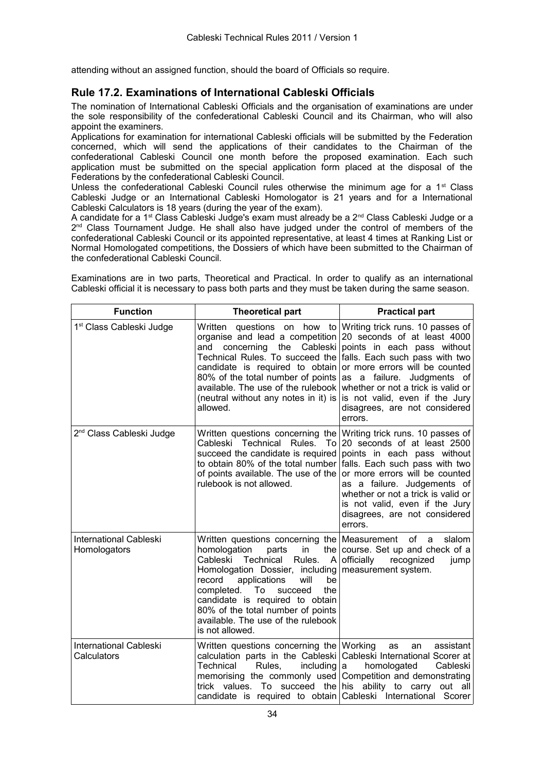attending without an assigned function, should the board of Officials so require.

## Rule 17.2. Examinations of International Cableski Officials

The nomination of International Cableski Officials and the organisation of examinations are under the sole responsibility of the confederational Cableski Council and its Chairman, who will also appoint the examiners.

Applications for examination for international Cableski officials will be submitted by the Federation concerned, which will send the applications of their candidates to the Chairman of the confederational Cableski Council one month before the proposed examination. Each such application must be submitted on the special application form placed at the disposal of the Federations by the confederational Cableski Council.

Unless the confederational Cableski Council rules otherwise the minimum age for a 1st Class Cableski Judge or an International Cableski Homologator is 21 years and for a International Cableski Calculators is 18 years (during the year of the exam).

A candidate for a 1st Class Cableski Judge's exam must already be a 2nd Class Cableski Judge or a 2nd Class Tournament Judge. He shall also have judged under the control of members of the confederational Cableski Council or its appointed representative, at least 4 times at Ranking List or Normal Homologated competitions, the Dossiers of which have been submitted to the Chairman of the confederational Cableski Council.

Examinations are in two parts, Theoretical and Practical. In order to qualify as an international Cableski official it is necessary to pass both parts and they must be taken during the same season.

| Function | Theoretical part | Practical part |
|---|---|---|
| 1st Class Cableski Judge | Written questions on how to organise and lead a competition and concerning the Cableski Technical Rules. To succeed the candidate is required to obtain 80% of the total number of points available. The use of the rulebook (neutral without any notes in it) is allowed. | Writing trick runs. 10 passes of 20 seconds of at least 4000 points in each pass without falls. Each such pass with two or more errors will be counted as a failure. Judgments of whether or not a trick is valid or is not valid, even if the Jury disagrees, are not considered errors. |
| 2nd Class Cableski Judge | Written questions concerning the Cableski Technical Rules. To succeed the candidate is required to obtain 80% of the total number of points available. The use of the rulebook is not allowed. | Writing trick runs. 10 passes of 20 seconds of at least 2500 points in each pass without falls. Each such pass with two or more errors will be counted as a failure. Judgements of whether or not a trick is valid or is not valid, even if the Jury disagrees, are not considered errors. |
| International Cableski Homologators | Written questions concerning the homologation parts in the Cableski Technical Rules. A Homologation Dossier, including record applications will be completed. To succeed the candidate is required to obtain 80% of the total number of points available. The use of the rulebook is not allowed. | Measurement of a slalom course. Set up and check of a officially recognized jump measurement system. |
| International Cableski Calculators | Written questions concerning the calculation parts in the Cableski Technical Rules, including memorising the commonly used trick values. To succeed the candidate is required to obtain | Working as an assistant Cableski International Scorer at a homologated Cableski Competition and demonstrating his ability to carry out all Cableski International Scorer |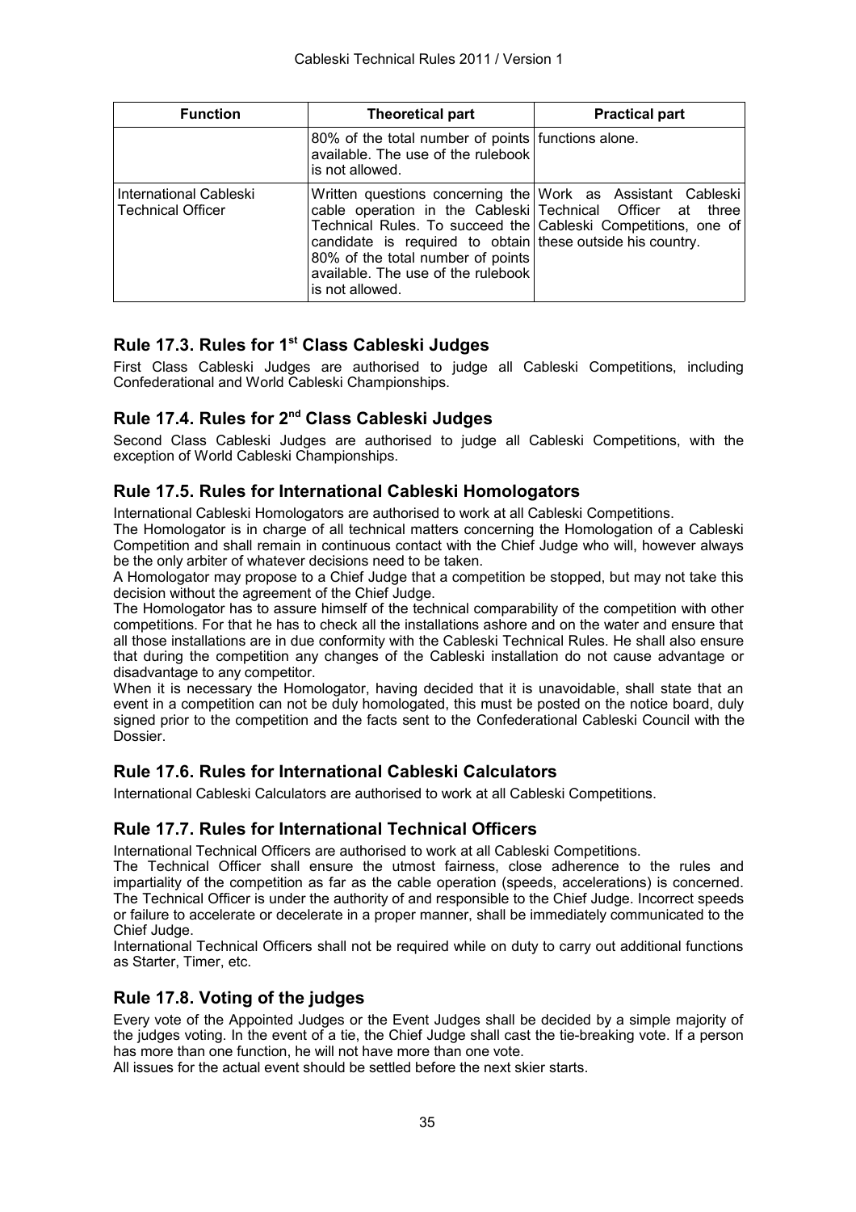| Function | Theoretical part | Practical part |
| --- | --- | --- |
| | 80% of the total number of points available. The use of the rulebook is not allowed. | functions alone. |
| International Cableski Technical Officer | Written questions concerning the cable operation in the Cableski Technical Rules. To succeed the candidate is required to obtain 80% of the total number of points available. The use of the rulebook is not allowed. | Work as Assistant Cableski Technical Officer at three Cableski Competitions, one of these outside his country. |

## Rule 17.3. Rules for 1st Class Cableski Judges

First Class Cableski Judges are authorised to judge all Cableski Competitions, including Confederational and World Cableski Championships.

## Rule 17.4. Rules for 2nd Class Cableski Judges

Second Class Cableski Judges are authorised to judge all Cableski Competitions, with the exception of World Cableski Championships.

## Rule 17.5. Rules for International Cableski Homologators

International Cableski Homologators are authorised to work at all Cableski Competitions.

The Homologator is in charge of all technical matters concerning the Homologation of a Cableski Competition and shall remain in continuous contact with the Chief Judge who will, however always be the only arbiter of whatever decisions need to be taken.

A Homologator may propose to a Chief Judge that a competition be stopped, but may not take this decision without the agreement of the Chief Judge.

The Homologator has to assure himself of the technical comparability of the competition with other competitions. For that he has to check all the installations ashore and on the water and ensure that all those installations are in due conformity with the Cableski Technical Rules. He shall also ensure that during the competition any changes of the Cableski installation do not cause advantage or disadvantage to any competitor.

When it is necessary the Homologator, having decided that it is unavoidable, shall state that an event in a competition can not be duly homologated, this must be posted on the notice board, duly signed prior to the competition and the facts sent to the Confederational Cableski Council with the Dossier.

## Rule 17.6. Rules for International Cableski Calculators

International Cableski Calculators are authorised to work at all Cableski Competitions.

## Rule 17.7. Rules for International Technical Officers

International Technical Officers are authorised to work at all Cableski Competitions.

The Technical Officer shall ensure the utmost fairness, close adherence to the rules and impartiality of the competition as far as the cable operation (speeds, accelerations) is concerned. The Technical Officer is under the authority of and responsible to the Chief Judge. Incorrect speeds or failure to accelerate or decelerate in a proper manner, shall be immediately communicated to the Chief Judge.

International Technical Officers shall not be required while on duty to carry out additional functions as Starter, Timer, etc.

## Rule 17.8. Voting of the judges

Every vote of the Appointed Judges or the Event Judges shall be decided by a simple majority of the judges voting. In the event of a tie, the Chief Judge shall cast the tie-breaking vote. If a person has more than one function, he will not have more than one vote.

All issues for the actual event should be settled before the next skier starts.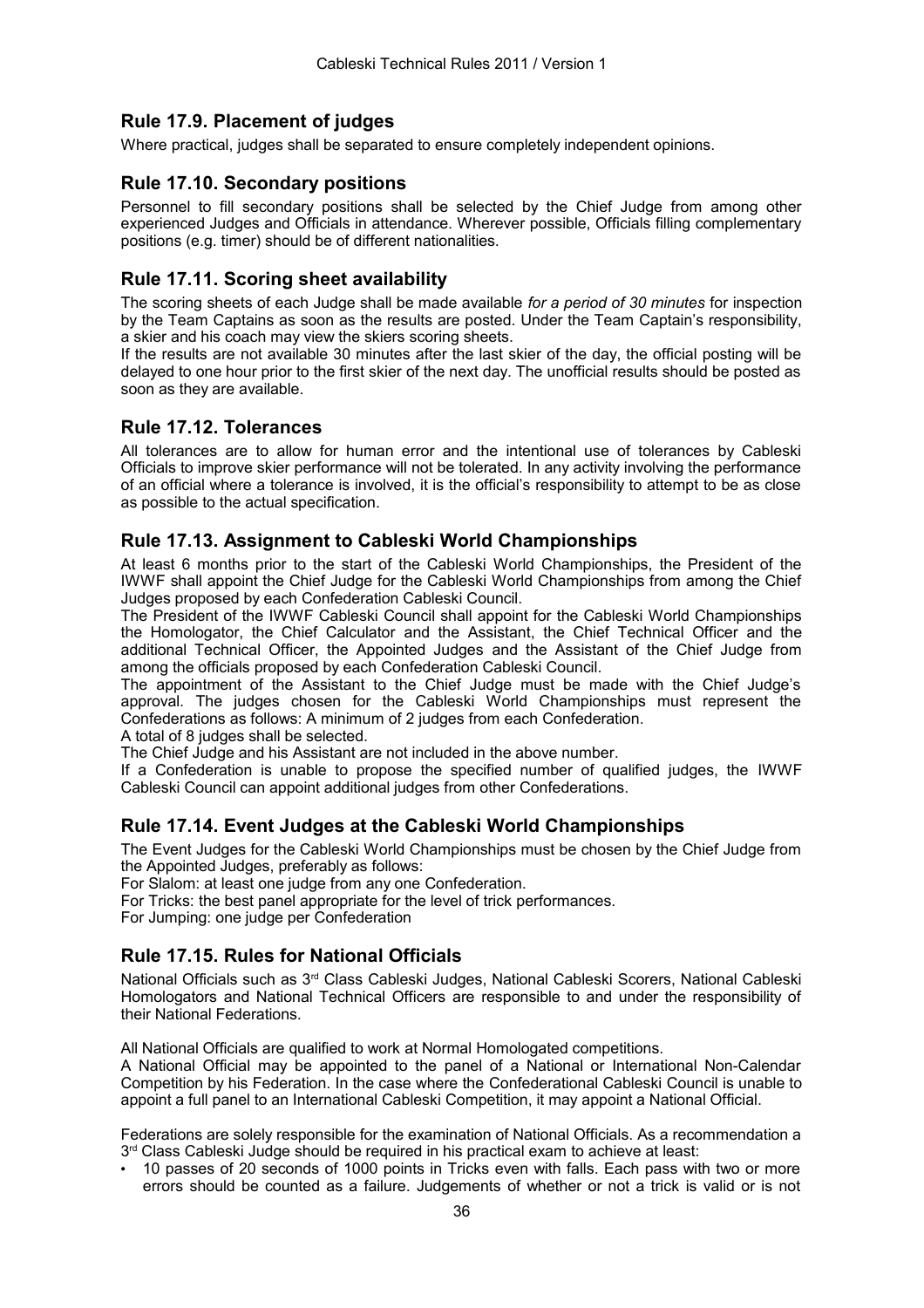## Rule 17.9. Placement of judges

Where practical, judges shall be separated to ensure completely independent opinions.

## Rule 17.10. Secondary positions

Personnel to fill secondary positions shall be selected by the Chief Judge from among other experienced Judges and Officials in attendance. Wherever possible, Officials filling complementary positions (e.g. timer) should be of different nationalities.

## Rule 17.11. Scoring sheet availability

The scoring sheets of each Judge shall be made available *for a period of 30 minutes* for inspection by the Team Captains as soon as the results are posted. Under the Team Captain's responsibility, a skier and his coach may view the skiers scoring sheets.

If the results are not available 30 minutes after the last skier of the day, the official posting will be delayed to one hour prior to the first skier of the next day. The unofficial results should be posted as soon as they are available.

## Rule 17.12. Tolerances

All tolerances are to allow for human error and the intentional use of tolerances by Cableski Officials to improve skier performance will not be tolerated. In any activity involving the performance of an official where a tolerance is involved, it is the official's responsibility to attempt to be as close as possible to the actual specification.

## Rule 17.13. Assignment to Cableski World Championships

At least 6 months prior to the start of the Cableski World Championships, the President of the IWWF shall appoint the Chief Judge for the Cableski World Championships from among the Chief Judges proposed by each Confederation Cableski Council.

The President of the IWWF Cableski Council shall appoint for the Cableski World Championships the Homologator, the Chief Calculator and the Assistant, the Chief Technical Officer and the additional Technical Officer, the Appointed Judges and the Assistant of the Chief Judge from among the officials proposed by each Confederation Cableski Council.

The appointment of the Assistant to the Chief Judge must be made with the Chief Judge's approval. The judges chosen for the Cableski World Championships must represent the Confederations as follows: A minimum of 2 judges from each Confederation.

A total of 8 judges shall be selected.

The Chief Judge and his Assistant are not included in the above number.

If a Confederation is unable to propose the specified number of qualified judges, the IWWF Cableski Council can appoint additional judges from other Confederations.

## Rule 17.14. Event Judges at the Cableski World Championships

The Event Judges for the Cableski World Championships must be chosen by the Chief Judge from the Appointed Judges, preferably as follows:

For Slalom: at least one judge from any one Confederation.

For Tricks: the best panel appropriate for the level of trick performances.

For Jumping: one judge per Confederation

## Rule 17.15. Rules for National Officials

National Officials such as 3rd Class Cableski Judges, National Cableski Scorers, National Cableski Homologators and National Technical Officers are responsible to and under the responsibility of their National Federations.

All National Officials are qualified to work at Normal Homologated competitions.

A National Official may be appointed to the panel of a National or International Non-Calendar Competition by his Federation. In the case where the Confederational Cableski Council is unable to appoint a full panel to an International Cableski Competition, it may appoint a National Official.

Federations are solely responsible for the examination of National Officials. As a recommendation a 3rd Class Cableski Judge should be required in his practical exam to achieve at least:

- 10 passes of 20 seconds of 1000 points in Tricks even with falls. Each pass with two or more errors should be counted as a failure. Judgements of whether or not a trick is valid or is not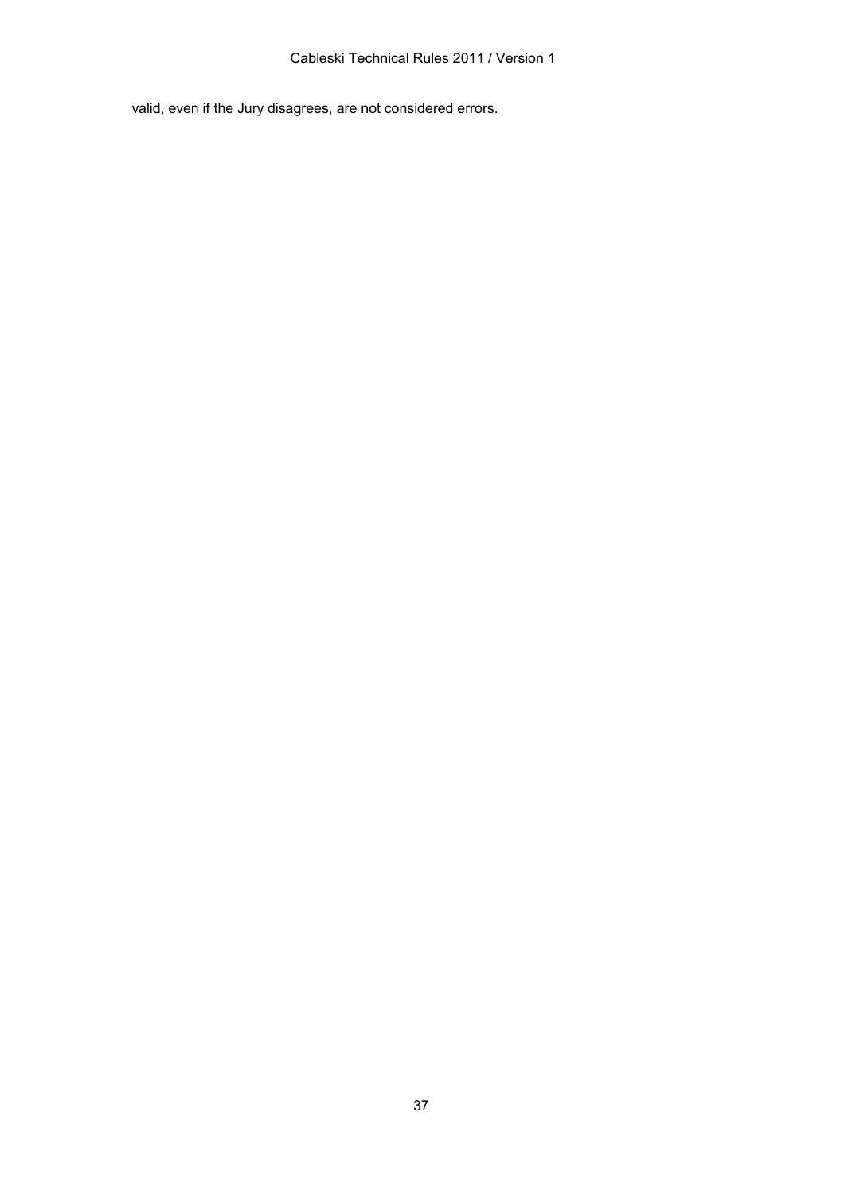valid, even if the Jury disagrees, are not considered errors.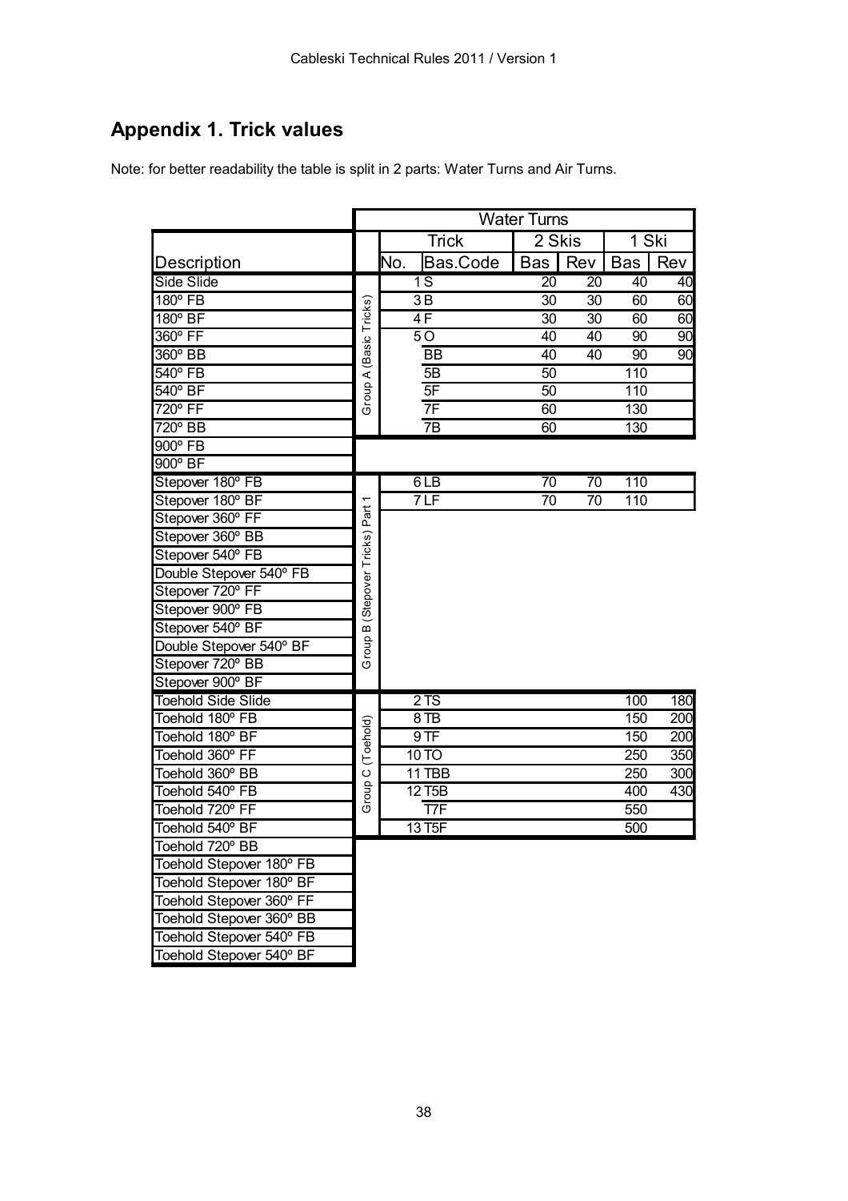## Appendix 1. Trick values

Note: for better readability the table is split in 2 parts: Water Turns and Air Turns.

| | | Water Turns | | | | | |
|---|---|---|---|---|---|---|---|
| | | Trick | | 2 Skis | | 1 Ski | |
| Description | | No. | Bas.Code | Bas | Rev | Bas | Rev |
| Side Slide | Group A (Basic Tricks) | 1 | S | 20 | 20 | 40 | 40 |
| 180º FB | | 3 | B | 30 | 30 | 60 | 60 |
| 180º BF | | 4 | F | 30 | 30 | 60 | 60 |
| 360º FF | | 5 | O | 40 | 40 | 90 | 90 |
| 360º BB | | | BB | 40 | 40 | 90 | 90 |
| 540º FB | | | 5B | 50 | | 110 | |
| 540º BF | | | 5F | 50 | | 110 | |
| 720º FF | | | 7F | 60 | | 130 | |
| 720º BB | | | 7B | 60 | | 130 | |
| 900º FB | | | | | | | |
| 900º BF | | | | | | | |
| Stepover 180º FB | Group B (Stepover Tricks) Part 1 | 6 | LB | 70 | 70 | 110 | |
| Stepover 180º BF | | 7 | LF | 70 | 70 | 110 | |
| Stepover 360º FF | | | | | | | |
| Stepover 360º BB | | | | | | | |
| Stepover 540º FB | | | | | | | |
| Double Stepover 540º FB | | | | | | | |
| Stepover 720º FF | | | | | | | |
| Stepover 900º FB | | | | | | | |
| Stepover 540º BF | | | | | | | |
| Double Stepover 540º BF | | | | | | | |
| Stepover 720º BB | | | | | | | |
| Stepover 900º BF | | | | | | | |
| Toehold Side Slide | Group C (Toehold) | 2 | TS | | | 100 | 180 |
| Toehold 180º FB | | 8 | TB | | | 150 | 200 |
| Toehold 180º BF | | 9 | TF | | | 150 | 200 |
| Toehold 360º FF | | 10 | TO | | | 250 | 350 |
| Toehold 360º BB | | 11 | TBB | | | 250 | 300 |
| Toehold 540º FB | | 12 | T5B | | | 400 | 430 |
| Toehold 720º FF | | | T7F | | | 550 | |
| Toehold 540º BF | | 13 | T5F | | | 500 | |
| Toehold 720º BB | | | | | | | |
| Toehold Stepover 180º FB | | | | | | | |
| Toehold Stepover 180º BF | | | | | | | |
| Toehold Stepover 360º FF | | | | | | | |
| Toehold Stepover 360º BB | | | | | | | |
| Toehold Stepover 540º FB | | | | | | | |
| Toehold Stepover 540º BF | | | | | | | |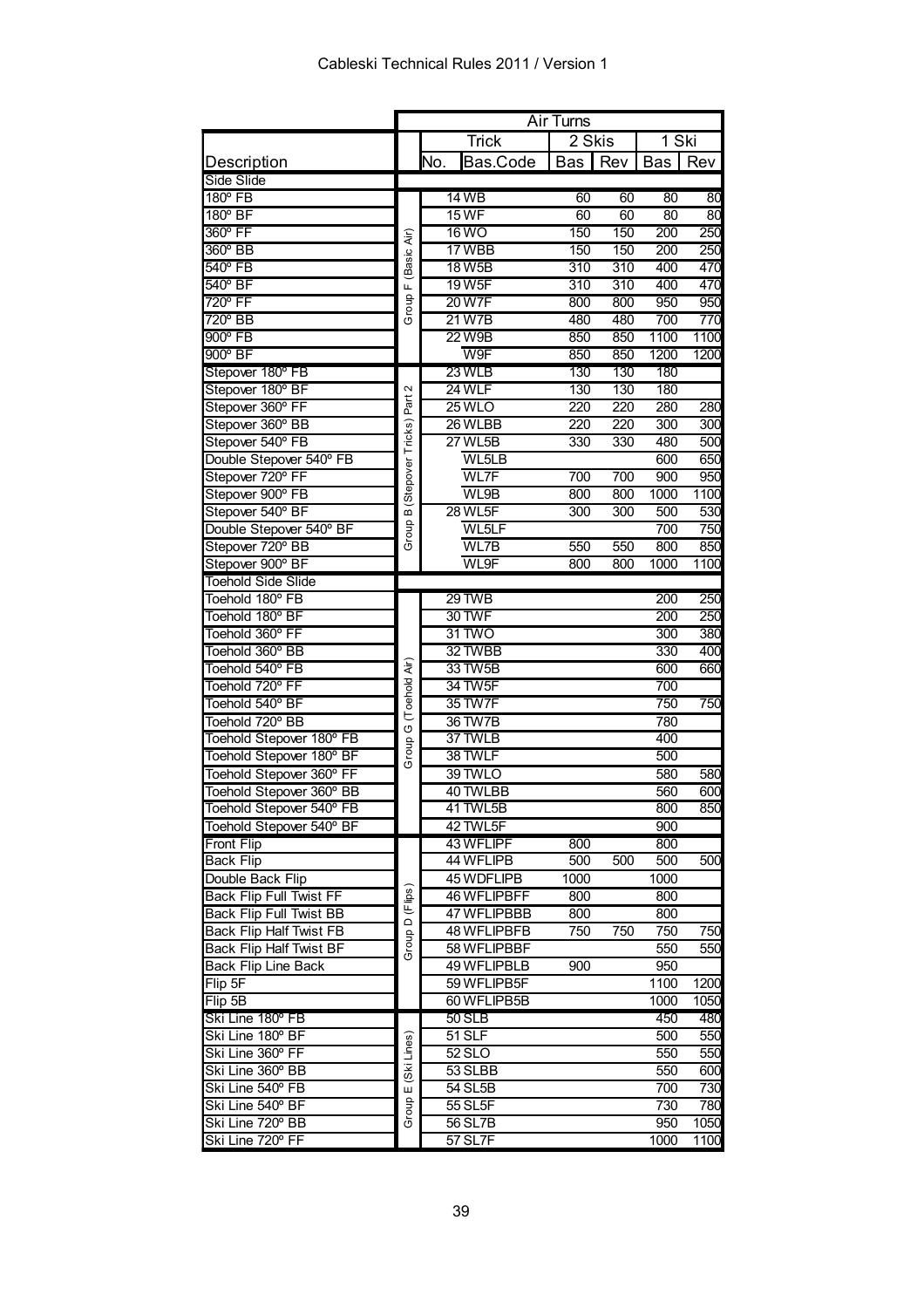| | | Air Turns | | | | | |
|---|---|---|---|---|---|---|---|
| | | Trick | | 2 Skis | | 1 Ski | |
| Description | | No. | Bas.Code | Bas | Rev | Bas | Rev |
| Side Slide | | | | | | | |
| 180º FB | Group F (Basic Air) | 14 | WB | 60 | 60 | 80 | 80 |
| 180º BF | | 15 | WF | 60 | 60 | 80 | 80 |
| 360º FF | | 16 | WO | 150 | 150 | 200 | 250 |
| 360º BB | | 17 | WBB | 150 | 150 | 200 | 250 |
| 540º FB | | 18 | W5B | 310 | 310 | 400 | 470 |
| 540º BF | | 19 | W5F | 310 | 310 | 400 | 470 |
| 720º FF | | 20 | W7F | 800 | 800 | 950 | 950 |
| 720º BB | | 21 | W7B | 480 | 480 | 700 | 770 |
| 900º FB | | 22 | W9B | 850 | 850 | 1100 | 1100 |
| 900º BF | | | W9F | 850 | 850 | 1200 | 1200 |
| Stepover 180º FB | Group B (Stepover Tricks) Part 2 | 23 | WLB | 130 | 130 | 180 | |
| Stepover 180º BF | | 24 | WLF | 130 | 130 | 180 | |
| Stepover 360º FF | | 25 | WLO | 220 | 220 | 280 | 280 |
| Stepover 360º BB | | 26 | WLBB | 220 | 220 | 300 | 300 |
| Stepover 540º FB | | 27 | WL5B | 330 | 330 | 480 | 500 |
| Double Stepover 540º FB | | | WL5LB | | | 600 | 650 |
| Stepover 720º FF | | | WL7F | 700 | 700 | 900 | 950 |
| Stepover 900º FB | | | WL9B | 800 | 800 | 1000 | 1100 |
| Stepover 540º BF | | 28 | WL5F | 300 | 300 | 500 | 530 |
| Double Stepover 540º BF | | | WL5LF | | | 700 | 750 |
| Stepover 720º BB | | | WL7B | 550 | 550 | 800 | 850 |
| Stepover 900º BF | | | WL9F | 800 | 800 | 1000 | 1100 |
| Toehold Side Slide | | | | | | | |
| Toehold 180º FB | Group G (Toehold Air) | 29 | TWB | | | 200 | 250 |
| Toehold 180º BF | | 30 | TWF | | | 200 | 250 |
| Toehold 360º FF | | 31 | TWO | | | 300 | 380 |
| Toehold 360º BB | | 32 | TWBB | | | 330 | 400 |
| Toehold 540º FB | | 33 | TW5B | | | 600 | 660 |
| Toehold 720º FF | | 34 | TW5F | | | 700 | |
| Toehold 540º BF | | 35 | TW7F | | | 750 | 750 |
| Toehold 720º BB | | 36 | TW7B | | | 780 | |
| Toehold Stepover 180º FB | | 37 | TWLB | | | 400 | |
| Toehold Stepover 180º BF | | 38 | TWLF | | | 500 | |
| Toehold Stepover 360º FF | | 39 | TWLO | | | 580 | 580 |
| Toehold Stepover 360º BB | | 40 | TWLBB | | | 560 | 600 |
| Toehold Stepover 540º FB | | 41 | TWL5B | | | 800 | 850 |
| Toehold Stepover 540º BF | | 42 | TWL5F | | | 900 | |
| Front Flip | Group D (Flips) | 43 | WFLIPF | 800 | | 800 | |
| Back Flip | | 44 | WFLIPB | 500 | 500 | 500 | 500 |
| Double Back Flip | | 45 | WDFLIPB | 1000 | | 1000 | |
| Back Flip Full Twist FF | | 46 | WFLIPBFF | 800 | | 800 | |
| Back Flip Full Twist BB | | 47 | WFLIPBBB | 800 | | 800 | |
| Back Flip Half Twist FB | | 48 | WFLIPBFB | 750 | 750 | 750 | 750 |
| Back Flip Half Twist BF | | 58 | WFLIPBBF | | | 550 | 550 |
| Back Flip Line Back | | 49 | WFLIPBLB | 900 | | 950 | |
| Flip 5F | | 59 | WFLIPB5F | | | 1100 | 1200 |
| Flip 5B | | 60 | WFLIPB5B | | | 1000 | 1050 |
| Ski Line 180º FB | Group E (Ski Lines) | 50 | SLB | | | 450 | 480 |
| Ski Line 180º BF | | 51 | SLF | | | 500 | 550 |
| Ski Line 360º FF | | 52 | SLO | | | 550 | 550 |
| Ski Line 360º BB | | 53 | SLBB | | | 550 | 600 |
| Ski Line 540º FB | | 54 | SL5B | | | 700 | 730 |
| Ski Line 540º BF | | 55 | SL5F | | | 730 | 780 |
| Ski Line 720º BB | | 56 | SL7B | | | 950 | 1050 |
| Ski Line 720º FF | | 57 | SL7F | | | 1000 | 1100 |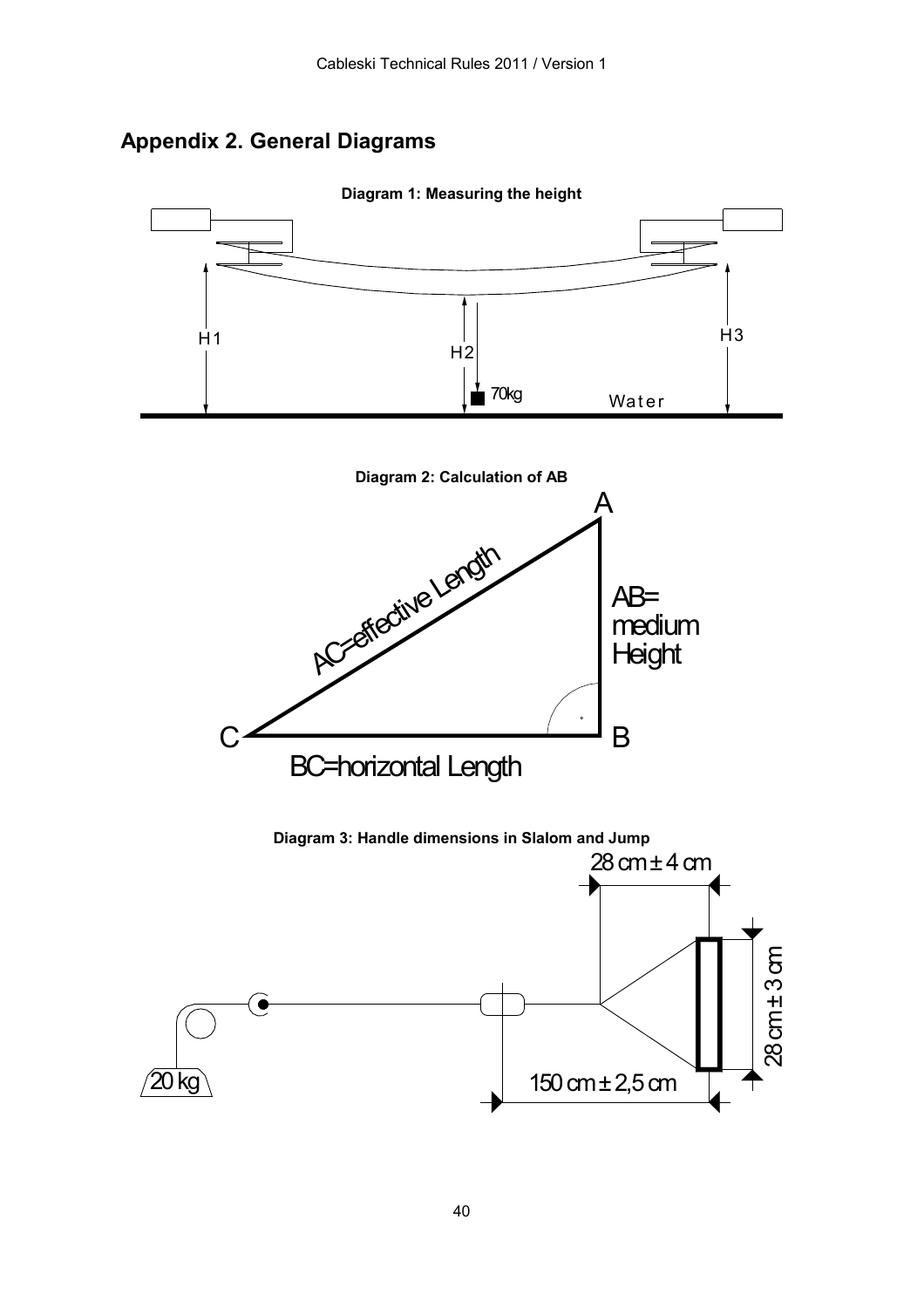## Appendix 2. General Diagrams

**Diagram 1: Measuring the height**

H1

H2

H3

70kg

Water

**Diagram 2: Calculation of AB**

A

AC=effective Length

AB= medium Height

C

B

BC=horizontal Length

**Diagram 3: Handle dimensions in Slalom and Jump**

28 cm ± 4 cm

28 cm ± 3 cm

20 kg

150 cm ± 2,5 cm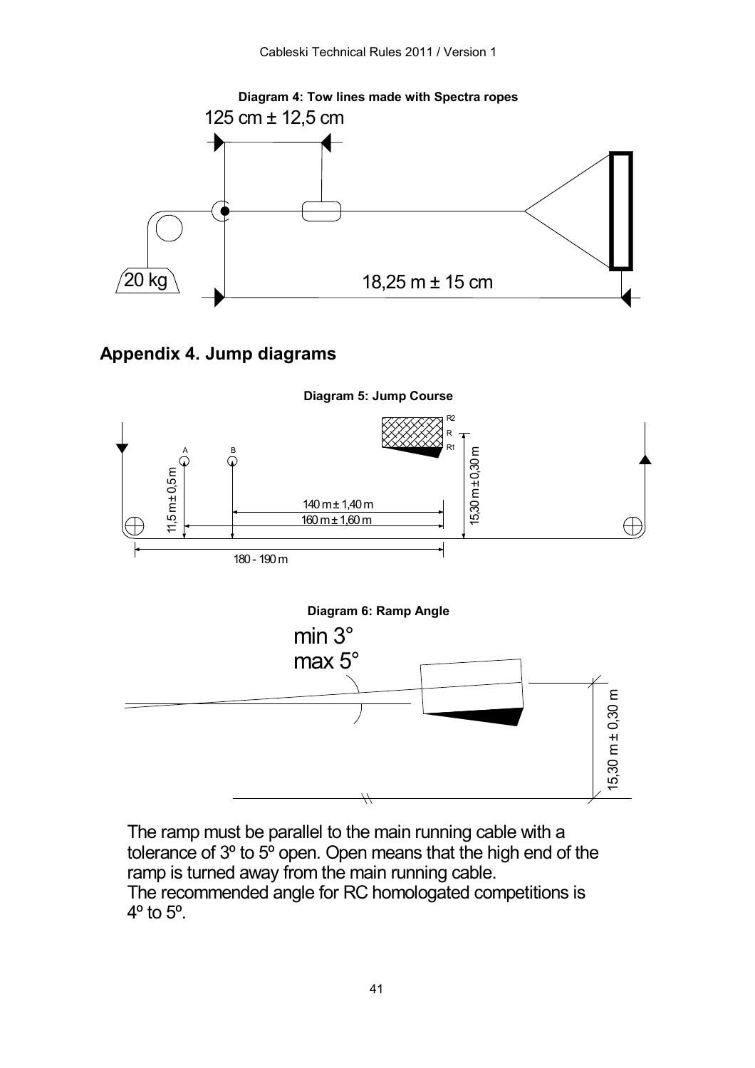**Diagram 4: Tow lines made with Spectra ropes**

125 cm ± 12,5 cm

20 kg

18,25 m ± 15 cm

## Appendix 4. Jump diagrams

**Diagram 5: Jump Course**

R2

R

R1

A

B

11,5 m ± 0,5 m

140 m ± 1,40 m

160 m ± 1,60 m

15,30 m ± 0,30 m

180 - 190 m

**Diagram 6: Ramp Angle**

min 3°
max 5°

15,30 m ± 0,30 m

The ramp must be parallel to the main running cable with a tolerance of 3º to 5º open. Open means that the high end of the ramp is turned away from the main running cable.
The recommended angle for RC homologated competitions is 4º to 5º.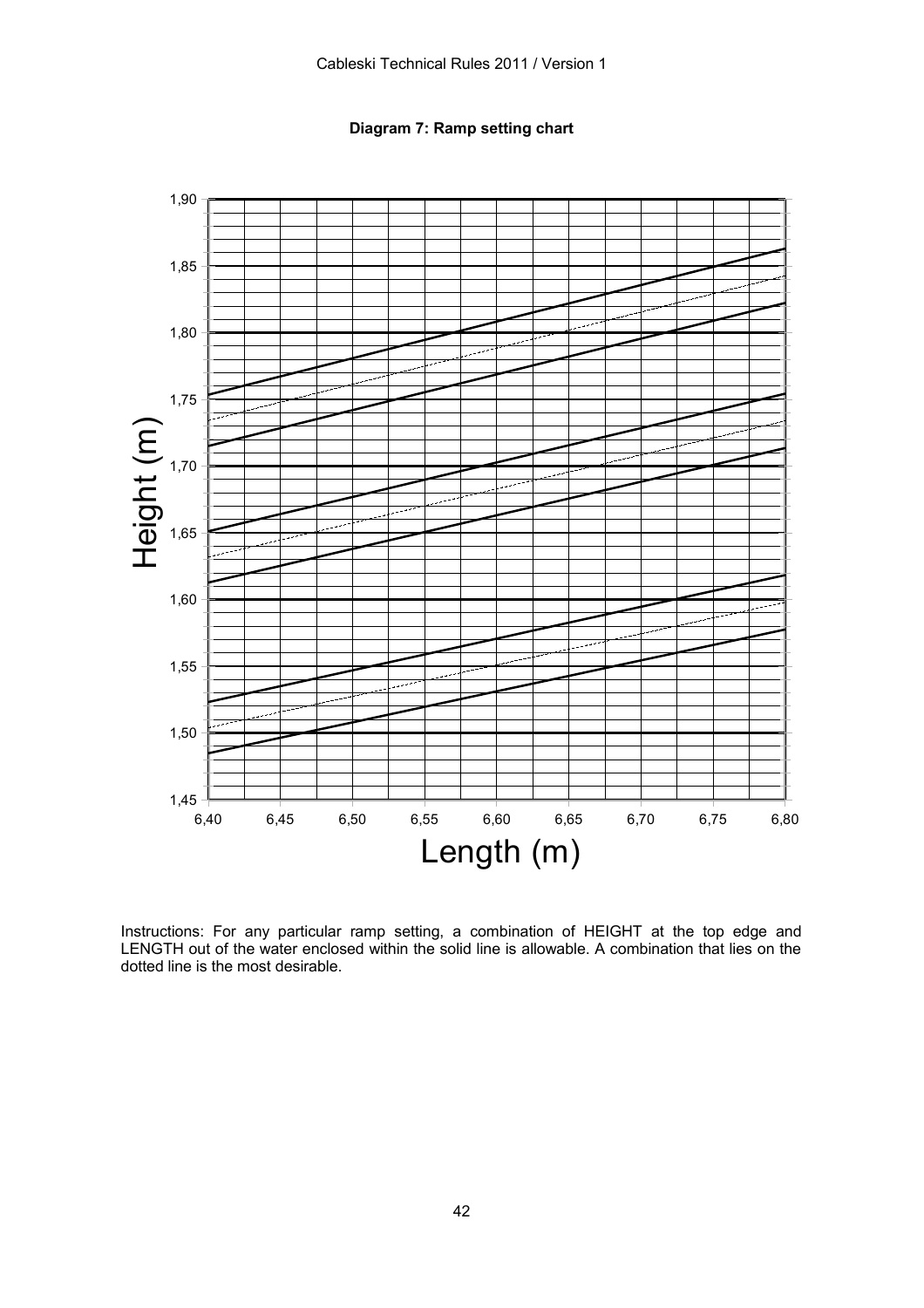**Diagram 7: Ramp setting chart**

Height (m)

1,90
1,85
1,80
1,75
1,70
1,65
1,60
1,55
1,50
1,45

6,40 6,45 6,50 6,55 6,60 6,65 6,70 6,75 6,80

Length (m)

Instructions: For any particular ramp setting, a combination of HEIGHT at the top edge and LENGTH out of the water enclosed within the solid line is allowable. A combination that lies on the dotted line is the most desirable.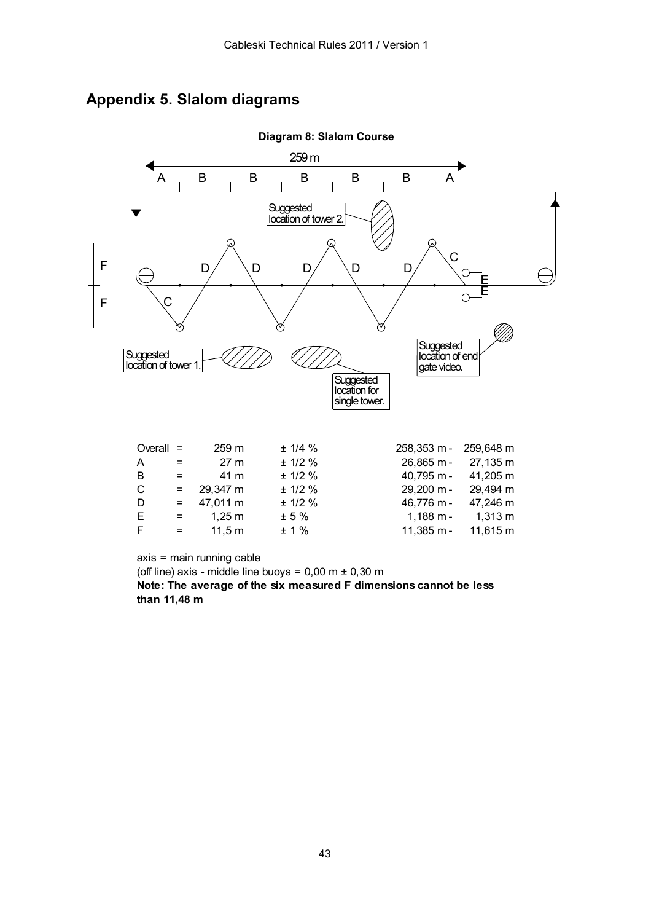## Appendix 5. Slalom diagrams

**Diagram 8: Slalom Course**

259 m

A B B B B B A

F

F

D D D D D

C

C

E

E

Suggested location of tower 2.

Suggested location of tower 1.

Suggested location for single tower.

Suggested location of end gate video.

| | | | | | |
|---|---|---|---|---|---|
| Overall | = | 259 m | ± 1/4 % | 258,353 m - | 259,648 m |
| A | = | 27 m | ± 1/2 % | 26,865 m - | 27,135 m |
| B | = | 41 m | ± 1/2 % | 40,795 m - | 41,205 m |
| C | = | 29,347 m | ± 1/2 % | 29,200 m - | 29,494 m |
| D | = | 47,011 m | ± 1/2 % | 46,776 m - | 47,246 m |
| E | = | 1,25 m | ± 5 % | 1,188 m - | 1,313 m |
| F | = | 11,5 m | ± 1 % | 11,385 m - | 11,615 m |

axis = main running cable

(off line) axis - middle line buoys = 0,00 m ± 0,30 m

**Note: The average of the six measured F dimensions cannot be less than 11,48 m**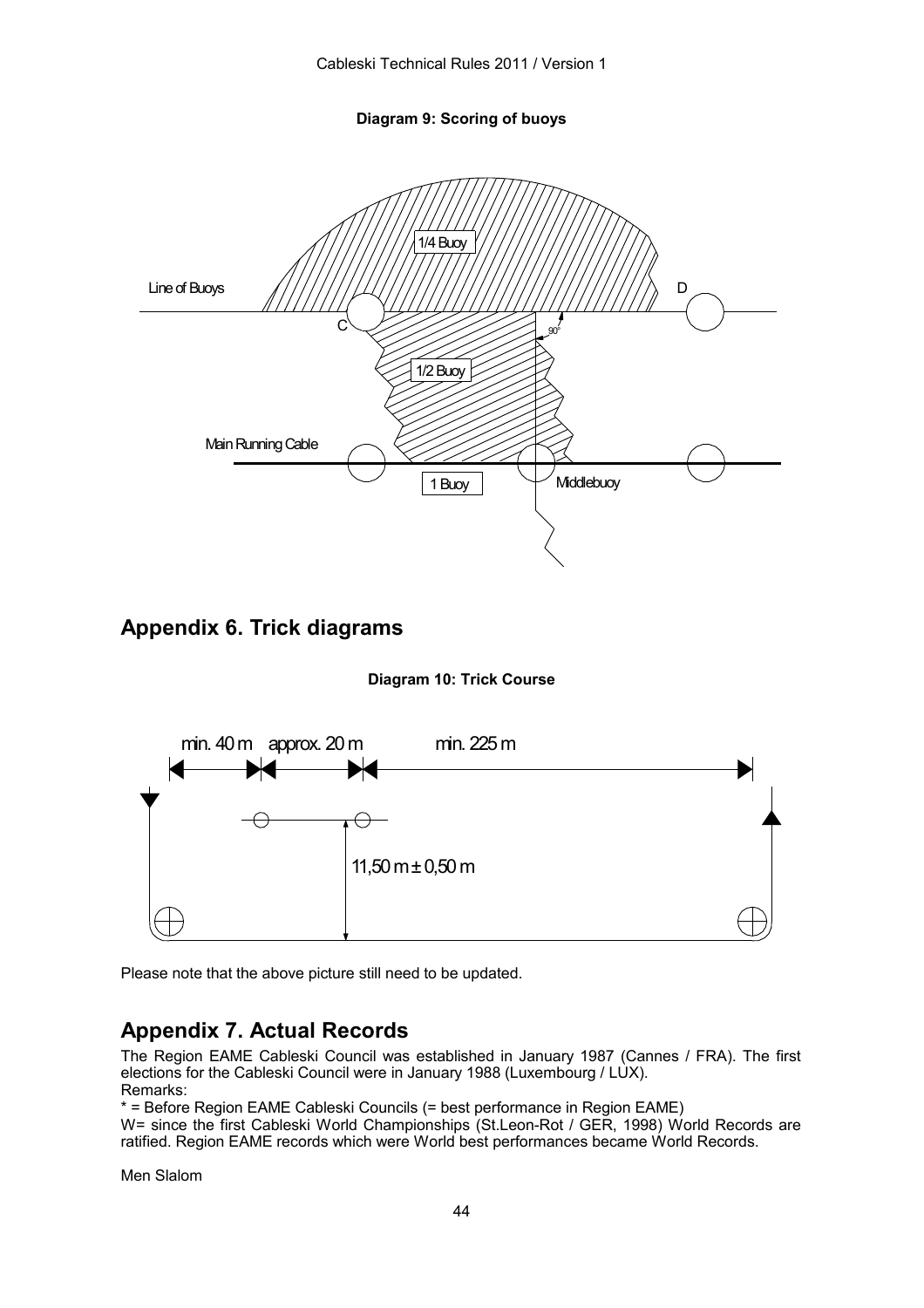**Diagram 9: Scoring of buoys**

1/4 Buoy

Line of Buoys

D

C

90°

1/2 Buoy

Main Running Cable

1 Buoy

Middlebuoy

## Appendix 6. Trick diagrams

**Diagram 10: Trick Course**

min. 40 m approx. 20 m min. 225 m

11,50 m ± 0,50 m

Please note that the above picture still need to be updated.

## Appendix 7. Actual Records

The Region EAME Cableski Council was established in January 1987 (Cannes / FRA). The first elections for the Cableski Council were in January 1988 (Luxembourg / LUX).
Remarks:
* = Before Region EAME Cableski Councils (= best performance in Region EAME)
W= since the first Cableski World Championships (St.Leon-Rot / GER, 1998) World Records are ratified. Region EAME records which were World best performances became World Records.

Men Slalom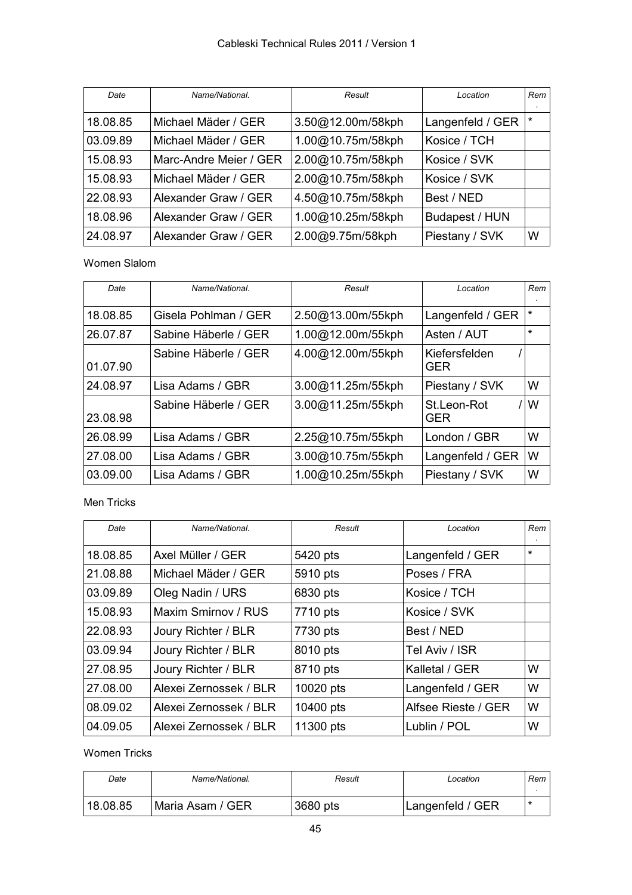| Date | Name/National. | Result | Location | Rem. |
|---|---|---|---|---|
| 18.08.85 | Michael Mäder / GER | 3.50@12.00m/58kph | Langenfeld / GER | * |
| 03.09.89 | Michael Mäder / GER | 1.00@10.75m/58kph | Kosice / TCH | |
| 15.08.93 | Marc-Andre Meier / GER | 2.00@10.75m/58kph | Kosice / SVK | |
| 15.08.93 | Michael Mäder / GER | 2.00@10.75m/58kph | Kosice / SVK | |
| 22.08.93 | Alexander Graw / GER | 4.50@10.75m/58kph | Best / NED | |
| 18.08.96 | Alexander Graw / GER | 1.00@10.25m/58kph | Budapest / HUN | |
| 24.08.97 | Alexander Graw / GER | 2.00@9.75m/58kph | Piestany / SVK | W |

Women Slalom

| Date | Name/National. | Result | Location | Rem. |
|---|---|---|---|---|
| 18.08.85 | Gisela Pohlman / GER | 2.50@13.00m/55kph | Langenfeld / GER | * |
| 26.07.87 | Sabine Häberle / GER | 1.00@12.00m/55kph | Asten / AUT | * |
| 01.07.90 | Sabine Häberle / GER | 4.00@12.00m/55kph | Kiefersfelden / GER | |
| 24.08.97 | Lisa Adams / GBR | 3.00@11.25m/55kph | Piestany / SVK | W |
| 23.08.98 | Sabine Häberle / GER | 3.00@11.25m/55kph | St.Leon-Rot / GER | W |
| 26.08.99 | Lisa Adams / GBR | 2.25@10.75m/55kph | London / GBR | W |
| 27.08.00 | Lisa Adams / GBR | 3.00@10.75m/55kph | Langenfeld / GER | W |
| 03.09.00 | Lisa Adams / GBR | 1.00@10.25m/55kph | Piestany / SVK | W |

Men Tricks

| Date | Name/National. | Result | Location | Rem. |
|---|---|---|---|---|
| 18.08.85 | Axel Müller / GER | 5420 pts | Langenfeld / GER | * |
| 21.08.88 | Michael Mäder / GER | 5910 pts | Poses / FRA | |
| 03.09.89 | Oleg Nadin / URS | 6830 pts | Kosice / TCH | |
| 15.08.93 | Maxim Smirnov / RUS | 7710 pts | Kosice / SVK | |
| 22.08.93 | Joury Richter / BLR | 7730 pts | Best / NED | |
| 03.09.94 | Joury Richter / BLR | 8010 pts | Tel Aviv / ISR | |
| 27.08.95 | Joury Richter / BLR | 8710 pts | Kalletal / GER | W |
| 27.08.00 | Alexei Zernossek / BLR | 10020 pts | Langenfeld / GER | W |
| 08.09.02 | Alexei Zernossek / BLR | 10400 pts | Alfsee Rieste / GER | W |
| 04.09.05 | Alexei Zernossek / BLR | 11300 pts | Lublin / POL | W |

Women Tricks

| Date | Name/National. | Result | Location | Rem. |
|---|---|---|---|---|
| 18.08.85 | Maria Asam / GER | 3680 pts | Langenfeld / GER | * |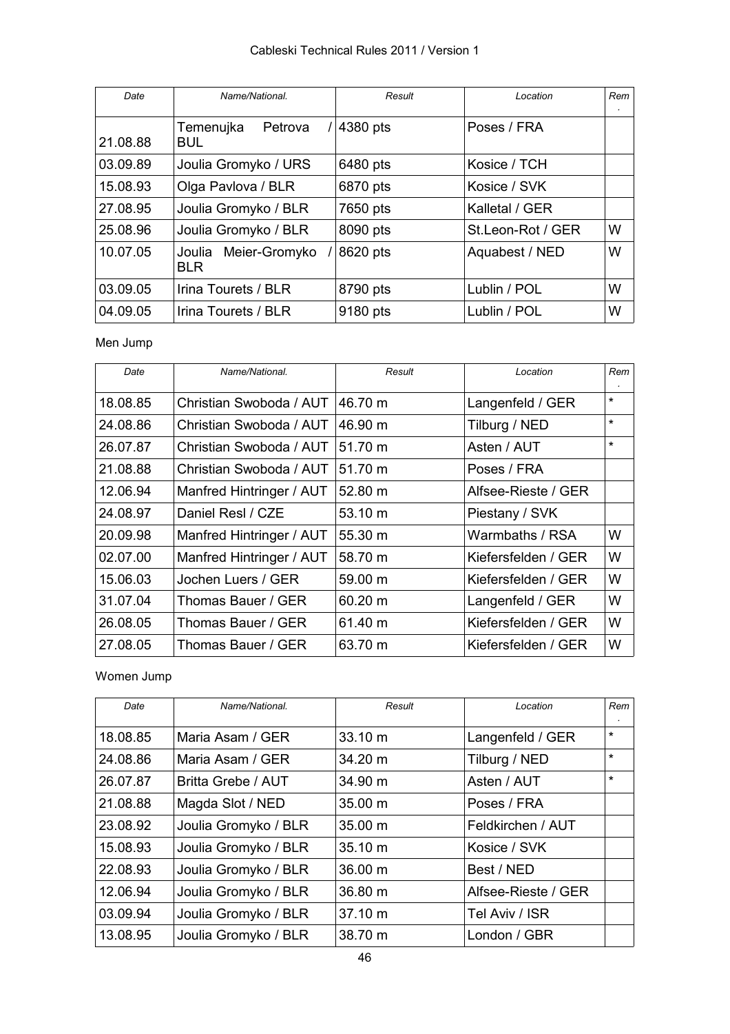| Date | Name/National. | Result | Location | Rem. |
|---|---|---|---|---|
| 21.08.88 | Temenujka Petrova / BUL | 4380 pts | Poses / FRA | |
| 03.09.89 | Joulia Gromyko / URS | 6480 pts | Kosice / TCH | |
| 15.08.93 | Olga Pavlova / BLR | 6870 pts | Kosice / SVK | |
| 27.08.95 | Joulia Gromyko / BLR | 7650 pts | Kalletal / GER | |
| 25.08.96 | Joulia Gromyko / BLR | 8090 pts | St.Leon-Rot / GER | W |
| 10.07.05 | Joulia Meier-Gromyko / BLR | 8620 pts | Aquabest / NED | W |
| 03.09.05 | Irina Tourets / BLR | 8790 pts | Lublin / POL | W |
| 04.09.05 | Irina Tourets / BLR | 9180 pts | Lublin / POL | W |

Men Jump

| Date | Name/National. | Result | Location | Rem. |
|---|---|---|---|---|
| 18.08.85 | Christian Swoboda / AUT | 46.70 m | Langenfeld / GER | * |
| 24.08.86 | Christian Swoboda / AUT | 46.90 m | Tilburg / NED | * |
| 26.07.87 | Christian Swoboda / AUT | 51.70 m | Asten / AUT | * |
| 21.08.88 | Christian Swoboda / AUT | 51.70 m | Poses / FRA | |
| 12.06.94 | Manfred Hintringer / AUT | 52.80 m | Alfsee-Rieste / GER | |
| 24.08.97 | Daniel Resl / CZE | 53.10 m | Piestany / SVK | |
| 20.09.98 | Manfred Hintringer / AUT | 55.30 m | Warmbaths / RSA | W |
| 02.07.00 | Manfred Hintringer / AUT | 58.70 m | Kiefersfelden / GER | W |
| 15.06.03 | Jochen Luers / GER | 59.00 m | Kiefersfelden / GER | W |
| 31.07.04 | Thomas Bauer / GER | 60.20 m | Langenfeld / GER | W |
| 26.08.05 | Thomas Bauer / GER | 61.40 m | Kiefersfelden / GER | W |
| 27.08.05 | Thomas Bauer / GER | 63.70 m | Kiefersfelden / GER | W |

Women Jump

| Date | Name/National. | Result | Location | Rem. |
|---|---|---|---|---|
| 18.08.85 | Maria Asam / GER | 33.10 m | Langenfeld / GER | * |
| 24.08.86 | Maria Asam / GER | 34.20 m | Tilburg / NED | * |
| 26.07.87 | Britta Grebe / AUT | 34.90 m | Asten / AUT | * |
| 21.08.88 | Magda Slot / NED | 35.00 m | Poses / FRA | |
| 23.08.92 | Joulia Gromyko / BLR | 35.00 m | Feldkirchen / AUT | |
| 15.08.93 | Joulia Gromyko / BLR | 35.10 m | Kosice / SVK | |
| 22.08.93 | Joulia Gromyko / BLR | 36.00 m | Best / NED | |
| 12.06.94 | Joulia Gromyko / BLR | 36.80 m | Alfsee-Rieste / GER | |
| 03.09.94 | Joulia Gromyko / BLR | 37.10 m | Tel Aviv / ISR | |
| 13.08.95 | Joulia Gromyko / BLR | 38.70 m | London / GBR | |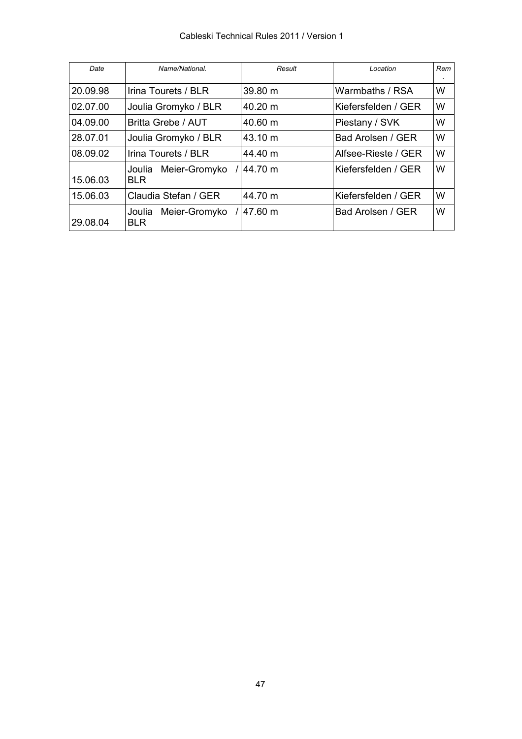| Date | Name/National. | Result | Location | Rem. |
|---|---|---|---|---|
| 20.09.98 | Irina Tourets / BLR | 39.80 m | Warmbaths / RSA | W |
| 02.07.00 | Joulia Gromyko / BLR | 40.20 m | Kiefersfelden / GER | W |
| 04.09.00 | Britta Grebe / AUT | 40.60 m | Piestany / SVK | W |
| 28.07.01 | Joulia Gromyko / BLR | 43.10 m | Bad Arolsen / GER | W |
| 08.09.02 | Irina Tourets / BLR | 44.40 m | Alfsee-Rieste / GER | W |
| 15.06.03 | Joulia Meier-Gromyko / BLR | 44.70 m | Kiefersfelden / GER | W |
| 15.06.03 | Claudia Stefan / GER | 44.70 m | Kiefersfelden / GER | W |
| 29.08.04 | Joulia Meier-Gromyko / BLR | 47.60 m | Bad Arolsen / GER | W |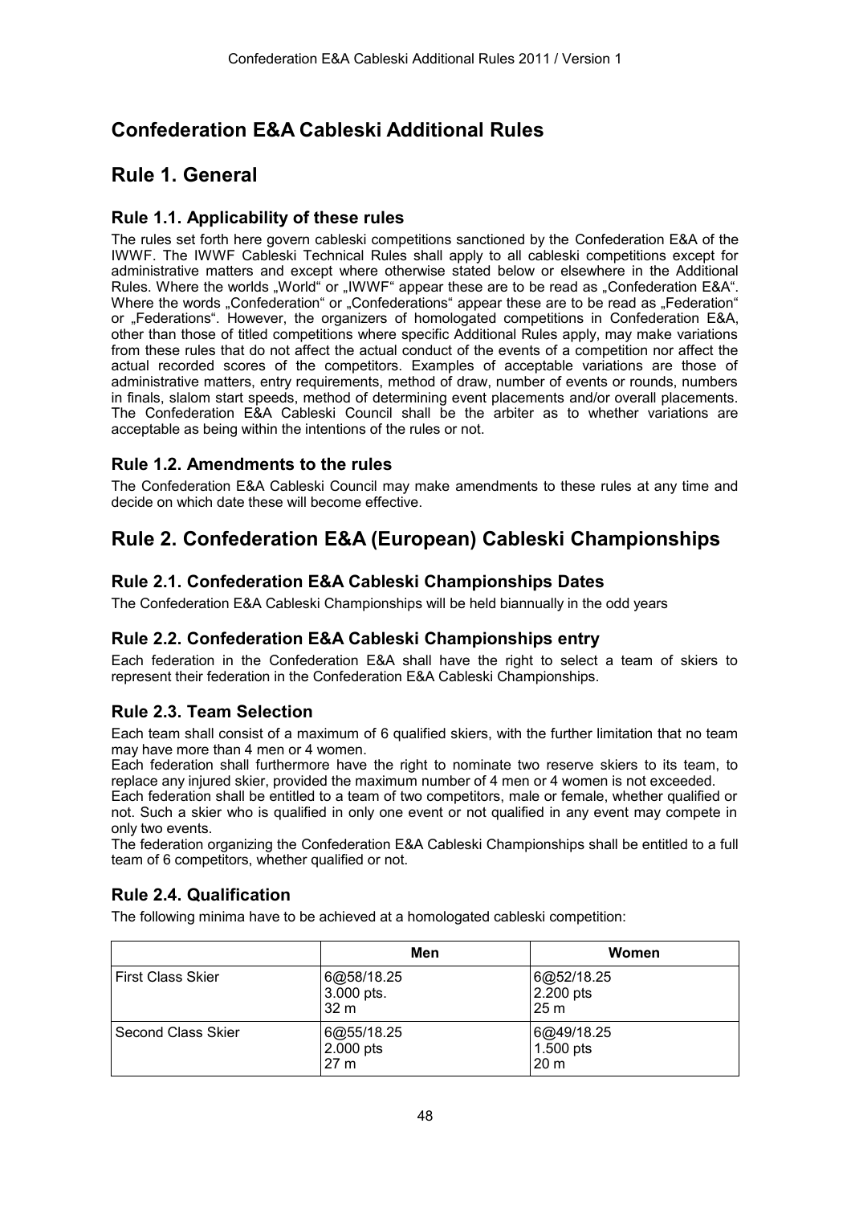# Confederation E&A Cableski Additional Rules

## Rule 1. General

### Rule 1.1. Applicability of these rules

The rules set forth here govern cableski competitions sanctioned by the Confederation E&A of the IWWF. The IWWF Cableski Technical Rules shall apply to all cableski competitions except for administrative matters and except where otherwise stated below or elsewhere in the Additional Rules. Where the worlds „World“ or „IWWF“ appear these are to be read as „Confederation E&A“. Where the words „Confederation“ or „Confederations“ appear these are to be read as „Federation“ or „Federations“. However, the organizers of homologated competitions in Confederation E&A, other than those of titled competitions where specific Additional Rules apply, may make variations from these rules that do not affect the actual conduct of the events of a competition nor affect the actual recorded scores of the competitors. Examples of acceptable variations are those of administrative matters, entry requirements, method of draw, number of events or rounds, numbers in finals, slalom start speeds, method of determining event placements and/or overall placements. The Confederation E&A Cableski Council shall be the arbiter as to whether variations are acceptable as being within the intentions of the rules or not.

### Rule 1.2. Amendments to the rules

The Confederation E&A Cableski Council may make amendments to these rules at any time and decide on which date these will become effective.

## Rule 2. Confederation E&A (European) Cableski Championships

### Rule 2.1. Confederation E&A Cableski Championships Dates

The Confederation E&A Cableski Championships will be held biannually in the odd years

### Rule 2.2. Confederation E&A Cableski Championships entry

Each federation in the Confederation E&A shall have the right to select a team of skiers to represent their federation in the Confederation E&A Cableski Championships.

### Rule 2.3. Team Selection

Each team shall consist of a maximum of 6 qualified skiers, with the further limitation that no team may have more than 4 men or 4 women.

Each federation shall furthermore have the right to nominate two reserve skiers to its team, to replace any injured skier, provided the maximum number of 4 men or 4 women is not exceeded.

Each federation shall be entitled to a team of two competitors, male or female, whether qualified or not. Such a skier who is qualified in only one event or not qualified in any event may compete in only two events.

The federation organizing the Confederation E&A Cableski Championships shall be entitled to a full team of 6 competitors, whether qualified or not.

### Rule 2.4. Qualification

The following minima have to be achieved at a homologated cableski competition:

| | Men | Women |
|---|---|---|
| First Class Skier | 6@58/18.25<br>3.000 pts.<br>32 m | 6@52/18.25<br>2.200 pts<br>25 m |
| Second Class Skier | 6@55/18.25<br>2.000 pts<br>27 m | 6@49/18.25<br>1.500 pts<br>20 m |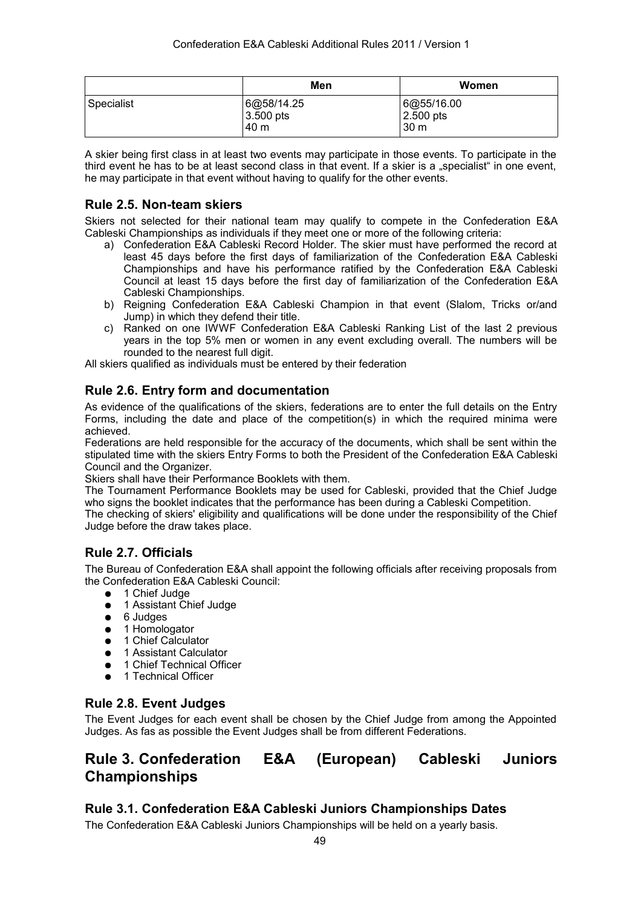| | Men | Women |
|---|---|---|
| Specialist | 6@58/14.25<br>3.500 pts<br>40 m | 6@55/16.00<br>2.500 pts<br>30 m |

A skier being first class in at least two events may participate in those events. To participate in the third event he has to be at least second class in that event. If a skier is a „specialist" in one event, he may participate in that event without having to qualify for the other events.

### Rule 2.5. Non-team skiers

Skiers not selected for their national team may qualify to compete in the Confederation E&A Cableski Championships as individuals if they meet one or more of the following criteria:

a) Confederation E&A Cableski Record Holder. The skier must have performed the record at least 45 days before the first days of familiarization of the Confederation E&A Cableski Championships and have his performance ratified by the Confederation E&A Cableski Council at least 15 days before the first day of familiarization of the Confederation E&A Cableski Championships.
b) Reigning Confederation E&A Cableski Champion in that event (Slalom, Tricks or/and Jump) in which they defend their title.
c) Ranked on one IWWF Confederation E&A Cableski Ranking List of the last 2 previous years in the top 5% men or women in any event excluding overall. The numbers will be rounded to the nearest full digit.

All skiers qualified as individuals must be entered by their federation

### Rule 2.6. Entry form and documentation

As evidence of the qualifications of the skiers, federations are to enter the full details on the Entry Forms, including the date and place of the competition(s) in which the required minima were achieved.

Federations are held responsible for the accuracy of the documents, which shall be sent within the stipulated time with the skiers Entry Forms to both the President of the Confederation E&A Cableski Council and the Organizer.

Skiers shall have their Performance Booklets with them.

The Tournament Performance Booklets may be used for Cableski, provided that the Chief Judge who signs the booklet indicates that the performance has been during a Cableski Competition.

The checking of skiers' eligibility and qualifications will be done under the responsibility of the Chief Judge before the draw takes place.

### Rule 2.7. Officials

The Bureau of Confederation E&A shall appoint the following officials after receiving proposals from the Confederation E&A Cableski Council:

- 1 Chief Judge
- 1 Assistant Chief Judge
- 6 Judges
- 1 Homologator
- 1 Chief Calculator
- 1 Assistant Calculator
- 1 Chief Technical Officer
- 1 Technical Officer

### Rule 2.8. Event Judges

The Event Judges for each event shall be chosen by the Chief Judge from among the Appointed Judges. As fas as possible the Event Judges shall be from different Federations.

## Rule 3. Confederation E&A (European) Cableski Juniors Championships

### Rule 3.1. Confederation E&A Cableski Juniors Championships Dates

The Confederation E&A Cableski Juniors Championships will be held on a yearly basis.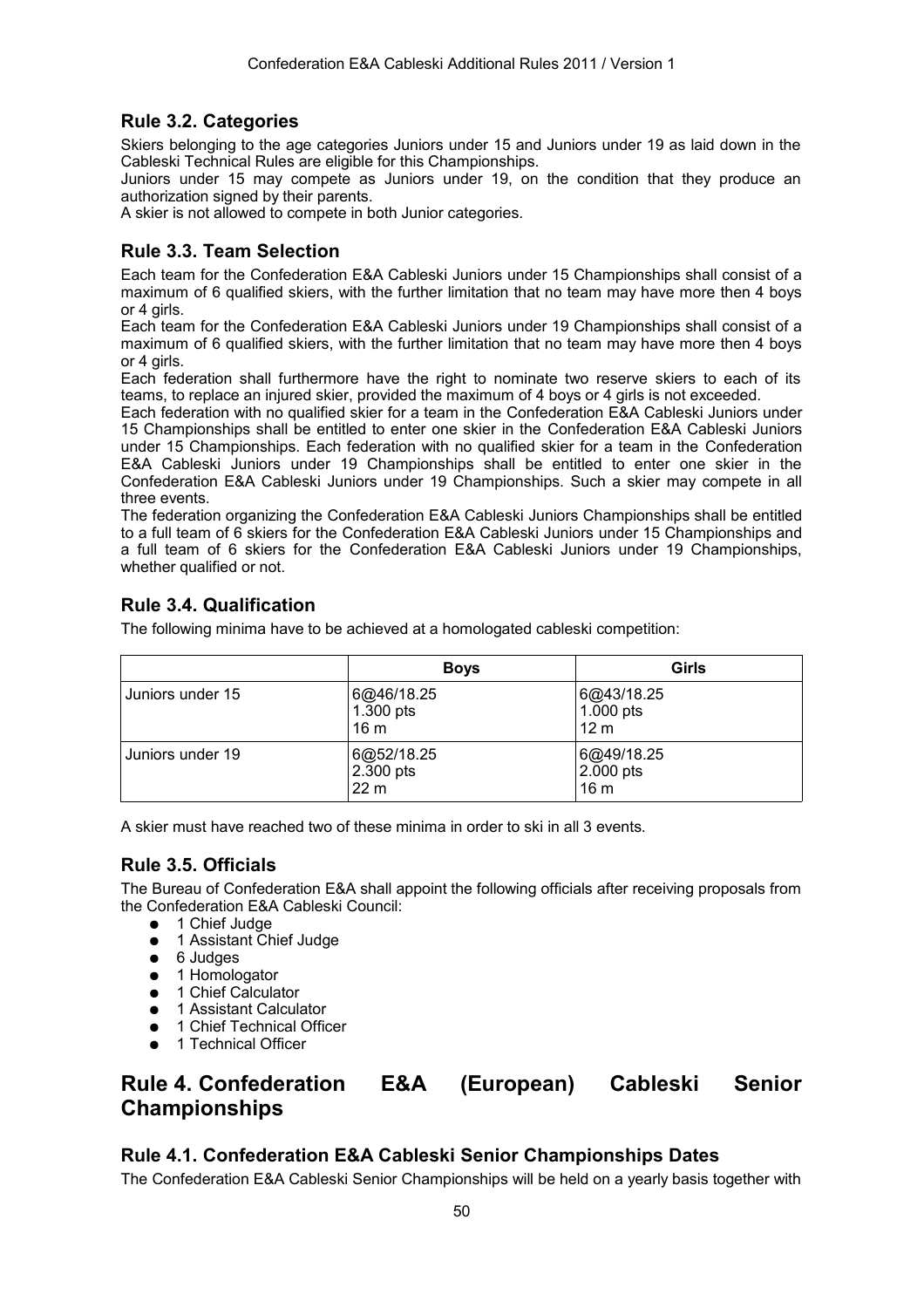## Rule 3.2. Categories

Skiers belonging to the age categories Juniors under 15 and Juniors under 19 as laid down in the Cableski Technical Rules are eligible for this Championships.

Juniors under 15 may compete as Juniors under 19, on the condition that they produce an authorization signed by their parents.

A skier is not allowed to compete in both Junior categories.

## Rule 3.3. Team Selection

Each team for the Confederation E&A Cableski Juniors under 15 Championships shall consist of a maximum of 6 qualified skiers, with the further limitation that no team may have more then 4 boys or 4 girls.

Each team for the Confederation E&A Cableski Juniors under 19 Championships shall consist of a maximum of 6 qualified skiers, with the further limitation that no team may have more then 4 boys or 4 girls.

Each federation shall furthermore have the right to nominate two reserve skiers to each of its teams, to replace an injured skier, provided the maximum of 4 boys or 4 girls is not exceeded.

Each federation with no qualified skier for a team in the Confederation E&A Cableski Juniors under 15 Championships shall be entitled to enter one skier in the Confederation E&A Cableski Juniors under 15 Championships. Each federation with no qualified skier for a team in the Confederation E&A Cableski Juniors under 19 Championships shall be entitled to enter one skier in the Confederation E&A Cableski Juniors under 19 Championships. Such a skier may compete in all three events.

The federation organizing the Confederation E&A Cableski Juniors Championships shall be entitled to a full team of 6 skiers for the Confederation E&A Cableski Juniors under 15 Championships and a full team of 6 skiers for the Confederation E&A Cableski Juniors under 19 Championships, whether qualified or not.

## Rule 3.4. Qualification

The following minima have to be achieved at a homologated cableski competition:

| | Boys | Girls |
|---|---|---|
| Juniors under 15 | 6@46/18.25<br>1.300 pts<br>16 m | 6@43/18.25<br>1.000 pts<br>12 m |
| Juniors under 19 | 6@52/18.25<br>2.300 pts<br>22 m | 6@49/18.25<br>2.000 pts<br>16 m |

A skier must have reached two of these minima in order to ski in all 3 events.

## Rule 3.5. Officials

The Bureau of Confederation E&A shall appoint the following officials after receiving proposals from the Confederation E&A Cableski Council:

- 1 Chief Judge
- 1 Assistant Chief Judge
- 6 Judges
- 1 Homologator
- 1 Chief Calculator
- 1 Assistant Calculator
- 1 Chief Technical Officer
- 1 Technical Officer

# Rule 4. Confederation E&A (European) Cableski Senior Championships

## Rule 4.1. Confederation E&A Cableski Senior Championships Dates

The Confederation E&A Cableski Senior Championships will be held on a yearly basis together with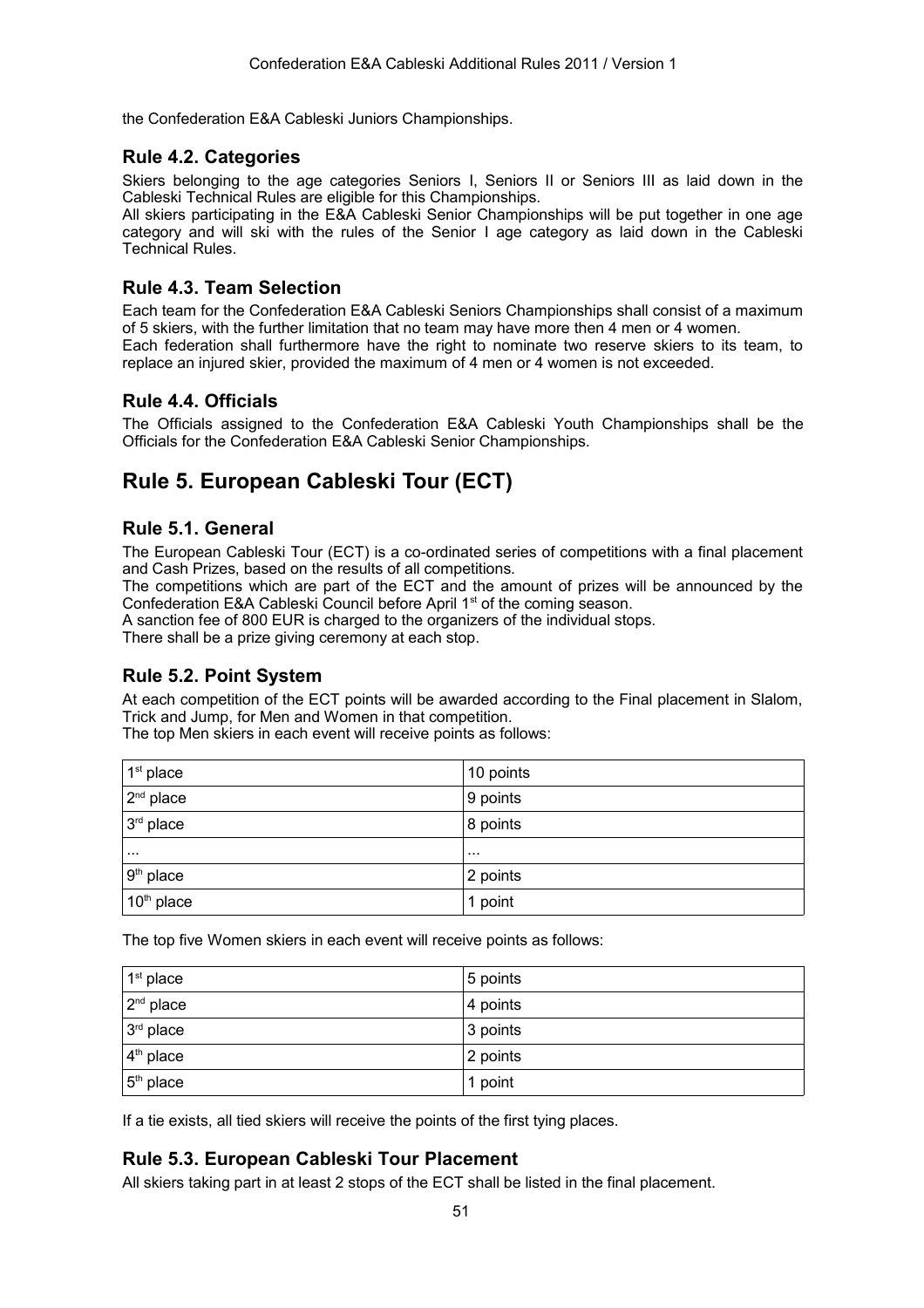the Confederation E&A Cableski Juniors Championships.

### Rule 4.2. Categories

Skiers belonging to the age categories Seniors I, Seniors II or Seniors III as laid down in the Cableski Technical Rules are eligible for this Championships.

All skiers participating in the E&A Cableski Senior Championships will be put together in one age category and will ski with the rules of the Senior I age category as laid down in the Cableski Technical Rules.

### Rule 4.3. Team Selection

Each team for the Confederation E&A Cableski Seniors Championships shall consist of a maximum of 5 skiers, with the further limitation that no team may have more then 4 men or 4 women.

Each federation shall furthermore have the right to nominate two reserve skiers to its team, to replace an injured skier, provided the maximum of 4 men or 4 women is not exceeded.

### Rule 4.4. Officials

The Officials assigned to the Confederation E&A Cableski Youth Championships shall be the Officials for the Confederation E&A Cableski Senior Championships.

## Rule 5. European Cableski Tour (ECT)

### Rule 5.1. General

The European Cableski Tour (ECT) is a co-ordinated series of competitions with a final placement and Cash Prizes, based on the results of all competitions.

The competitions which are part of the ECT and the amount of prizes will be announced by the Confederation E&A Cableski Council before April 1st of the coming season.

A sanction fee of 800 EUR is charged to the organizers of the individual stops.

There shall be a prize giving ceremony at each stop.

### Rule 5.2. Point System

At each competition of the ECT points will be awarded according to the Final placement in Slalom, Trick and Jump, for Men and Women in that competition.

The top Men skiers in each event will receive points as follows:

| | |
|---|---|
| 1st place | 10 points |
| 2nd place | 9 points |
| 3rd place | 8 points |
| ... | ... |
| 9th place | 2 points |
| 10th place | 1 point |

The top five Women skiers in each event will receive points as follows:

| | |
|---|---|
| 1st place | 5 points |
| 2nd place | 4 points |
| 3rd place | 3 points |
| 4th place | 2 points |
| 5th place | 1 point |

If a tie exists, all tied skiers will receive the points of the first tying places.

### Rule 5.3. European Cableski Tour Placement

All skiers taking part in at least 2 stops of the ECT shall be listed in the final placement.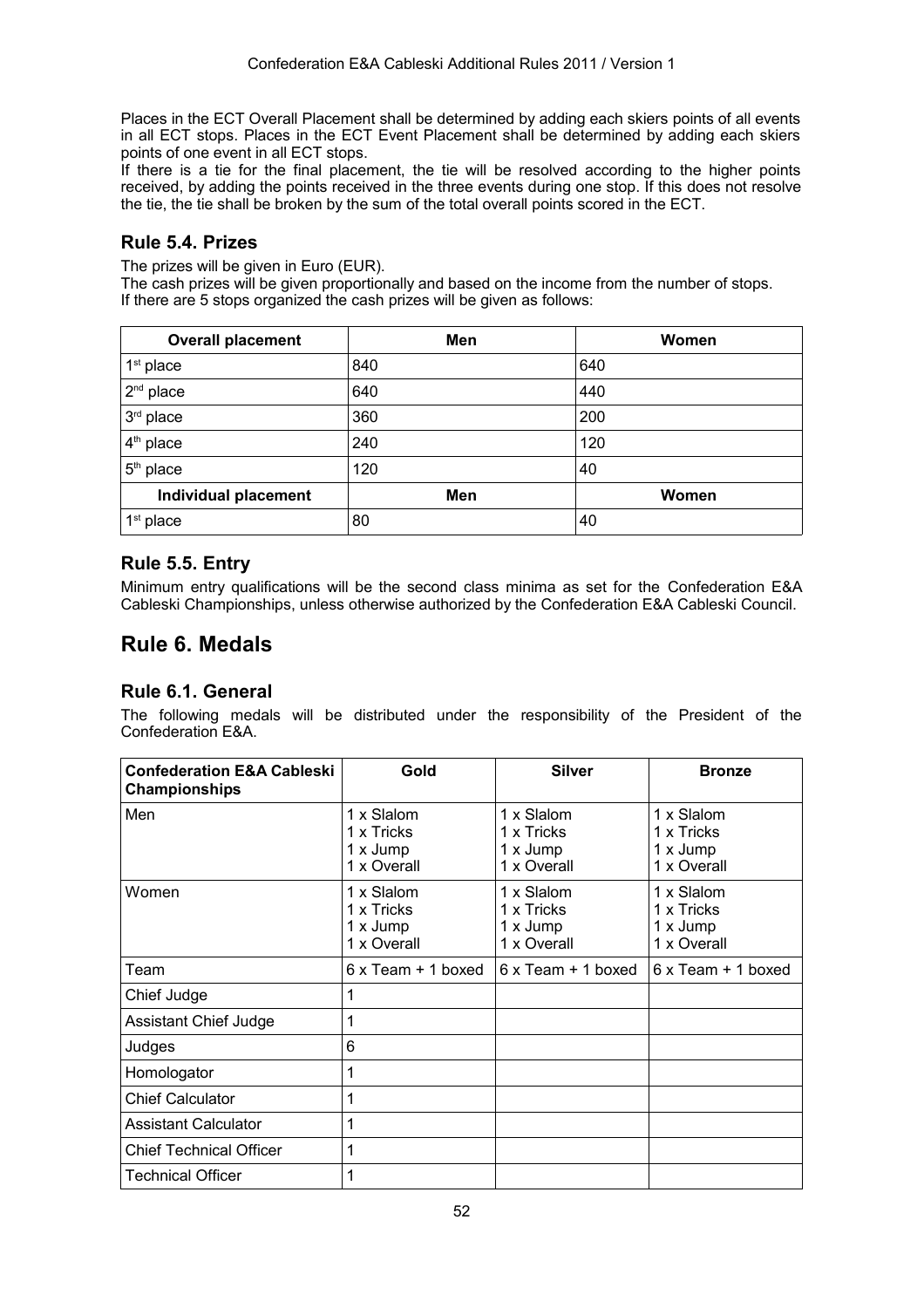Places in the ECT Overall Placement shall be determined by adding each skiers points of all events in all ECT stops. Places in the ECT Event Placement shall be determined by adding each skiers points of one event in all ECT stops.

If there is a tie for the final placement, the tie will be resolved according to the higher points received, by adding the points received in the three events during one stop. If this does not resolve the tie, the tie shall be broken by the sum of the total overall points scored in the ECT.

### Rule 5.4. Prizes

The prizes will be given in Euro (EUR).

The cash prizes will be given proportionally and based on the income from the number of stops.

If there are 5 stops organized the cash prizes will be given as follows:

| Overall placement | Men | Women |
|---|---|---|
| 1st place | 840 | 640 |
| 2nd place | 640 | 440 |
| 3rd place | 360 | 200 |
| 4th place | 240 | 120 |
| 5th place | 120 | 40 |
| **Individual placement** | **Men** | **Women** |
| 1st place | 80 | 40 |

### Rule 5.5. Entry

Minimum entry qualifications will be the second class minima as set for the Confederation E&A Cableski Championships, unless otherwise authorized by the Confederation E&A Cableski Council.

## Rule 6. Medals

### Rule 6.1. General

The following medals will be distributed under the responsibility of the President of the Confederation E&A.

| Confederation E&A Cableski Championships | Gold | Silver | Bronze |
|---|---|---|---|
| Men | 1 x Slalom<br>1 x Tricks<br>1 x Jump<br>1 x Overall | 1 x Slalom<br>1 x Tricks<br>1 x Jump<br>1 x Overall | 1 x Slalom<br>1 x Tricks<br>1 x Jump<br>1 x Overall |
| Women | 1 x Slalom<br>1 x Tricks<br>1 x Jump<br>1 x Overall | 1 x Slalom<br>1 x Tricks<br>1 x Jump<br>1 x Overall | 1 x Slalom<br>1 x Tricks<br>1 x Jump<br>1 x Overall |
| Team | 6 x Team + 1 boxed | 6 x Team + 1 boxed | 6 x Team + 1 boxed |
| Chief Judge | 1 | | |
| Assistant Chief Judge | 1 | | |
| Judges | 6 | | |
| Homologator | 1 | | |
| Chief Calculator | 1 | | |
| Assistant Calculator | 1 | | |
| Chief Technical Officer | 1 | | |
| Technical Officer | 1 | | |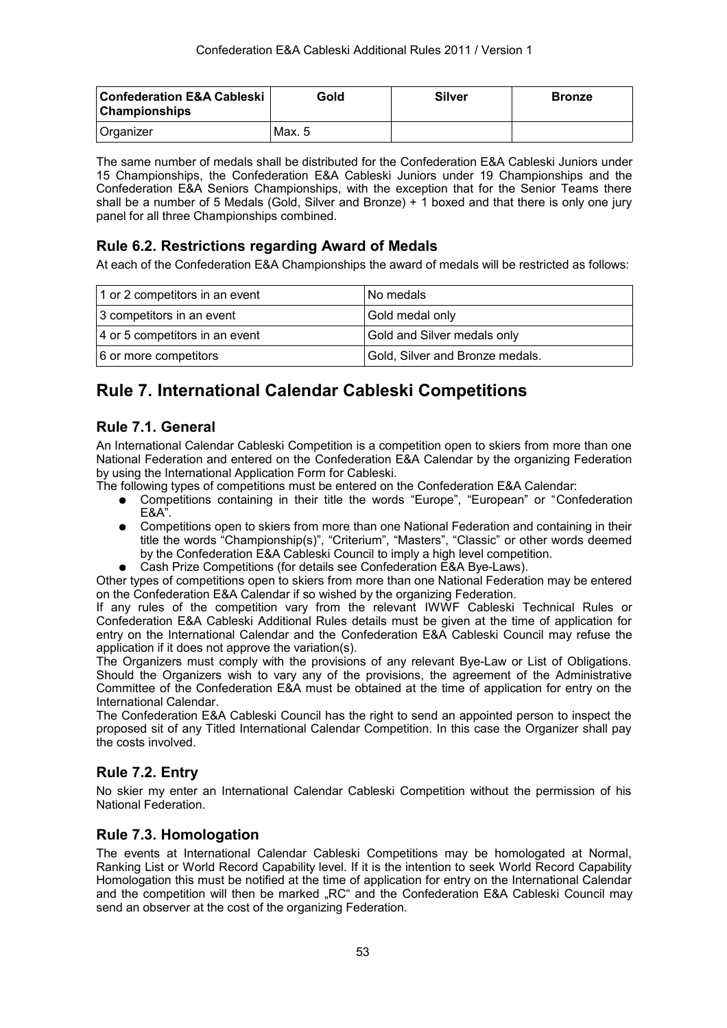| Confederation E&A Cableski Championships | Gold | Silver | Bronze |
|---|---|---|---|
| Organizer | Max. 5 | | |

The same number of medals shall be distributed for the Confederation E&A Cableski Juniors under 15 Championships, the Confederation E&A Cableski Juniors under 19 Championships and the Confederation E&A Seniors Championships, with the exception that for the Senior Teams there shall be a number of 5 Medals (Gold, Silver and Bronze) + 1 boxed and that there is only one jury panel for all three Championships combined.

### Rule 6.2. Restrictions regarding Award of Medals

At each of the Confederation E&A Championships the award of medals will be restricted as follows:

| 1 or 2 competitors in an event | No medals |
|---|---|
| 3 competitors in an event | Gold medal only |
| 4 or 5 competitors in an event | Gold and Silver medals only |
| 6 or more competitors | Gold, Silver and Bronze medals. |

## Rule 7. International Calendar Cableski Competitions

### Rule 7.1. General

An International Calendar Cableski Competition is a competition open to skiers from more than one National Federation and entered on the Confederation E&A Calendar by the organizing Federation by using the International Application Form for Cableski.

The following types of competitions must be entered on the Confederation E&A Calendar:

- Competitions containing in their title the words "Europe", "European" or "Confederation E&A".
- Competitions open to skiers from more than one National Federation and containing in their title the words "Championship(s)", "Criterium", "Masters", "Classic" or other words deemed by the Confederation E&A Cableski Council to imply a high level competition.
- Cash Prize Competitions (for details see Confederation E&A Bye-Laws).

Other types of competitions open to skiers from more than one National Federation may be entered on the Confederation E&A Calendar if so wished by the organizing Federation.

If any rules of the competition vary from the relevant IWWF Cableski Technical Rules or Confederation E&A Cableski Additional Rules details must be given at the time of application for entry on the International Calendar and the Confederation E&A Cableski Council may refuse the application if it does not approve the variation(s).

The Organizers must comply with the provisions of any relevant Bye-Law or List of Obligations. Should the Organizers wish to vary any of the provisions, the agreement of the Administrative Committee of the Confederation E&A must be obtained at the time of application for entry on the International Calendar.

The Confederation E&A Cableski Council has the right to send an appointed person to inspect the proposed sit of any Titled International Calendar Competition. In this case the Organizer shall pay the costs involved.

### Rule 7.2. Entry

No skier my enter an International Calendar Cableski Competition without the permission of his National Federation.

### Rule 7.3. Homologation

The events at International Calendar Cableski Competitions may be homologated at Normal, Ranking List or World Record Capability level. If it is the intention to seek World Record Capability Homologation this must be notified at the time of application for entry on the International Calendar and the competition will then be marked „RC" and the Confederation E&A Cableski Council may send an observer at the cost of the organizing Federation.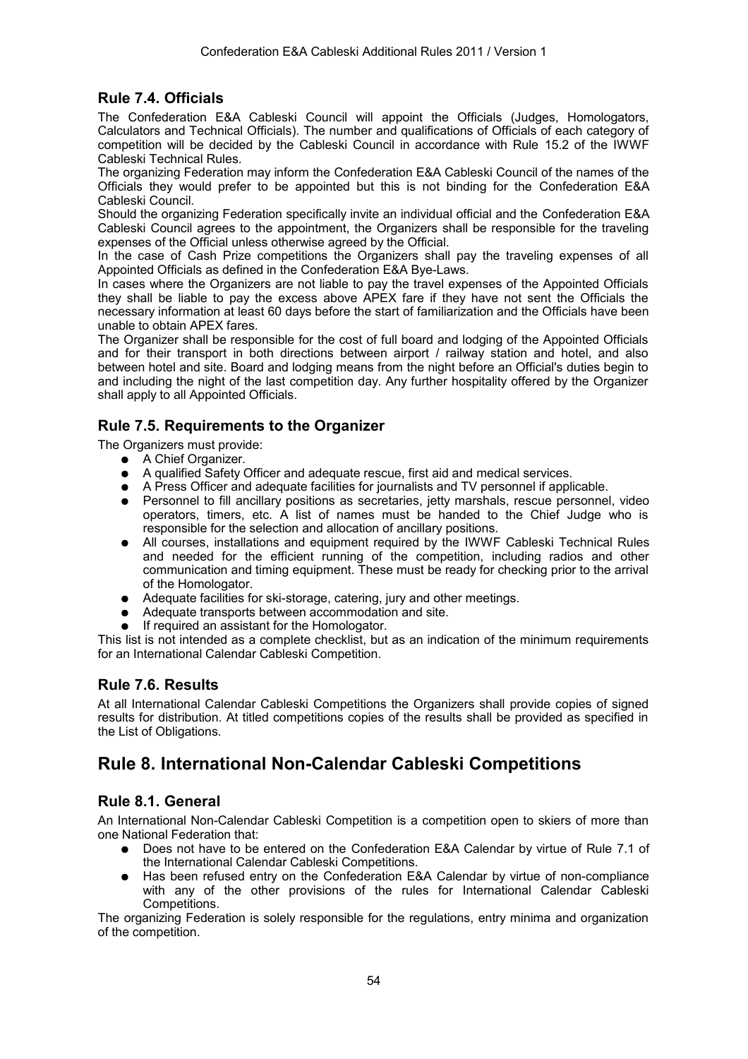### Rule 7.4. Officials

The Confederation E&A Cableski Council will appoint the Officials (Judges, Homologators, Calculators and Technical Officials). The number and qualifications of Officials of each category of competition will be decided by the Cableski Council in accordance with Rule 15.2 of the IWWF Cableski Technical Rules.

The organizing Federation may inform the Confederation E&A Cableski Council of the names of the Officials they would prefer to be appointed but this is not binding for the Confederation E&A Cableski Council.

Should the organizing Federation specifically invite an individual official and the Confederation E&A Cableski Council agrees to the appointment, the Organizers shall be responsible for the traveling expenses of the Official unless otherwise agreed by the Official.

In the case of Cash Prize competitions the Organizers shall pay the traveling expenses of all Appointed Officials as defined in the Confederation E&A Bye-Laws.

In cases where the Organizers are not liable to pay the travel expenses of the Appointed Officials they shall be liable to pay the excess above APEX fare if they have not sent the Officials the necessary information at least 60 days before the start of familiarization and the Officials have been unable to obtain APEX fares.

The Organizer shall be responsible for the cost of full board and lodging of the Appointed Officials and for their transport in both directions between airport / railway station and hotel, and also between hotel and site. Board and lodging means from the night before an Official's duties begin to and including the night of the last competition day. Any further hospitality offered by the Organizer shall apply to all Appointed Officials.

### Rule 7.5. Requirements to the Organizer

The Organizers must provide:

- A Chief Organizer.
- A qualified Safety Officer and adequate rescue, first aid and medical services.
- A Press Officer and adequate facilities for journalists and TV personnel if applicable.
- Personnel to fill ancillary positions as secretaries, jetty marshals, rescue personnel, video operators, timers, etc. A list of names must be handed to the Chief Judge who is responsible for the selection and allocation of ancillary positions.
- All courses, installations and equipment required by the IWWF Cableski Technical Rules and needed for the efficient running of the competition, including radios and other communication and timing equipment. These must be ready for checking prior to the arrival of the Homologator.
- Adequate facilities for ski-storage, catering, jury and other meetings.
- Adequate transports between accommodation and site.
- If required an assistant for the Homologator.

This list is not intended as a complete checklist, but as an indication of the minimum requirements for an International Calendar Cableski Competition.

### Rule 7.6. Results

At all International Calendar Cableski Competitions the Organizers shall provide copies of signed results for distribution. At titled competitions copies of the results shall be provided as specified in the List of Obligations.

## Rule 8. International Non-Calendar Cableski Competitions

### Rule 8.1. General

An International Non-Calendar Cableski Competition is a competition open to skiers of more than one National Federation that:

- Does not have to be entered on the Confederation E&A Calendar by virtue of Rule 7.1 of the International Calendar Cableski Competitions.
- Has been refused entry on the Confederation E&A Calendar by virtue of non-compliance with any of the other provisions of the rules for International Calendar Cableski Competitions.

The organizing Federation is solely responsible for the regulations, entry minima and organization of the competition.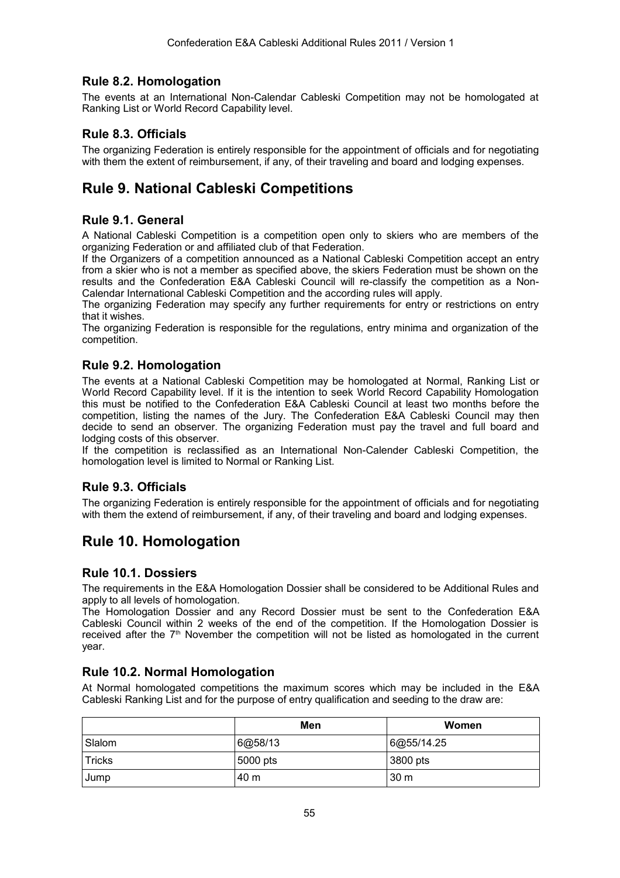### Rule 8.2. Homologation

The events at an International Non-Calendar Cableski Competition may not be homologated at Ranking List or World Record Capability level.

### Rule 8.3. Officials

The organizing Federation is entirely responsible for the appointment of officials and for negotiating with them the extent of reimbursement, if any, of their traveling and board and lodging expenses.

## Rule 9. National Cableski Competitions

### Rule 9.1. General

A National Cableski Competition is a competition open only to skiers who are members of the organizing Federation or and affiliated club of that Federation.

If the Organizers of a competition announced as a National Cableski Competition accept an entry from a skier who is not a member as specified above, the skiers Federation must be shown on the results and the Confederation E&A Cableski Council will re-classify the competition as a Non-Calendar International Cableski Competition and the according rules will apply.

The organizing Federation may specify any further requirements for entry or restrictions on entry that it wishes.

The organizing Federation is responsible for the regulations, entry minima and organization of the competition.

### Rule 9.2. Homologation

The events at a National Cableski Competition may be homologated at Normal, Ranking List or World Record Capability level. If it is the intention to seek World Record Capability Homologation this must be notified to the Confederation E&A Cableski Council at least two months before the competition, listing the names of the Jury. The Confederation E&A Cableski Council may then decide to send an observer. The organizing Federation must pay the travel and full board and lodging costs of this observer.

If the competition is reclassified as an International Non-Calender Cableski Competition, the homologation level is limited to Normal or Ranking List.

### Rule 9.3. Officials

The organizing Federation is entirely responsible for the appointment of officials and for negotiating with them the extend of reimbursement, if any, of their traveling and board and lodging expenses.

## Rule 10. Homologation

### Rule 10.1. Dossiers

The requirements in the E&A Homologation Dossier shall be considered to be Additional Rules and apply to all levels of homologation.

The Homologation Dossier and any Record Dossier must be sent to the Confederation E&A Cableski Council within 2 weeks of the end of the competition. If the Homologation Dossier is received after the 7th November the competition will not be listed as homologated in the current year.

### Rule 10.2. Normal Homologation

At Normal homologated competitions the maximum scores which may be included in the E&A Cableski Ranking List and for the purpose of entry qualification and seeding to the draw are:

| | Men | Women |
|---|---|---|
| Slalom | 6@58/13 | 6@55/14.25 |
| Tricks | 5000 pts | 3800 pts |
| Jump | 40 m | 30 m |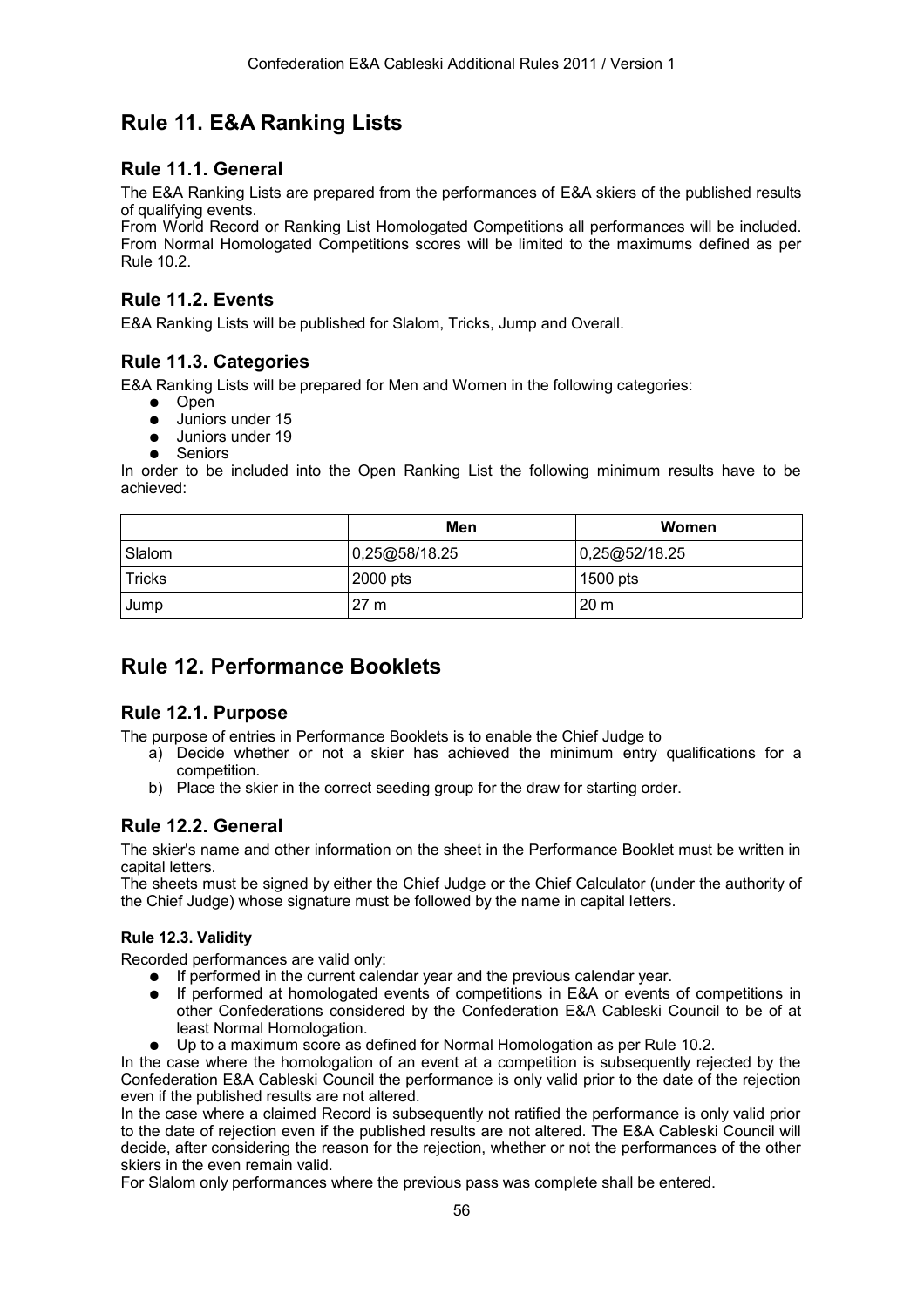# Rule 11. E&A Ranking Lists

## Rule 11.1. General

The E&A Ranking Lists are prepared from the performances of E&A skiers of the published results of qualifying events.

From World Record or Ranking List Homologated Competitions all performances will be included. From Normal Homologated Competitions scores will be limited to the maximums defined as per Rule 10.2.

## Rule 11.2. Events

E&A Ranking Lists will be published for Slalom, Tricks, Jump and Overall.

## Rule 11.3. Categories

E&A Ranking Lists will be prepared for Men and Women in the following categories:

- Open
- Juniors under 15
- Juniors under 19
- Seniors

In order to be included into the Open Ranking List the following minimum results have to be achieved:

| | Men | Women |
|---|---|---|
| Slalom | 0,25@58/18.25 | 0,25@52/18.25 |
| Tricks | 2000 pts | 1500 pts |
| Jump | 27 m | 20 m |

# Rule 12. Performance Booklets

## Rule 12.1. Purpose

The purpose of entries in Performance Booklets is to enable the Chief Judge to

a) Decide whether or not a skier has achieved the minimum entry qualifications for a competition.
b) Place the skier in the correct seeding group for the draw for starting order.

## Rule 12.2. General

The skier's name and other information on the sheet in the Performance Booklet must be written in capital letters.

The sheets must be signed by either the Chief Judge or the Chief Calculator (under the authority of the Chief Judge) whose signature must be followed by the name in capital letters.

### Rule 12.3. Validity

Recorded performances are valid only:

- If performed in the current calendar year and the previous calendar year.
- If performed at homologated events of competitions in E&A or events of competitions in other Confederations considered by the Confederation E&A Cableski Council to be of at least Normal Homologation.
- Up to a maximum score as defined for Normal Homologation as per Rule 10.2.

In the case where the homologation of an event at a competition is subsequently rejected by the Confederation E&A Cableski Council the performance is only valid prior to the date of the rejection even if the published results are not altered.

In the case where a claimed Record is subsequently not ratified the performance is only valid prior to the date of rejection even if the published results are not altered. The E&A Cableski Council will decide, after considering the reason for the rejection, whether or not the performances of the other skiers in the even remain valid.

For Slalom only performances where the previous pass was complete shall be entered.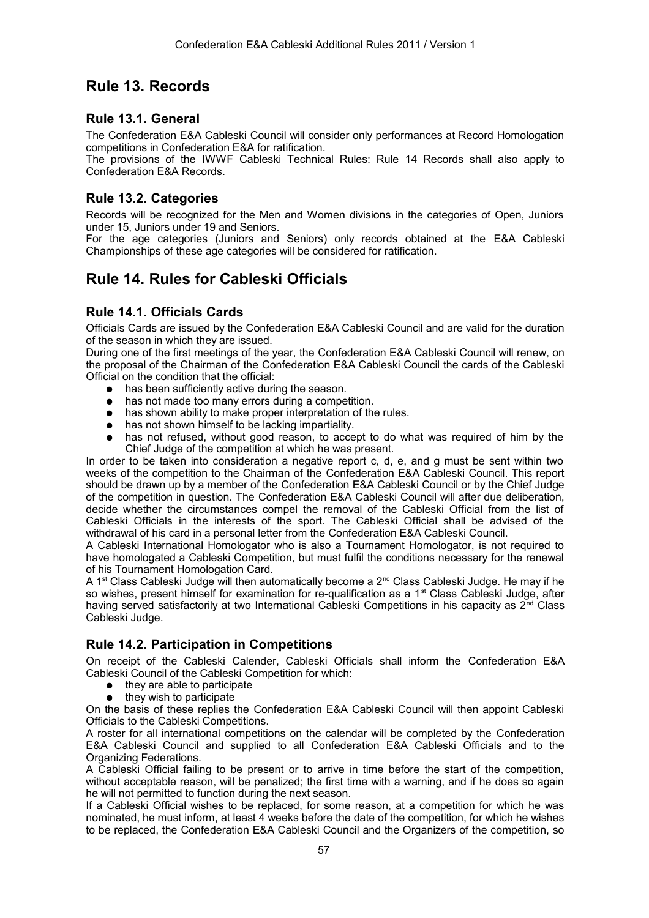# Rule 13. Records

## Rule 13.1. General

The Confederation E&A Cableski Council will consider only performances at Record Homologation competitions in Confederation E&A for ratification.

The provisions of the IWWF Cableski Technical Rules: Rule 14 Records shall also apply to Confederation E&A Records.

## Rule 13.2. Categories

Records will be recognized for the Men and Women divisions in the categories of Open, Juniors under 15, Juniors under 19 and Seniors.

For the age categories (Juniors and Seniors) only records obtained at the E&A Cableski Championships of these age categories will be considered for ratification.

# Rule 14. Rules for Cableski Officials

## Rule 14.1. Officials Cards

Officials Cards are issued by the Confederation E&A Cableski Council and are valid for the duration of the season in which they are issued.

During one of the first meetings of the year, the Confederation E&A Cableski Council will renew, on the proposal of the Chairman of the Confederation E&A Cableski Council the cards of the Cableski Official on the condition that the official:

- has been sufficiently active during the season.
- has not made too many errors during a competition.
- has shown ability to make proper interpretation of the rules.
- has not shown himself to be lacking impartiality.
- has not refused, without good reason, to accept to do what was required of him by the Chief Judge of the competition at which he was present.

In order to be taken into consideration a negative report c, d, e, and g must be sent within two weeks of the competition to the Chairman of the Confederation E&A Cableski Council. This report should be drawn up by a member of the Confederation E&A Cableski Council or by the Chief Judge of the competition in question. The Confederation E&A Cableski Council will after due deliberation, decide whether the circumstances compel the removal of the Cableski Official from the list of Cableski Officials in the interests of the sport. The Cableski Official shall be advised of the withdrawal of his card in a personal letter from the Confederation E&A Cableski Council.

A Cableski International Homologator who is also a Tournament Homologator, is not required to have homologated a Cableski Competition, but must fulfil the conditions necessary for the renewal of his Tournament Homologation Card.

A 1st Class Cableski Judge will then automatically become a 2nd Class Cableski Judge. He may if he so wishes, present himself for examination for re-qualification as a 1st Class Cableski Judge, after having served satisfactorily at two International Cableski Competitions in his capacity as 2nd Class Cableski Judge.

## Rule 14.2. Participation in Competitions

On receipt of the Cableski Calender, Cableski Officials shall inform the Confederation E&A Cableski Council of the Cableski Competition for which:

- they are able to participate
- they wish to participate

On the basis of these replies the Confederation E&A Cableski Council will then appoint Cableski Officials to the Cableski Competitions.

A roster for all international competitions on the calendar will be completed by the Confederation E&A Cableski Council and supplied to all Confederation E&A Cableski Officials and to the Organizing Federations.

A Cableski Official failing to be present or to arrive in time before the start of the competition, without acceptable reason, will be penalized; the first time with a warning, and if he does so again he will not permitted to function during the next season.

If a Cableski Official wishes to be replaced, for some reason, at a competition for which he was nominated, he must inform, at least 4 weeks before the date of the competition, for which he wishes to be replaced, the Confederation E&A Cableski Council and the Organizers of the competition, so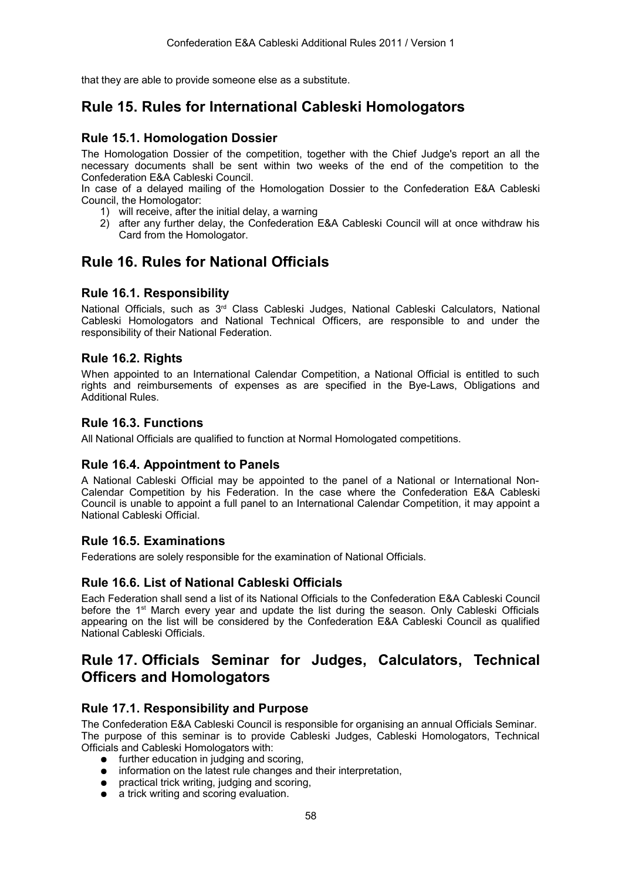that they are able to provide someone else as a substitute.

## Rule 15. Rules for International Cableski Homologators

### Rule 15.1. Homologation Dossier

The Homologation Dossier of the competition, together with the Chief Judge's report an all the necessary documents shall be sent within two weeks of the end of the competition to the Confederation E&A Cableski Council.

In case of a delayed mailing of the Homologation Dossier to the Confederation E&A Cableski Council, the Homologator:

1) will receive, after the initial delay, a warning
2) after any further delay, the Confederation E&A Cableski Council will at once withdraw his Card from the Homologator.

## Rule 16. Rules for National Officials

### Rule 16.1. Responsibility

National Officials, such as 3rd Class Cableski Judges, National Cableski Calculators, National Cableski Homologators and National Technical Officers, are responsible to and under the responsibility of their National Federation.

### Rule 16.2. Rights

When appointed to an International Calendar Competition, a National Official is entitled to such rights and reimbursements of expenses as are specified in the Bye-Laws, Obligations and Additional Rules.

### Rule 16.3. Functions

All National Officials are qualified to function at Normal Homologated competitions.

### Rule 16.4. Appointment to Panels

A National Cableski Official may be appointed to the panel of a National or International Non-Calendar Competition by his Federation. In the case where the Confederation E&A Cableski Council is unable to appoint a full panel to an International Calendar Competition, it may appoint a National Cableski Official.

### Rule 16.5. Examinations

Federations are solely responsible for the examination of National Officials.

### Rule 16.6. List of National Cableski Officials

Each Federation shall send a list of its National Officials to the Confederation E&A Cableski Council before the 1st March every year and update the list during the season. Only Cableski Officials appearing on the list will be considered by the Confederation E&A Cableski Council as qualified National Cableski Officials.

## Rule 17. Officials Seminar for Judges, Calculators, Technical Officers and Homologators

### Rule 17.1. Responsibility and Purpose

The Confederation E&A Cableski Council is responsible for organising an annual Officials Seminar. The purpose of this seminar is to provide Cableski Judges, Cableski Homologators, Technical Officials and Cableski Homologators with:

- further education in judging and scoring,
- information on the latest rule changes and their interpretation,
- practical trick writing, judging and scoring,
- a trick writing and scoring evaluation.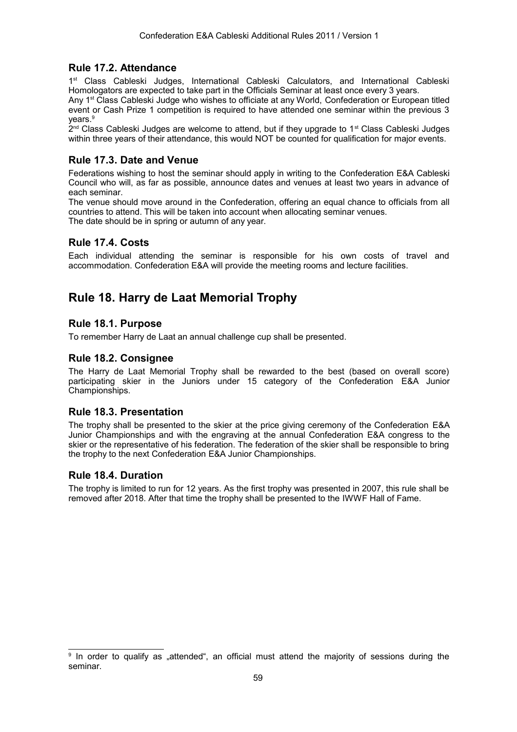### Rule 17.2. Attendance

1st Class Cableski Judges, International Cableski Calculators, and International Cableski Homologators are expected to take part in the Officials Seminar at least once every 3 years.

Any 1st Class Cableski Judge who wishes to officiate at any World, Confederation or European titled event or Cash Prize 1 competition is required to have attended one seminar within the previous 3 years.[9]

2nd Class Cableski Judges are welcome to attend, but if they upgrade to 1st Class Cableski Judges within three years of their attendance, this would NOT be counted for qualification for major events.

### Rule 17.3. Date and Venue

Federations wishing to host the seminar should apply in writing to the Confederation E&A Cableski Council who will, as far as possible, announce dates and venues at least two years in advance of each seminar.

The venue should move around in the Confederation, offering an equal chance to officials from all countries to attend. This will be taken into account when allocating seminar venues.

The date should be in spring or autumn of any year.

### Rule 17.4. Costs

Each individual attending the seminar is responsible for his own costs of travel and accommodation. Confederation E&A will provide the meeting rooms and lecture facilities.

## Rule 18. Harry de Laat Memorial Trophy

### Rule 18.1. Purpose

To remember Harry de Laat an annual challenge cup shall be presented.

### Rule 18.2. Consignee

The Harry de Laat Memorial Trophy shall be rewarded to the best (based on overall score) participating skier in the Juniors under 15 category of the Confederation E&A Junior Championships.

### Rule 18.3. Presentation

The trophy shall be presented to the skier at the price giving ceremony of the Confederation E&A Junior Championships and with the engraving at the annual Confederation E&A congress to the skier or the representative of his federation. The federation of the skier shall be responsible to bring the trophy to the next Confederation E&A Junior Championships.

### Rule 18.4. Duration

The trophy is limited to run for 12 years. As the first trophy was presented in 2007, this rule shall be removed after 2018. After that time the trophy shall be presented to the IWWF Hall of Fame.

---

[9] In order to qualify as „attended", an official must attend the majority of sessions during the seminar.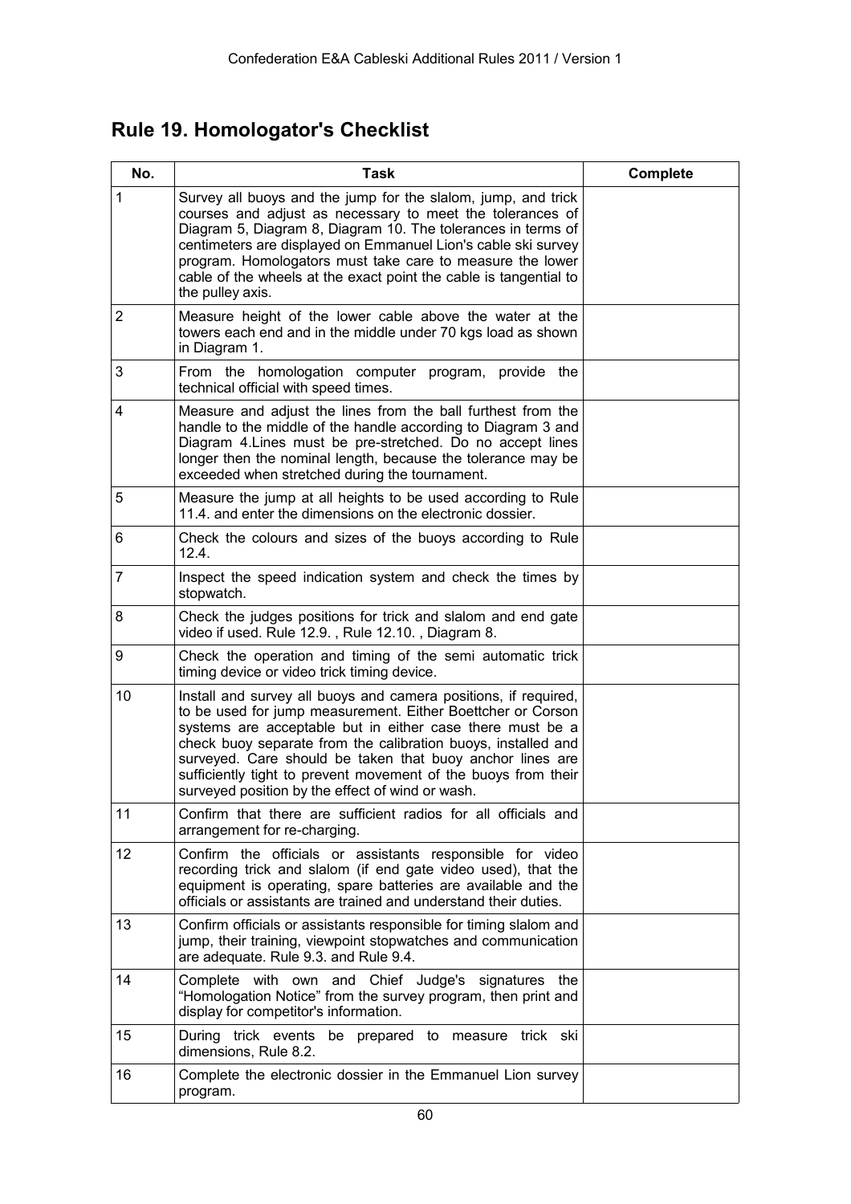## Rule 19. Homologator's Checklist

| No. | Task | Complete |
|---|---|---|
| 1 | Survey all buoys and the jump for the slalom, jump, and trick courses and adjust as necessary to meet the tolerances of Diagram 5, Diagram 8, Diagram 10. The tolerances in terms of centimeters are displayed on Emmanuel Lion's cable ski survey program. Homologators must take care to measure the lower cable of the wheels at the exact point the cable is tangential to the pulley axis. | |
| 2 | Measure height of the lower cable above the water at the towers each end and in the middle under 70 kgs load as shown in Diagram 1. | |
| 3 | From the homologation computer program, provide the technical official with speed times. | |
| 4 | Measure and adjust the lines from the ball furthest from the handle to the middle of the handle according to Diagram 3 and Diagram 4.Lines must be pre-stretched. Do no accept lines longer then the nominal length, because the tolerance may be exceeded when stretched during the tournament. | |
| 5 | Measure the jump at all heights to be used according to Rule 11.4. and enter the dimensions on the electronic dossier. | |
| 6 | Check the colours and sizes of the buoys according to Rule 12.4. | |
| 7 | Inspect the speed indication system and check the times by stopwatch. | |
| 8 | Check the judges positions for trick and slalom and end gate video if used. Rule 12.9. , Rule 12.10. , Diagram 8. | |
| 9 | Check the operation and timing of the semi automatic trick timing device or video trick timing device. | |
| 10 | Install and survey all buoys and camera positions, if required, to be used for jump measurement. Either Boettcher or Corson systems are acceptable but in either case there must be a check buoy separate from the calibration buoys, installed and surveyed. Care should be taken that buoy anchor lines are sufficiently tight to prevent movement of the buoys from their surveyed position by the effect of wind or wash. | |
| 11 | Confirm that there are sufficient radios for all officials and arrangement for re-charging. | |
| 12 | Confirm the officials or assistants responsible for video recording trick and slalom (if end gate video used), that the equipment is operating, spare batteries are available and the officials or assistants are trained and understand their duties. | |
| 13 | Confirm officials or assistants responsible for timing slalom and jump, their training, viewpoint stopwatches and communication are adequate. Rule 9.3. and Rule 9.4. | |
| 14 | Complete with own and Chief Judge's signatures the "Homologation Notice" from the survey program, then print and display for competitor's information. | |
| 15 | During trick events be prepared to measure trick ski dimensions, Rule 8.2. | |
| 16 | Complete the electronic dossier in the Emmanuel Lion survey program. | |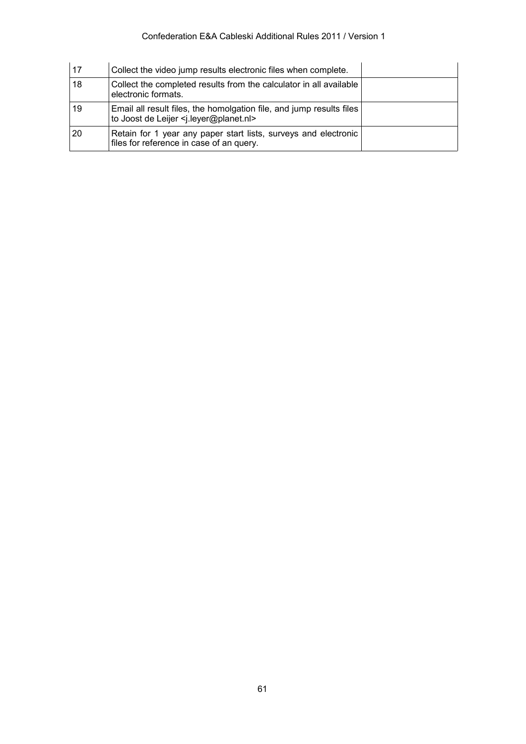| | | |
|---|---|---|
| 17 | Collect the video jump results electronic files when complete. | |
| 18 | Collect the completed results from the calculator in all available electronic formats. | |
| 19 | Email all result files, the homolgation file, and jump results files to Joost de Leijer <j.leyer@planet.nl> | |
| 20 | Retain for 1 year any paper start lists, surveys and electronic files for reference in case of an query. | |